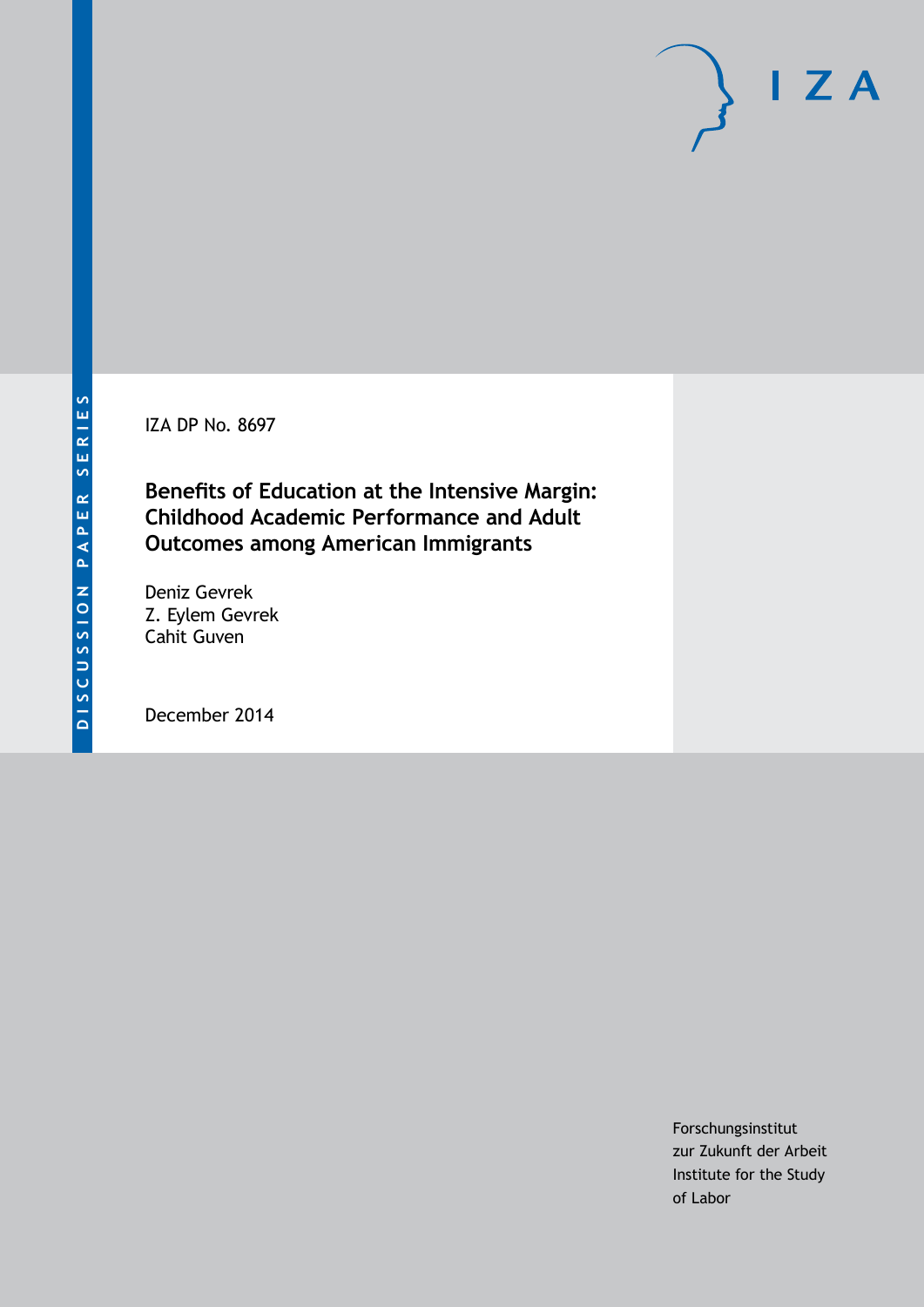DISCUSSION PAPER SERIES

IZA

IZA DP No. 8697

# Benefits of Education at the Intensive Margin: Childhood Academic Performance and Adult Outcomes among American Immigrants

Deniz Gevrek
Z. Eylem Gevrek
Cahit Guven

December 2014

Forschungsinstitut
zur Zukunft der Arbeit
Institute for the Study
of Labor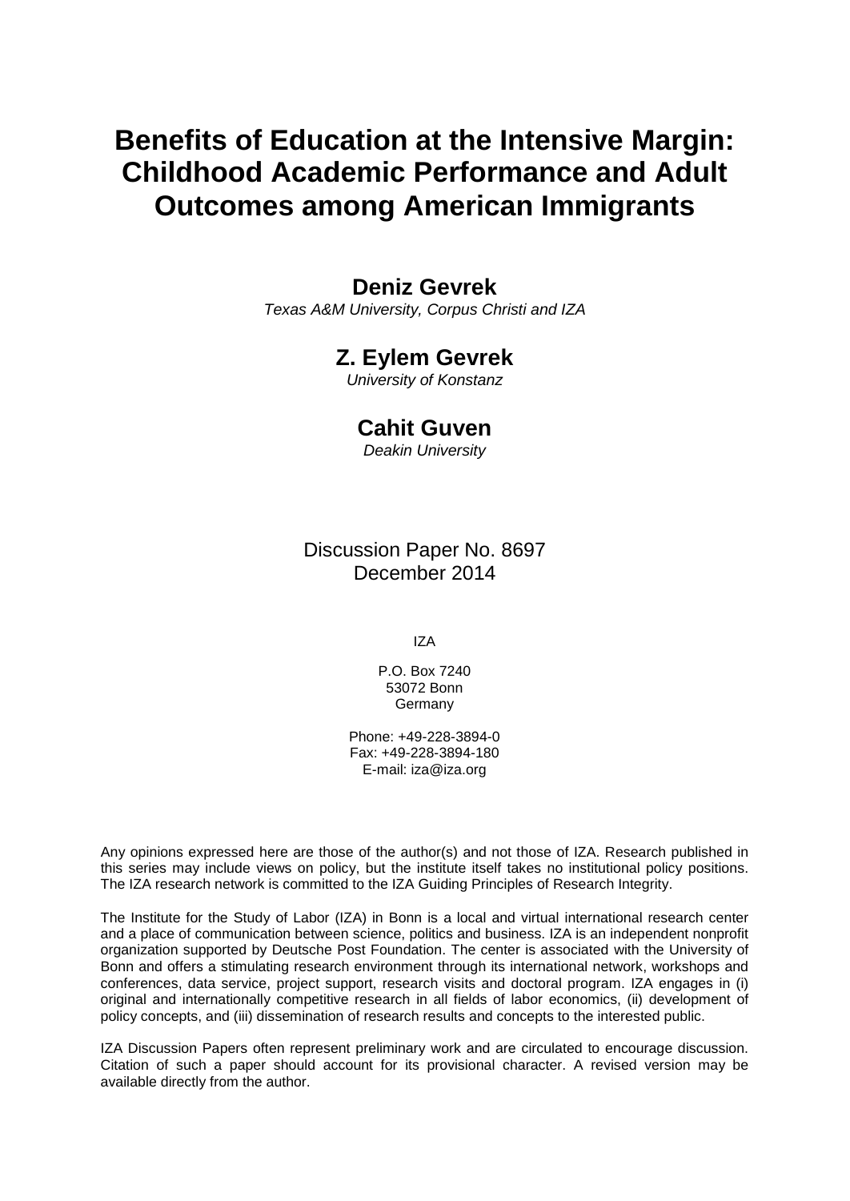# Benefits of Education at the Intensive Margin: Childhood Academic Performance and Adult Outcomes among American Immigrants

## Deniz Gevrek

*Texas A&M University, Corpus Christi and IZA*

## Z. Eylem Gevrek

*University of Konstanz*

## Cahit Guven

*Deakin University*

Discussion Paper No. 8697
December 2014

IZA

P.O. Box 7240
53072 Bonn
Germany

Phone: +49-228-3894-0
Fax: +49-228-3894-180
E-mail: iza@iza.org

Any opinions expressed here are those of the author(s) and not those of IZA. Research published in this series may include views on policy, but the institute itself takes no institutional policy positions. The IZA research network is committed to the IZA Guiding Principles of Research Integrity.

The Institute for the Study of Labor (IZA) in Bonn is a local and virtual international research center and a place of communication between science, politics and business. IZA is an independent nonprofit organization supported by Deutsche Post Foundation. The center is associated with the University of Bonn and offers a stimulating research environment through its international network, workshops and conferences, data service, project support, research visits and doctoral program. IZA engages in (i) original and internationally competitive research in all fields of labor economics, (ii) development of policy concepts, and (iii) dissemination of research results and concepts to the interested public.

IZA Discussion Papers often represent preliminary work and are circulated to encourage discussion. Citation of such a paper should account for its provisional character. A revised version may be available directly from the author.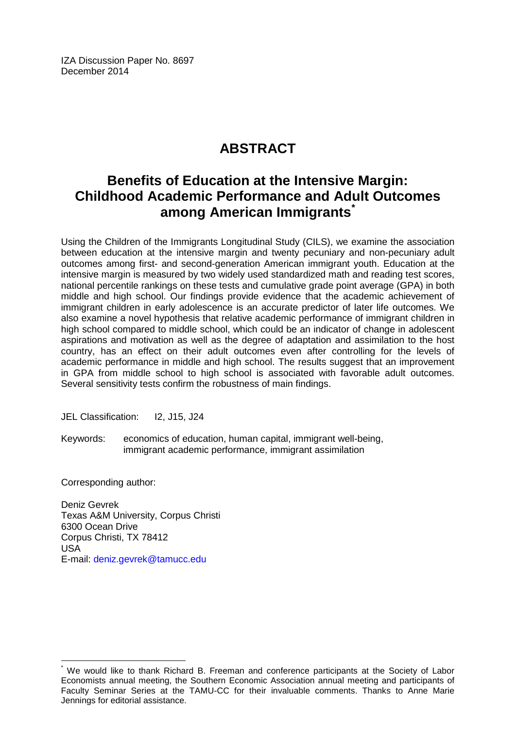IZA Discussion Paper No. 8697
December 2014

# ABSTRACT

## Benefits of Education at the Intensive Margin: Childhood Academic Performance and Adult Outcomes among American Immigrants*

Using the Children of the Immigrants Longitudinal Study (CILS), we examine the association between education at the intensive margin and twenty pecuniary and non-pecuniary adult outcomes among first- and second-generation American immigrant youth. Education at the intensive margin is measured by two widely used standardized math and reading test scores, national percentile rankings on these tests and cumulative grade point average (GPA) in both middle and high school. Our findings provide evidence that the academic achievement of immigrant children in early adolescence is an accurate predictor of later life outcomes. We also examine a novel hypothesis that relative academic performance of immigrant children in high school compared to middle school, which could be an indicator of change in adolescent aspirations and motivation as well as the degree of adaptation and assimilation to the host country, has an effect on their adult outcomes even after controlling for the levels of academic performance in middle and high school. The results suggest that an improvement in GPA from middle school to high school is associated with favorable adult outcomes. Several sensitivity tests confirm the robustness of main findings.

JEL Classification: I2, J15, J24

Keywords: economics of education, human capital, immigrant well-being, immigrant academic performance, immigrant assimilation

Corresponding author:

Deniz Gevrek
Texas A&M University, Corpus Christi
6300 Ocean Drive
Corpus Christi, TX 78412
USA
E-mail: deniz.gevrek@tamucc.edu

---

* We would like to thank Richard B. Freeman and conference participants at the Society of Labor Economists annual meeting, the Southern Economic Association annual meeting and participants of Faculty Seminar Series at the TAMU-CC for their invaluable comments. Thanks to Anne Marie Jennings for editorial assistance.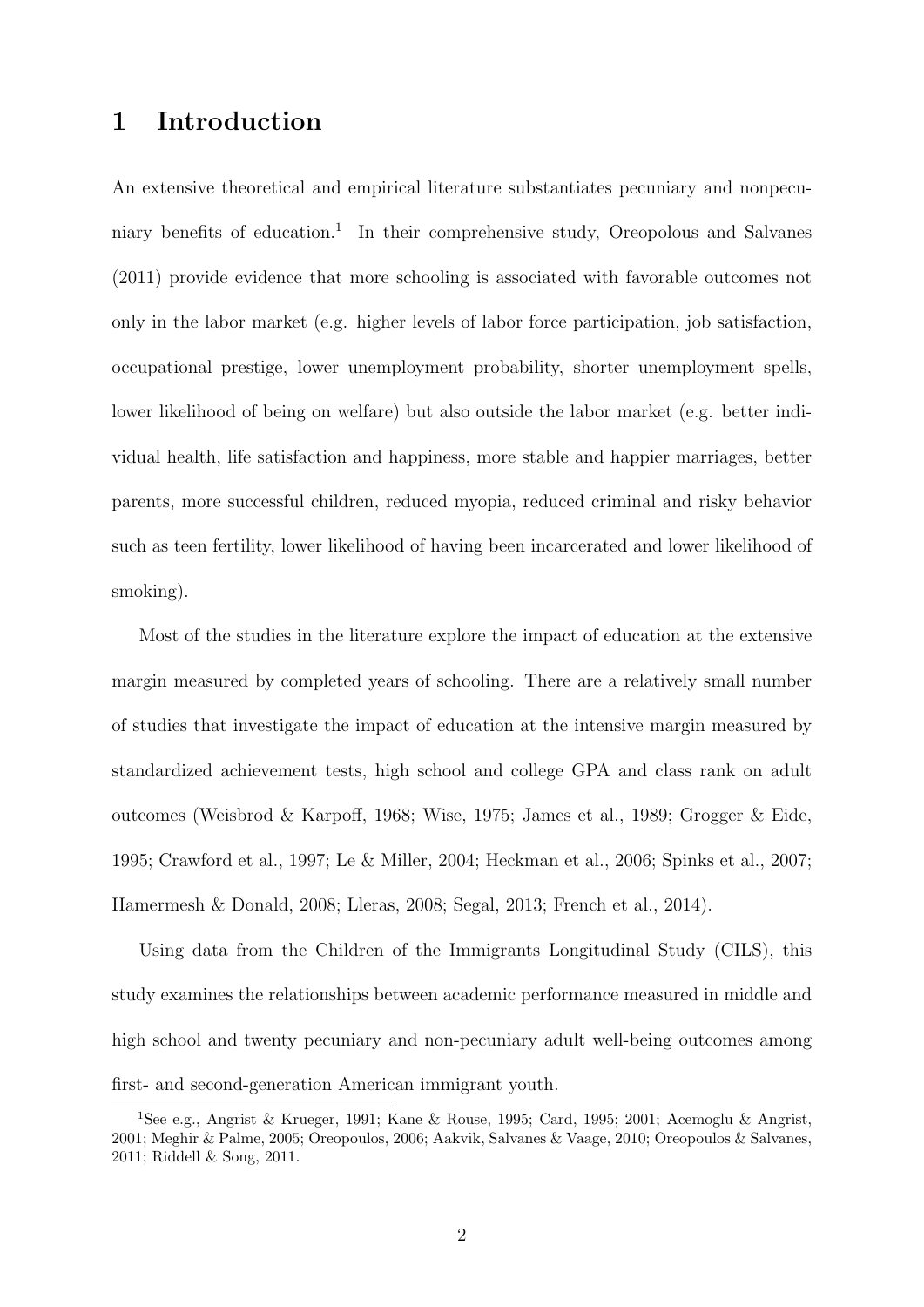# 1 Introduction

An extensive theoretical and empirical literature substantiates pecuniary and nonpecuniary benefits of education.[1] In their comprehensive study, Oreopolous and Salvanes (2011) provide evidence that more schooling is associated with favorable outcomes not only in the labor market (e.g. higher levels of labor force participation, job satisfaction, occupational prestige, lower unemployment probability, shorter unemployment spells, lower likelihood of being on welfare) but also outside the labor market (e.g. better individual health, life satisfaction and happiness, more stable and happier marriages, better parents, more successful children, reduced myopia, reduced criminal and risky behavior such as teen fertility, lower likelihood of having been incarcerated and lower likelihood of smoking).

Most of the studies in the literature explore the impact of education at the extensive margin measured by completed years of schooling. There are a relatively small number of studies that investigate the impact of education at the intensive margin measured by standardized achievement tests, high school and college GPA and class rank on adult outcomes (Weisbrod & Karpoff, 1968; Wise, 1975; James et al., 1989; Grogger & Eide, 1995; Crawford et al., 1997; Le & Miller, 2004; Heckman et al., 2006; Spinks et al., 2007; Hamermesh & Donald, 2008; Lleras, 2008; Segal, 2013; French et al., 2014).

Using data from the Children of the Immigrants Longitudinal Study (CILS), this study examines the relationships between academic performance measured in middle and high school and twenty pecuniary and non-pecuniary adult well-being outcomes among first- and second-generation American immigrant youth.

[1] See e.g., Angrist & Krueger, 1991; Kane & Rouse, 1995; Card, 1995; 2001; Acemoglu & Angrist, 2001; Meghir & Palme, 2005; Oreopoulos, 2006; Aakvik, Salvanes & Vaage, 2010; Oreopoulos & Salvanes, 2011; Riddell & Song, 2011.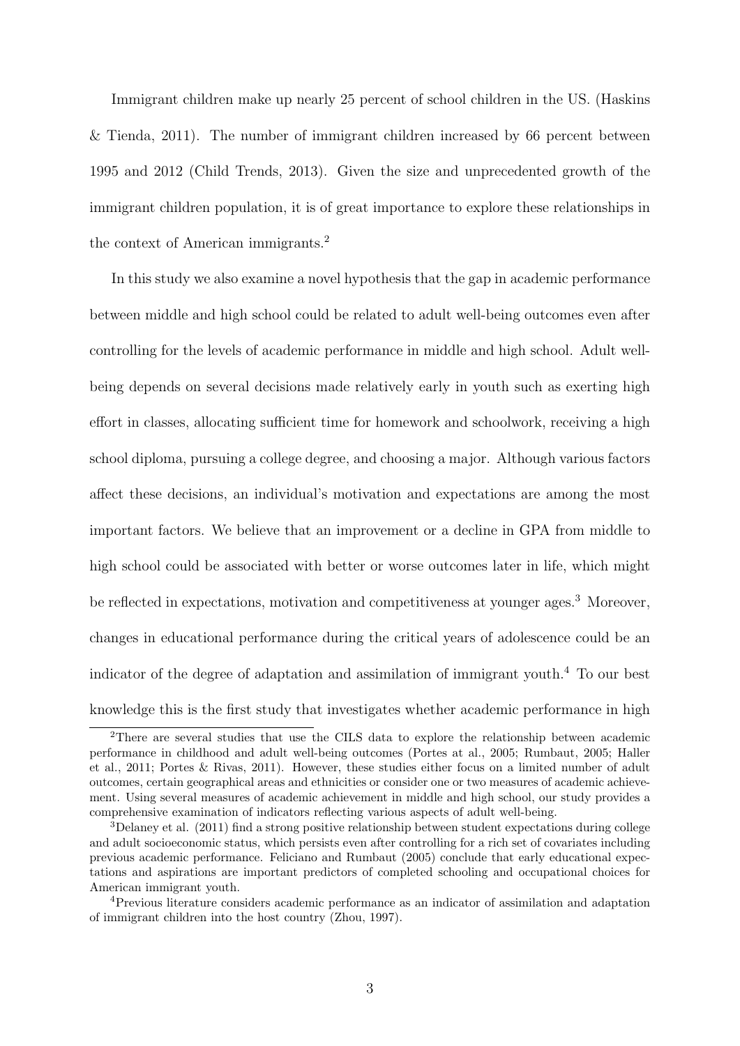Immigrant children make up nearly 25 percent of school children in the US. (Haskins & Tienda, 2011). The number of immigrant children increased by 66 percent between 1995 and 2012 (Child Trends, 2013). Given the size and unprecedented growth of the immigrant children population, it is of great importance to explore these relationships in the context of American immigrants.[2]

In this study we also examine a novel hypothesis that the gap in academic performance between middle and high school could be related to adult well-being outcomes even after controlling for the levels of academic performance in middle and high school. Adult well-being depends on several decisions made relatively early in youth such as exerting high effort in classes, allocating sufficient time for homework and schoolwork, receiving a high school diploma, pursuing a college degree, and choosing a major. Although various factors affect these decisions, an individual's motivation and expectations are among the most important factors. We believe that an improvement or a decline in GPA from middle to high school could be associated with better or worse outcomes later in life, which might be reflected in expectations, motivation and competitiveness at younger ages.[3] Moreover, changes in educational performance during the critical years of adolescence could be an indicator of the degree of adaptation and assimilation of immigrant youth.[4] To our best knowledge this is the first study that investigates whether academic performance in high

[2]There are several studies that use the CILS data to explore the relationship between academic performance in childhood and adult well-being outcomes (Portes at al., 2005; Rumbaut, 2005; Haller et al., 2011; Portes & Rivas, 2011). However, these studies either focus on a limited number of adult outcomes, certain geographical areas and ethnicities or consider one or two measures of academic achievement. Using several measures of academic achievement in middle and high school, our study provides a comprehensive examination of indicators reflecting various aspects of adult well-being.

[3]Delaney et al. (2011) find a strong positive relationship between student expectations during college and adult socioeconomic status, which persists even after controlling for a rich set of covariates including previous academic performance. Feliciano and Rumbaut (2005) conclude that early educational expectations and aspirations are important predictors of completed schooling and occupational choices for American immigrant youth.

[4]Previous literature considers academic performance as an indicator of assimilation and adaptation of immigrant children into the host country (Zhou, 1997).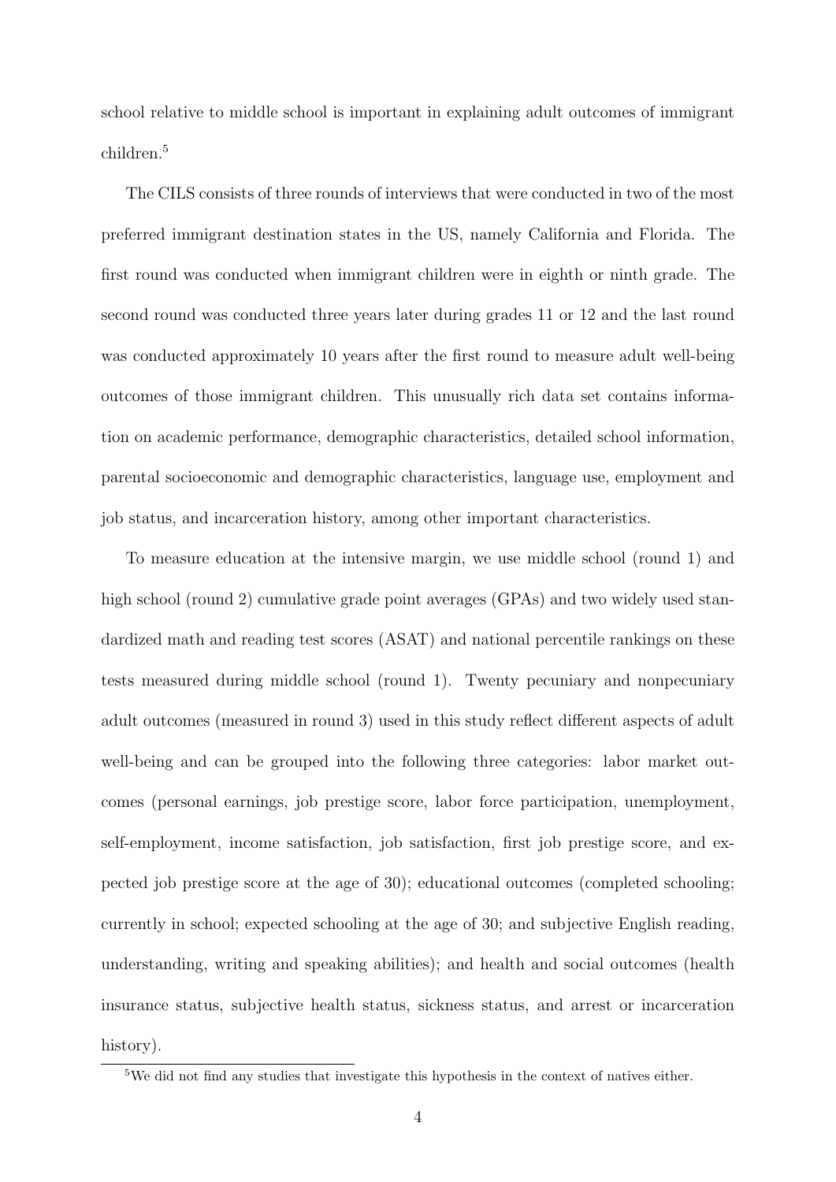school relative to middle school is important in explaining adult outcomes of immigrant children.[5]

The CILS consists of three rounds of interviews that were conducted in two of the most preferred immigrant destination states in the US, namely California and Florida. The first round was conducted when immigrant children were in eighth or ninth grade. The second round was conducted three years later during grades 11 or 12 and the last round was conducted approximately 10 years after the first round to measure adult well-being outcomes of those immigrant children. This unusually rich data set contains information on academic performance, demographic characteristics, detailed school information, parental socioeconomic and demographic characteristics, language use, employment and job status, and incarceration history, among other important characteristics.

To measure education at the intensive margin, we use middle school (round 1) and high school (round 2) cumulative grade point averages (GPAs) and two widely used standardized math and reading test scores (ASAT) and national percentile rankings on these tests measured during middle school (round 1). Twenty pecuniary and nonpecuniary adult outcomes (measured in round 3) used in this study reflect different aspects of adult well-being and can be grouped into the following three categories: labor market outcomes (personal earnings, job prestige score, labor force participation, unemployment, self-employment, income satisfaction, job satisfaction, first job prestige score, and expected job prestige score at the age of 30); educational outcomes (completed schooling; currently in school; expected schooling at the age of 30; and subjective English reading, understanding, writing and speaking abilities); and health and social outcomes (health insurance status, subjective health status, sickness status, and arrest or incarceration history).

[5] We did not find any studies that investigate this hypothesis in the context of natives either.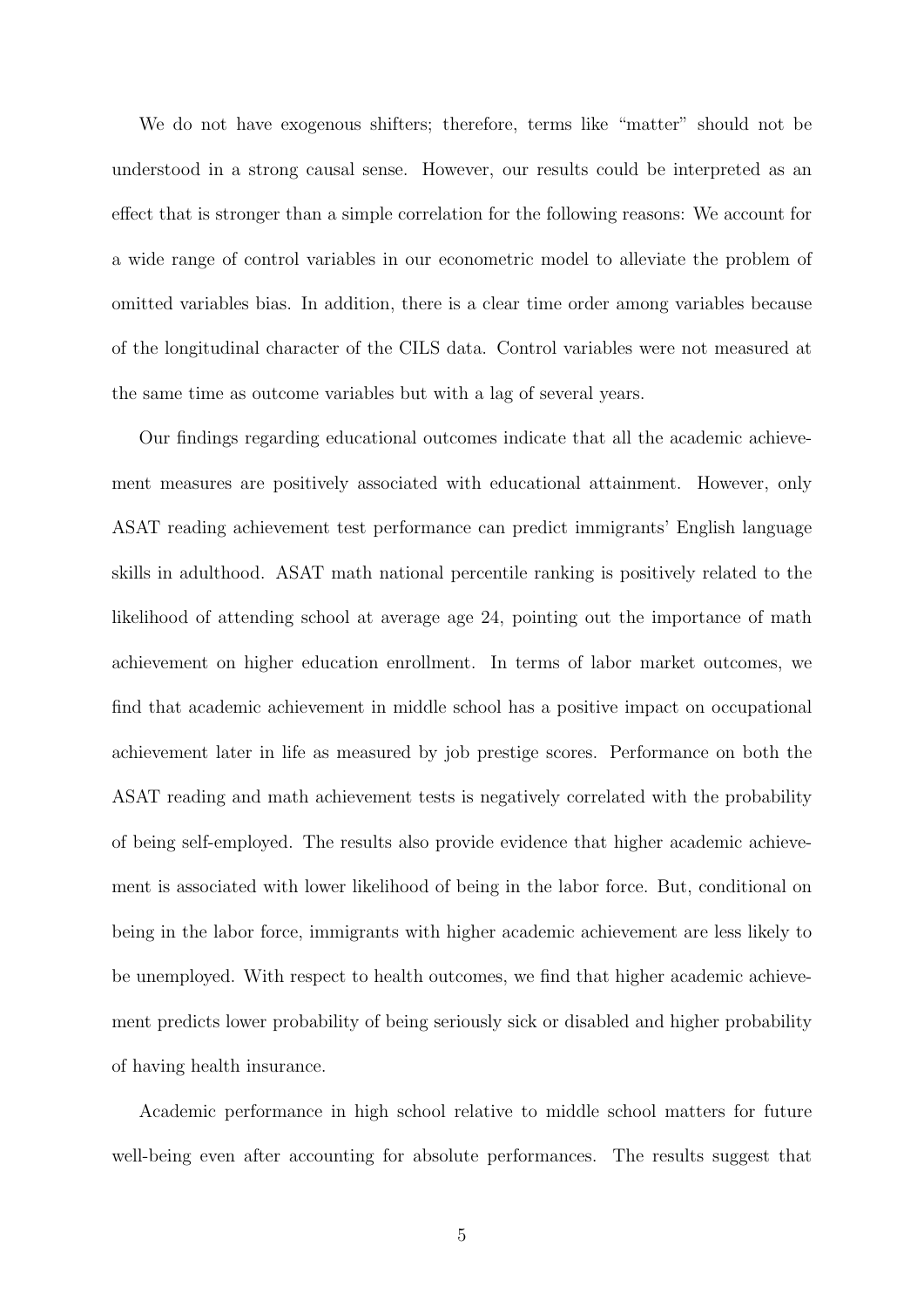We do not have exogenous shifters; therefore, terms like "matter" should not be understood in a strong causal sense. However, our results could be interpreted as an effect that is stronger than a simple correlation for the following reasons: We account for a wide range of control variables in our econometric model to alleviate the problem of omitted variables bias. In addition, there is a clear time order among variables because of the longitudinal character of the CILS data. Control variables were not measured at the same time as outcome variables but with a lag of several years.

Our findings regarding educational outcomes indicate that all the academic achievement measures are positively associated with educational attainment. However, only ASAT reading achievement test performance can predict immigrants' English language skills in adulthood. ASAT math national percentile ranking is positively related to the likelihood of attending school at average age 24, pointing out the importance of math achievement on higher education enrollment. In terms of labor market outcomes, we find that academic achievement in middle school has a positive impact on occupational achievement later in life as measured by job prestige scores. Performance on both the ASAT reading and math achievement tests is negatively correlated with the probability of being self-employed. The results also provide evidence that higher academic achievement is associated with lower likelihood of being in the labor force. But, conditional on being in the labor force, immigrants with higher academic achievement are less likely to be unemployed. With respect to health outcomes, we find that higher academic achievement predicts lower probability of being seriously sick or disabled and higher probability of having health insurance.

Academic performance in high school relative to middle school matters for future well-being even after accounting for absolute performances. The results suggest that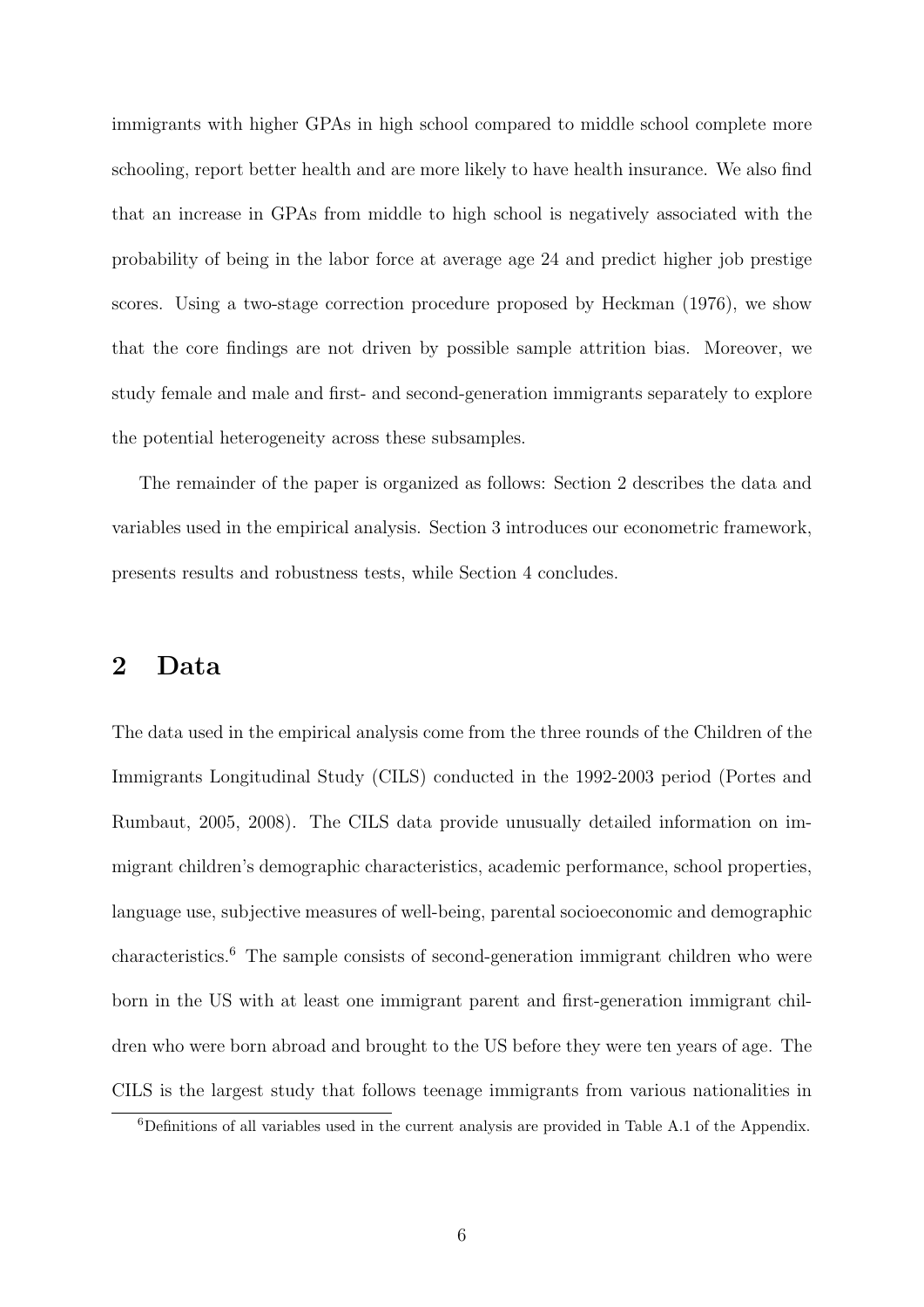immigrants with higher GPAs in high school compared to middle school complete more schooling, report better health and are more likely to have health insurance. We also find that an increase in GPAs from middle to high school is negatively associated with the probability of being in the labor force at average age 24 and predict higher job prestige scores. Using a two-stage correction procedure proposed by Heckman (1976), we show that the core findings are not driven by possible sample attrition bias. Moreover, we study female and male and first- and second-generation immigrants separately to explore the potential heterogeneity across these subsamples.

The remainder of the paper is organized as follows: Section 2 describes the data and variables used in the empirical analysis. Section 3 introduces our econometric framework, presents results and robustness tests, while Section 4 concludes.

## 2 Data

The data used in the empirical analysis come from the three rounds of the Children of the Immigrants Longitudinal Study (CILS) conducted in the 1992-2003 period (Portes and Rumbaut, 2005, 2008). The CILS data provide unusually detailed information on immigrant children's demographic characteristics, academic performance, school properties, language use, subjective measures of well-being, parental socioeconomic and demographic characteristics.[6] The sample consists of second-generation immigrant children who were born in the US with at least one immigrant parent and first-generation immigrant children who were born abroad and brought to the US before they were ten years of age. The CILS is the largest study that follows teenage immigrants from various nationalities in

[6] Definitions of all variables used in the current analysis are provided in Table A.1 of the Appendix.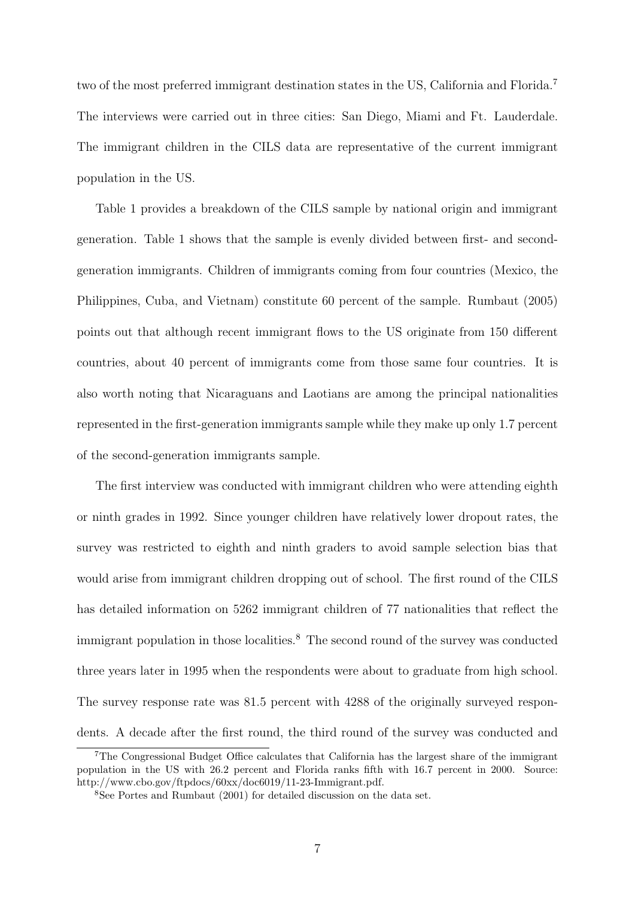two of the most preferred immigrant destination states in the US, California and Florida.[7] The interviews were carried out in three cities: San Diego, Miami and Ft. Lauderdale. The immigrant children in the CILS data are representative of the current immigrant population in the US.

Table 1 provides a breakdown of the CILS sample by national origin and immigrant generation. Table 1 shows that the sample is evenly divided between first- and second-generation immigrants. Children of immigrants coming from four countries (Mexico, the Philippines, Cuba, and Vietnam) constitute 60 percent of the sample. Rumbaut (2005) points out that although recent immigrant flows to the US originate from 150 different countries, about 40 percent of immigrants come from those same four countries. It is also worth noting that Nicaraguans and Laotians are among the principal nationalities represented in the first-generation immigrants sample while they make up only 1.7 percent of the second-generation immigrants sample.

The first interview was conducted with immigrant children who were attending eighth or ninth grades in 1992. Since younger children have relatively lower dropout rates, the survey was restricted to eighth and ninth graders to avoid sample selection bias that would arise from immigrant children dropping out of school. The first round of the CILS has detailed information on 5262 immigrant children of 77 nationalities that reflect the immigrant population in those localities.[8] The second round of the survey was conducted three years later in 1995 when the respondents were about to graduate from high school. The survey response rate was 81.5 percent with 4288 of the originally surveyed respondents. A decade after the first round, the third round of the survey was conducted and

[7]The Congressional Budget Office calculates that California has the largest share of the immigrant population in the US with 26.2 percent and Florida ranks fifth with 16.7 percent in 2000. Source: http://www.cbo.gov/ftpdocs/60xx/doc6019/11-23-Immigrant.pdf.

[8]See Portes and Rumbaut (2001) for detailed discussion on the data set.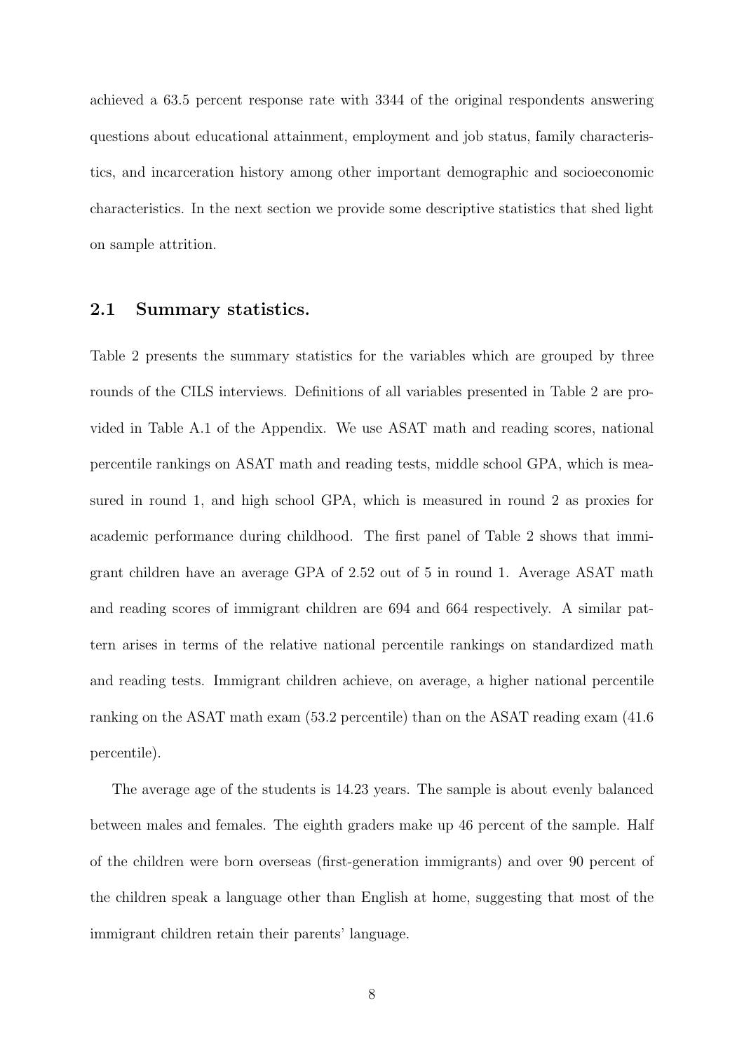achieved a 63.5 percent response rate with 3344 of the original respondents answering questions about educational attainment, employment and job status, family characteristics, and incarceration history among other important demographic and socioeconomic characteristics. In the next section we provide some descriptive statistics that shed light on sample attrition.

## 2.1 Summary statistics.

Table 2 presents the summary statistics for the variables which are grouped by three rounds of the CILS interviews. Definitions of all variables presented in Table 2 are provided in Table A.1 of the Appendix. We use ASAT math and reading scores, national percentile rankings on ASAT math and reading tests, middle school GPA, which is measured in round 1, and high school GPA, which is measured in round 2 as proxies for academic performance during childhood. The first panel of Table 2 shows that immigrant children have an average GPA of 2.52 out of 5 in round 1. Average ASAT math and reading scores of immigrant children are 694 and 664 respectively. A similar pattern arises in terms of the relative national percentile rankings on standardized math and reading tests. Immigrant children achieve, on average, a higher national percentile ranking on the ASAT math exam (53.2 percentile) than on the ASAT reading exam (41.6 percentile).

The average age of the students is 14.23 years. The sample is about evenly balanced between males and females. The eighth graders make up 46 percent of the sample. Half of the children were born overseas (first-generation immigrants) and over 90 percent of the children speak a language other than English at home, suggesting that most of the immigrant children retain their parents' language.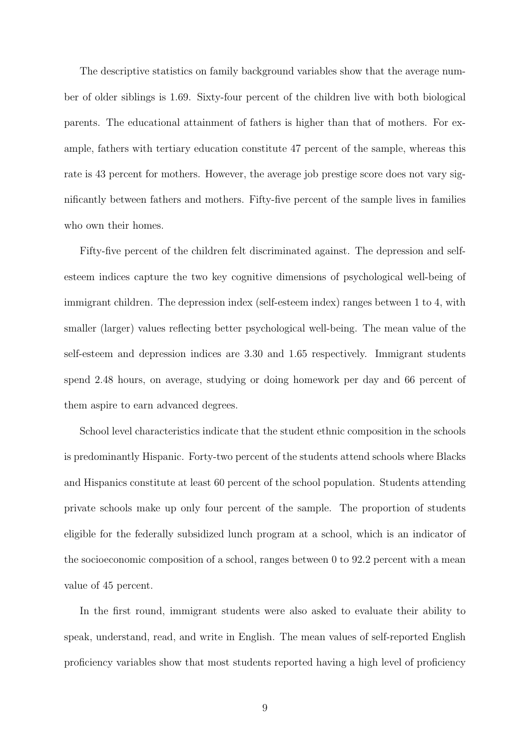The descriptive statistics on family background variables show that the average number of older siblings is 1.69. Sixty-four percent of the children live with both biological parents. The educational attainment of fathers is higher than that of mothers. For example, fathers with tertiary education constitute 47 percent of the sample, whereas this rate is 43 percent for mothers. However, the average job prestige score does not vary significantly between fathers and mothers. Fifty-five percent of the sample lives in families who own their homes.

Fifty-five percent of the children felt discriminated against. The depression and self-esteem indices capture the two key cognitive dimensions of psychological well-being of immigrant children. The depression index (self-esteem index) ranges between 1 to 4, with smaller (larger) values reflecting better psychological well-being. The mean value of the self-esteem and depression indices are 3.30 and 1.65 respectively. Immigrant students spend 2.48 hours, on average, studying or doing homework per day and 66 percent of them aspire to earn advanced degrees.

School level characteristics indicate that the student ethnic composition in the schools is predominantly Hispanic. Forty-two percent of the students attend schools where Blacks and Hispanics constitute at least 60 percent of the school population. Students attending private schools make up only four percent of the sample. The proportion of students eligible for the federally subsidized lunch program at a school, which is an indicator of the socioeconomic composition of a school, ranges between 0 to 92.2 percent with a mean value of 45 percent.

In the first round, immigrant students were also asked to evaluate their ability to speak, understand, read, and write in English. The mean values of self-reported English proficiency variables show that most students reported having a high level of proficiency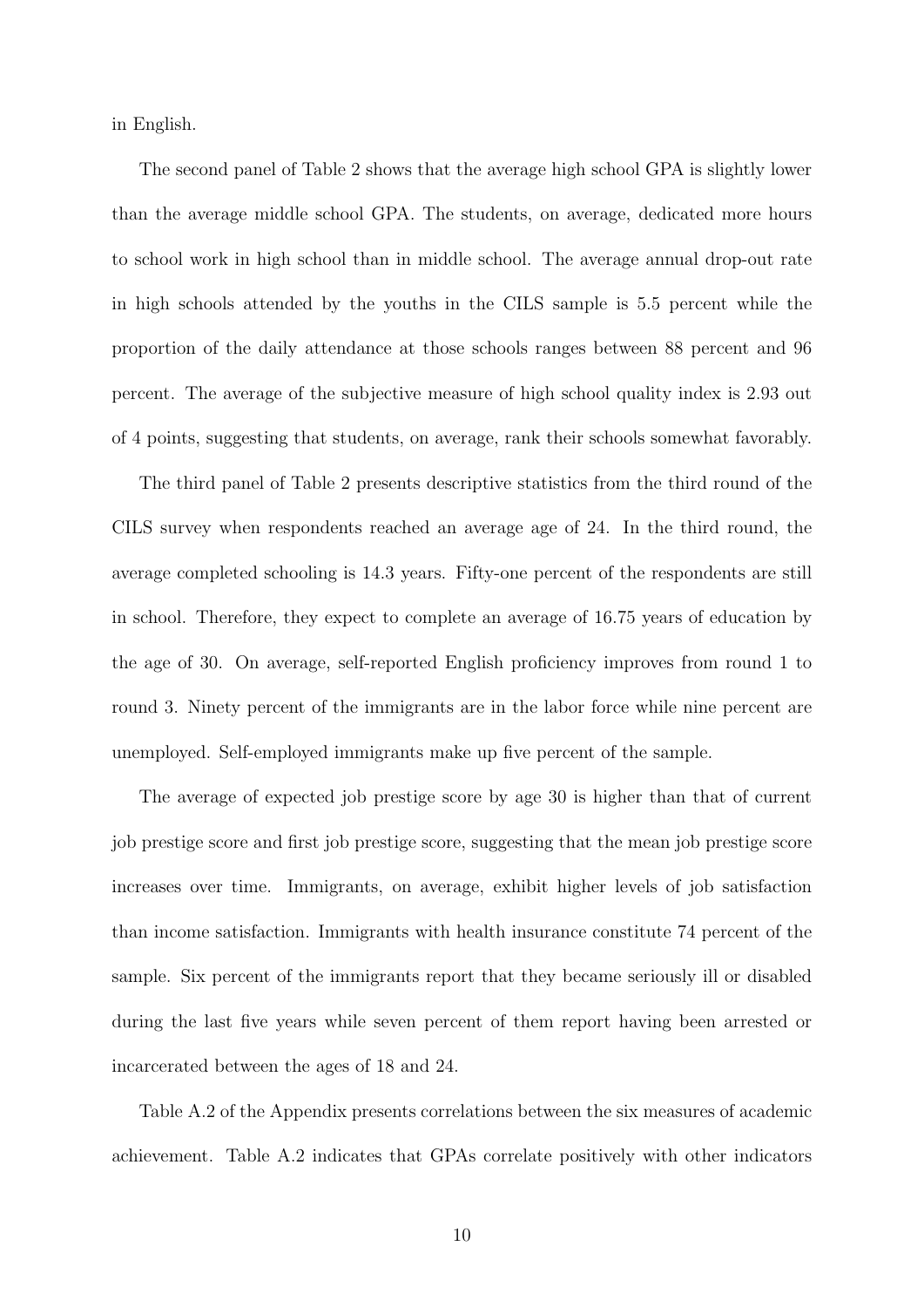in English.

The second panel of Table 2 shows that the average high school GPA is slightly lower than the average middle school GPA. The students, on average, dedicated more hours to school work in high school than in middle school. The average annual drop-out rate in high schools attended by the youths in the CILS sample is 5.5 percent while the proportion of the daily attendance at those schools ranges between 88 percent and 96 percent. The average of the subjective measure of high school quality index is 2.93 out of 4 points, suggesting that students, on average, rank their schools somewhat favorably.

The third panel of Table 2 presents descriptive statistics from the third round of the CILS survey when respondents reached an average age of 24. In the third round, the average completed schooling is 14.3 years. Fifty-one percent of the respondents are still in school. Therefore, they expect to complete an average of 16.75 years of education by the age of 30. On average, self-reported English proficiency improves from round 1 to round 3. Ninety percent of the immigrants are in the labor force while nine percent are unemployed. Self-employed immigrants make up five percent of the sample.

The average of expected job prestige score by age 30 is higher than that of current job prestige score and first job prestige score, suggesting that the mean job prestige score increases over time. Immigrants, on average, exhibit higher levels of job satisfaction than income satisfaction. Immigrants with health insurance constitute 74 percent of the sample. Six percent of the immigrants report that they became seriously ill or disabled during the last five years while seven percent of them report having been arrested or incarcerated between the ages of 18 and 24.

Table A.2 of the Appendix presents correlations between the six measures of academic achievement. Table A.2 indicates that GPAs correlate positively with other indicators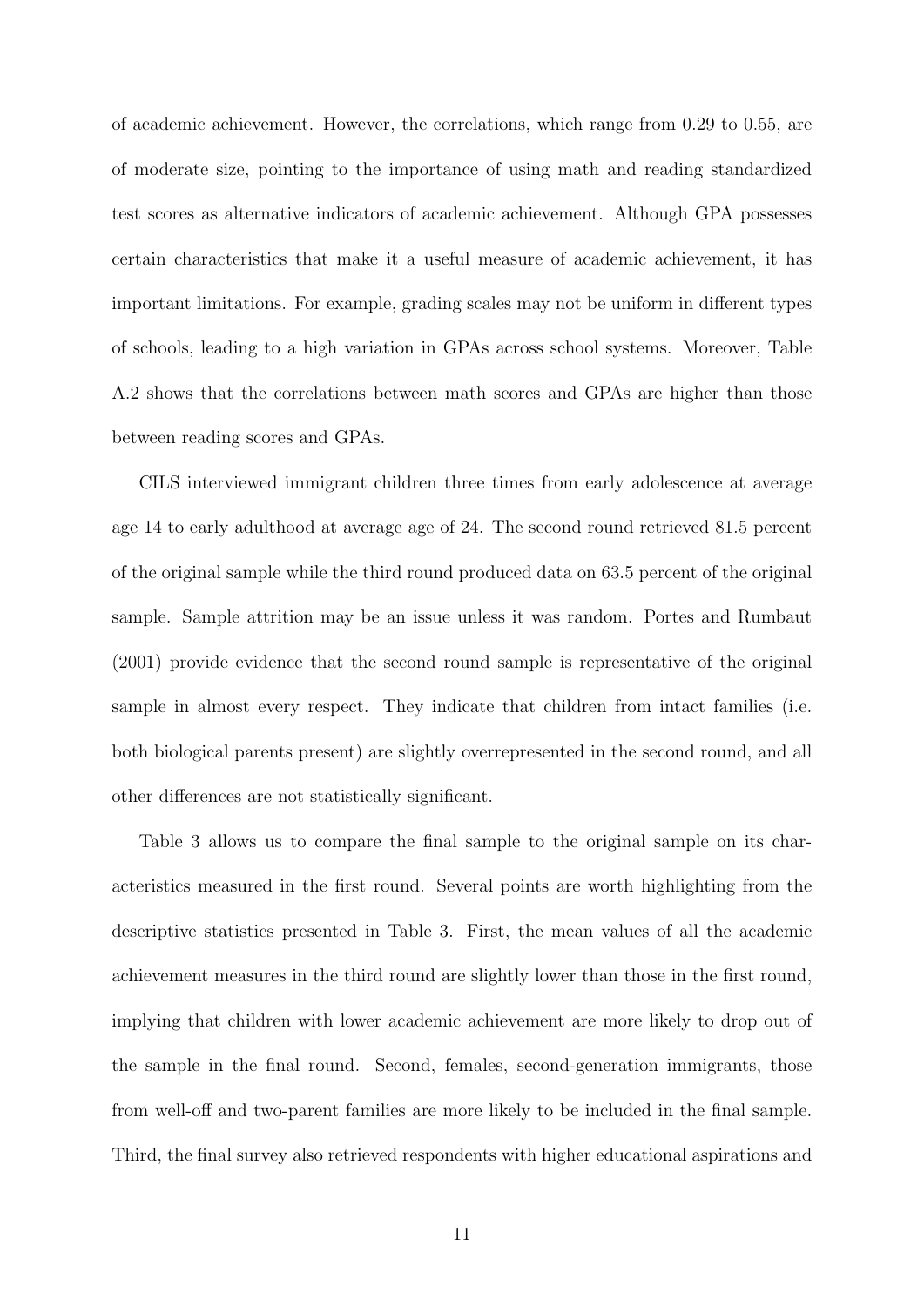of academic achievement. However, the correlations, which range from 0.29 to 0.55, are of moderate size, pointing to the importance of using math and reading standardized test scores as alternative indicators of academic achievement. Although GPA possesses certain characteristics that make it a useful measure of academic achievement, it has important limitations. For example, grading scales may not be uniform in different types of schools, leading to a high variation in GPAs across school systems. Moreover, Table A.2 shows that the correlations between math scores and GPAs are higher than those between reading scores and GPAs.

CILS interviewed immigrant children three times from early adolescence at average age 14 to early adulthood at average age of 24. The second round retrieved 81.5 percent of the original sample while the third round produced data on 63.5 percent of the original sample. Sample attrition may be an issue unless it was random. Portes and Rumbaut (2001) provide evidence that the second round sample is representative of the original sample in almost every respect. They indicate that children from intact families (i.e. both biological parents present) are slightly overrepresented in the second round, and all other differences are not statistically significant.

Table 3 allows us to compare the final sample to the original sample on its characteristics measured in the first round. Several points are worth highlighting from the descriptive statistics presented in Table 3. First, the mean values of all the academic achievement measures in the third round are slightly lower than those in the first round, implying that children with lower academic achievement are more likely to drop out of the sample in the final round. Second, females, second-generation immigrants, those from well-off and two-parent families are more likely to be included in the final sample. Third, the final survey also retrieved respondents with higher educational aspirations and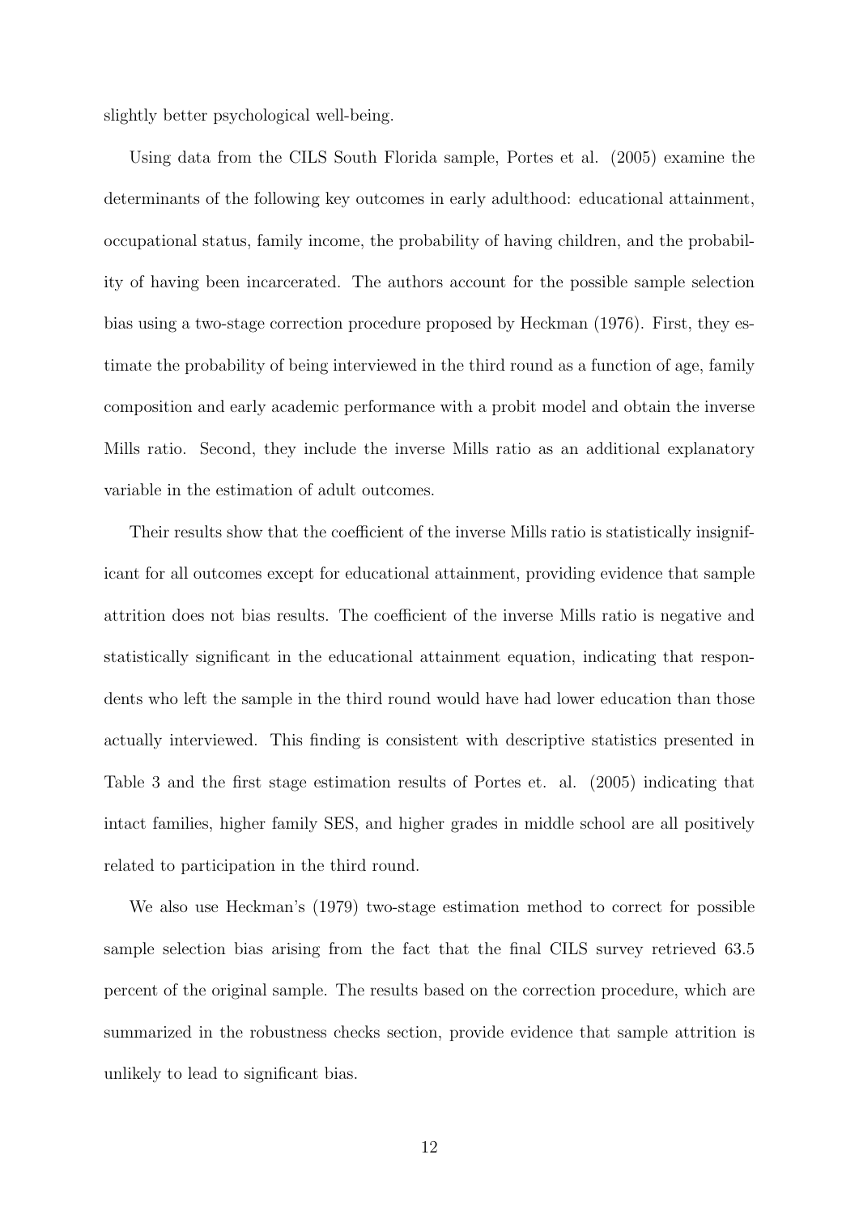slightly better psychological well-being.

Using data from the CILS South Florida sample, Portes et al. (2005) examine the determinants of the following key outcomes in early adulthood: educational attainment, occupational status, family income, the probability of having children, and the probability of having been incarcerated. The authors account for the possible sample selection bias using a two-stage correction procedure proposed by Heckman (1976). First, they estimate the probability of being interviewed in the third round as a function of age, family composition and early academic performance with a probit model and obtain the inverse Mills ratio. Second, they include the inverse Mills ratio as an additional explanatory variable in the estimation of adult outcomes.

Their results show that the coefficient of the inverse Mills ratio is statistically insignificant for all outcomes except for educational attainment, providing evidence that sample attrition does not bias results. The coefficient of the inverse Mills ratio is negative and statistically significant in the educational attainment equation, indicating that respondents who left the sample in the third round would have had lower education than those actually interviewed. This finding is consistent with descriptive statistics presented in Table 3 and the first stage estimation results of Portes et. al. (2005) indicating that intact families, higher family SES, and higher grades in middle school are all positively related to participation in the third round.

We also use Heckman's (1979) two-stage estimation method to correct for possible sample selection bias arising from the fact that the final CILS survey retrieved 63.5 percent of the original sample. The results based on the correction procedure, which are summarized in the robustness checks section, provide evidence that sample attrition is unlikely to lead to significant bias.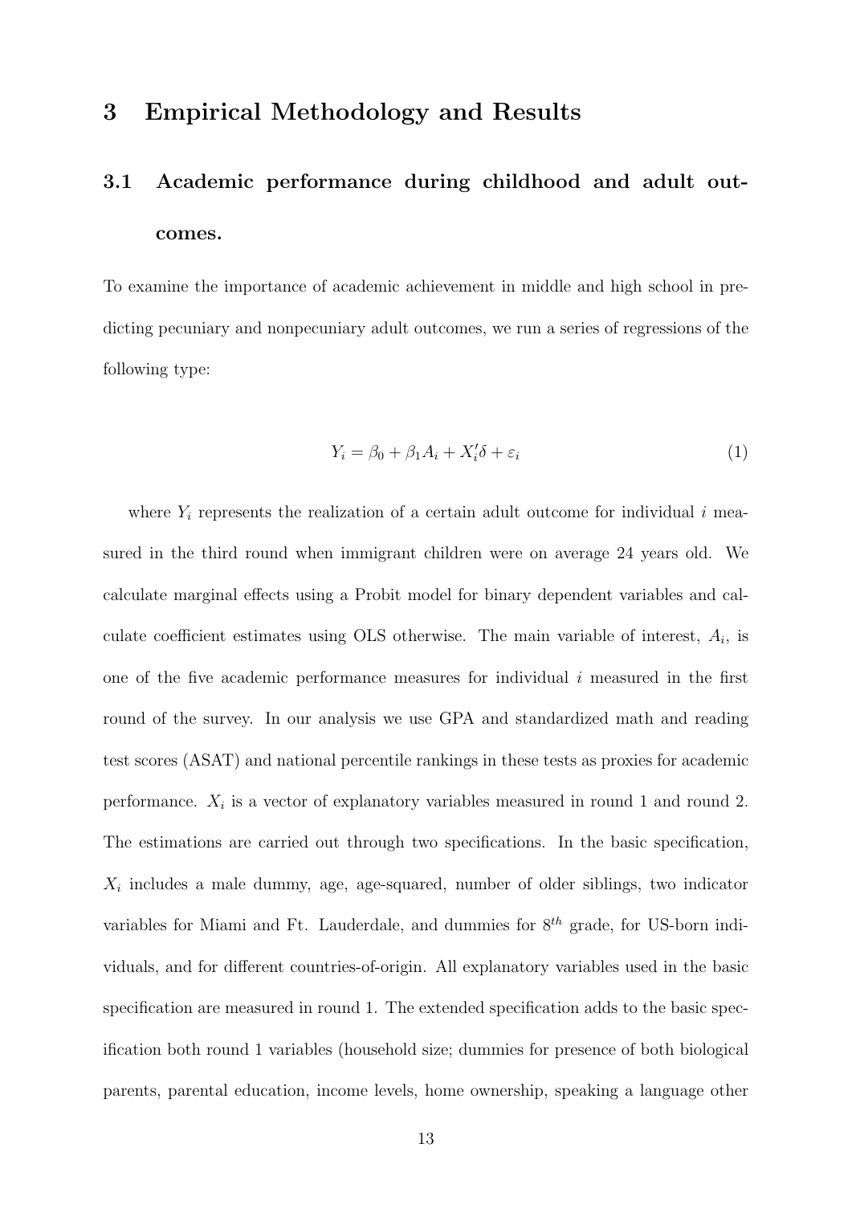# 3 Empirical Methodology and Results

## 3.1 Academic performance during childhood and adult outcomes.

To examine the importance of academic achievement in middle and high school in predicting pecuniary and nonpecuniary adult outcomes, we run a series of regressions of the following type:

$$Y_i = \beta_0 + \beta_1 A_i + X_i'\delta + \varepsilon_i \tag{1}$$

where $Y_i$ represents the realization of a certain adult outcome for individual $i$ measured in the third round when immigrant children were on average 24 years old. We calculate marginal effects using a Probit model for binary dependent variables and calculate coefficient estimates using OLS otherwise. The main variable of interest, $A_i$, is one of the five academic performance measures for individual $i$ measured in the first round of the survey. In our analysis we use GPA and standardized math and reading test scores (ASAT) and national percentile rankings in these tests as proxies for academic performance. $X_i$ is a vector of explanatory variables measured in round 1 and round 2. The estimations are carried out through two specifications. In the basic specification, $X_i$ includes a male dummy, age, age-squared, number of older siblings, two indicator variables for Miami and Ft. Lauderdale, and dummies for $8^{th}$ grade, for US-born individuals, and for different countries-of-origin. All explanatory variables used in the basic specification are measured in round 1. The extended specification adds to the basic specification both round 1 variables (household size; dummies for presence of both biological parents, parental education, income levels, home ownership, speaking a language other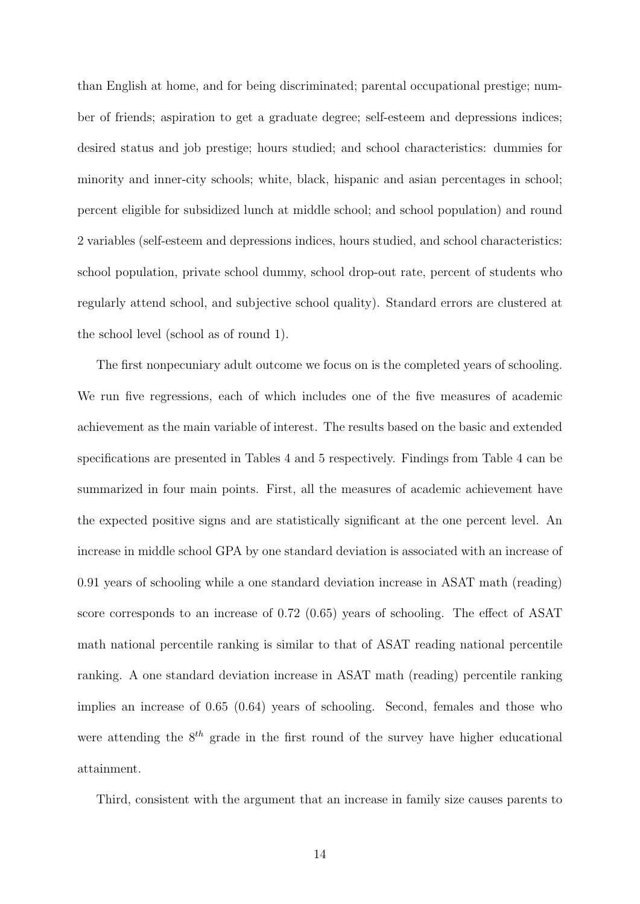than English at home, and for being discriminated; parental occupational prestige; number of friends; aspiration to get a graduate degree; self-esteem and depressions indices; desired status and job prestige; hours studied; and school characteristics: dummies for minority and inner-city schools; white, black, hispanic and asian percentages in school; percent eligible for subsidized lunch at middle school; and school population) and round 2 variables (self-esteem and depressions indices, hours studied, and school characteristics: school population, private school dummy, school drop-out rate, percent of students who regularly attend school, and subjective school quality). Standard errors are clustered at the school level (school as of round 1).

The first nonpecuniary adult outcome we focus on is the completed years of schooling. We run five regressions, each of which includes one of the five measures of academic achievement as the main variable of interest. The results based on the basic and extended specifications are presented in Tables 4 and 5 respectively. Findings from Table 4 can be summarized in four main points. First, all the measures of academic achievement have the expected positive signs and are statistically significant at the one percent level. An increase in middle school GPA by one standard deviation is associated with an increase of 0.91 years of schooling while a one standard deviation increase in ASAT math (reading) score corresponds to an increase of 0.72 (0.65) years of schooling. The effect of ASAT math national percentile ranking is similar to that of ASAT reading national percentile ranking. A one standard deviation increase in ASAT math (reading) percentile ranking implies an increase of 0.65 (0.64) years of schooling. Second, females and those who were attending the $8^{th}$ grade in the first round of the survey have higher educational attainment.

Third, consistent with the argument that an increase in family size causes parents to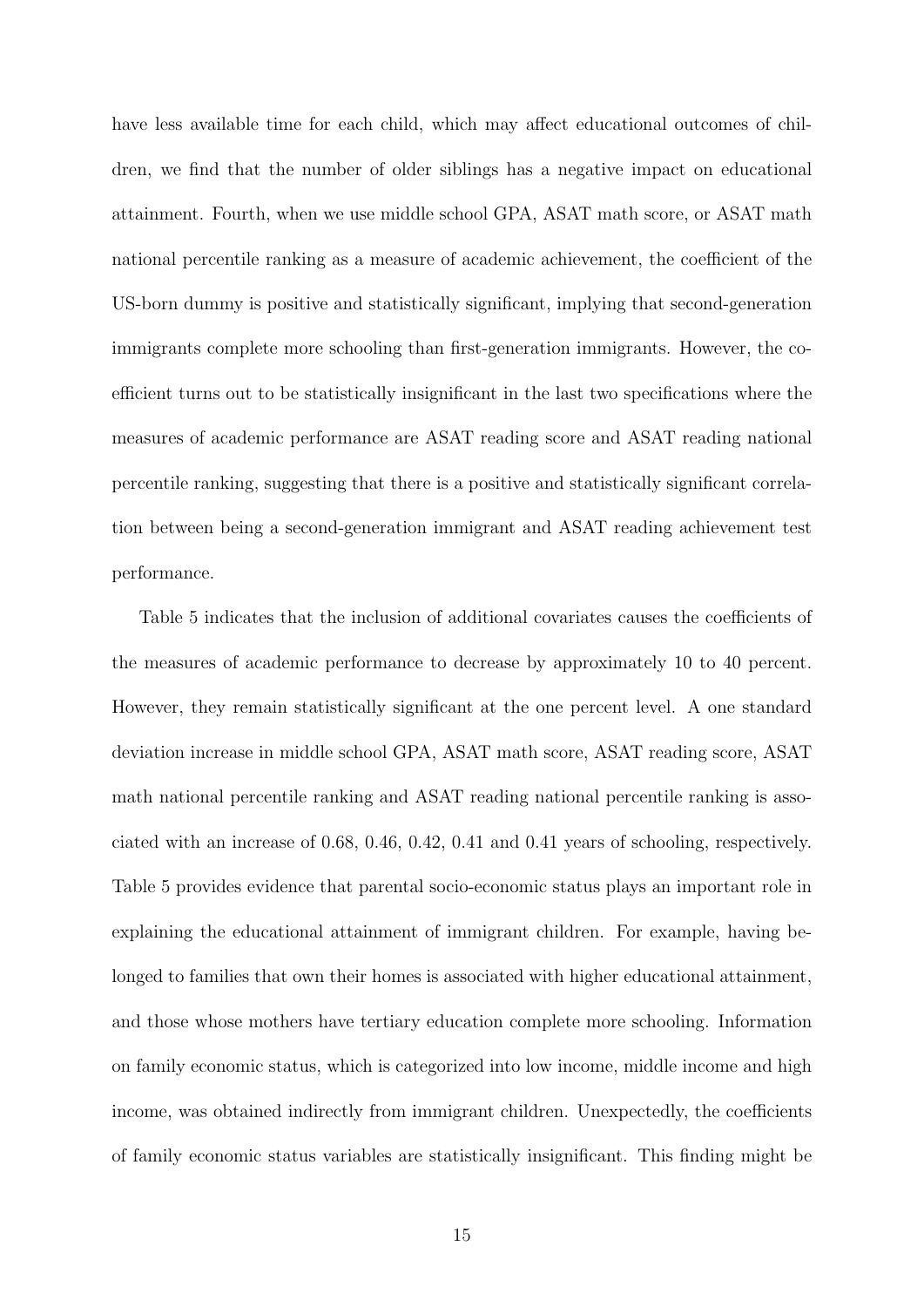have less available time for each child, which may affect educational outcomes of children, we find that the number of older siblings has a negative impact on educational attainment. Fourth, when we use middle school GPA, ASAT math score, or ASAT math national percentile ranking as a measure of academic achievement, the coefficient of the US-born dummy is positive and statistically significant, implying that second-generation immigrants complete more schooling than first-generation immigrants. However, the coefficient turns out to be statistically insignificant in the last two specifications where the measures of academic performance are ASAT reading score and ASAT reading national percentile ranking, suggesting that there is a positive and statistically significant correlation between being a second-generation immigrant and ASAT reading achievement test performance.

Table 5 indicates that the inclusion of additional covariates causes the coefficients of the measures of academic performance to decrease by approximately 10 to 40 percent. However, they remain statistically significant at the one percent level. A one standard deviation increase in middle school GPA, ASAT math score, ASAT reading score, ASAT math national percentile ranking and ASAT reading national percentile ranking is associated with an increase of 0.68, 0.46, 0.42, 0.41 and 0.41 years of schooling, respectively. Table 5 provides evidence that parental socio-economic status plays an important role in explaining the educational attainment of immigrant children. For example, having belonged to families that own their homes is associated with higher educational attainment, and those whose mothers have tertiary education complete more schooling. Information on family economic status, which is categorized into low income, middle income and high income, was obtained indirectly from immigrant children. Unexpectedly, the coefficients of family economic status variables are statistically insignificant. This finding might be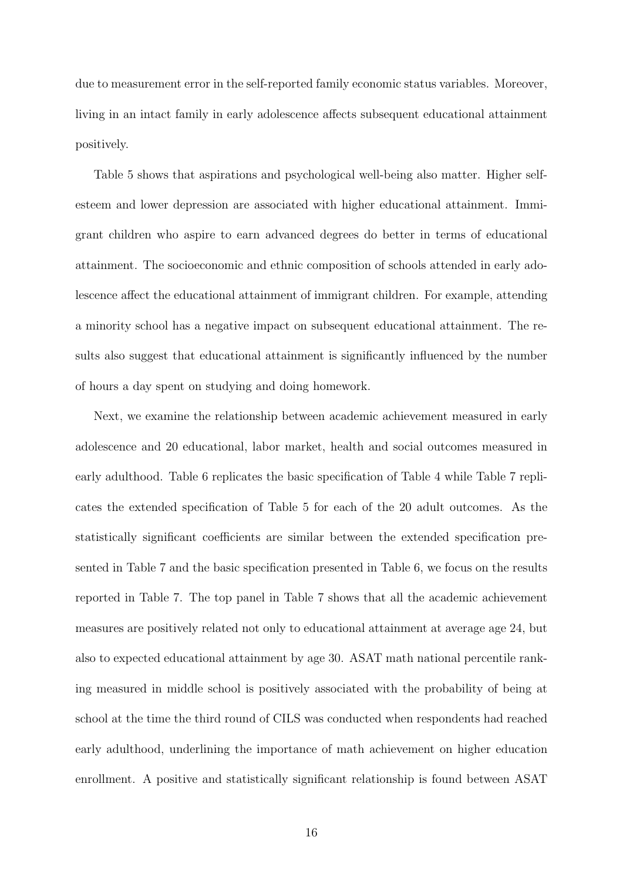due to measurement error in the self-reported family economic status variables. Moreover, living in an intact family in early adolescence affects subsequent educational attainment positively.

Table 5 shows that aspirations and psychological well-being also matter. Higher self-esteem and lower depression are associated with higher educational attainment. Immigrant children who aspire to earn advanced degrees do better in terms of educational attainment. The socioeconomic and ethnic composition of schools attended in early adolescence affect the educational attainment of immigrant children. For example, attending a minority school has a negative impact on subsequent educational attainment. The results also suggest that educational attainment is significantly influenced by the number of hours a day spent on studying and doing homework.

Next, we examine the relationship between academic achievement measured in early adolescence and 20 educational, labor market, health and social outcomes measured in early adulthood. Table 6 replicates the basic specification of Table 4 while Table 7 replicates the extended specification of Table 5 for each of the 20 adult outcomes. As the statistically significant coefficients are similar between the extended specification presented in Table 7 and the basic specification presented in Table 6, we focus on the results reported in Table 7. The top panel in Table 7 shows that all the academic achievement measures are positively related not only to educational attainment at average age 24, but also to expected educational attainment by age 30. ASAT math national percentile ranking measured in middle school is positively associated with the probability of being at school at the time the third round of CILS was conducted when respondents had reached early adulthood, underlining the importance of math achievement on higher education enrollment. A positive and statistically significant relationship is found between ASAT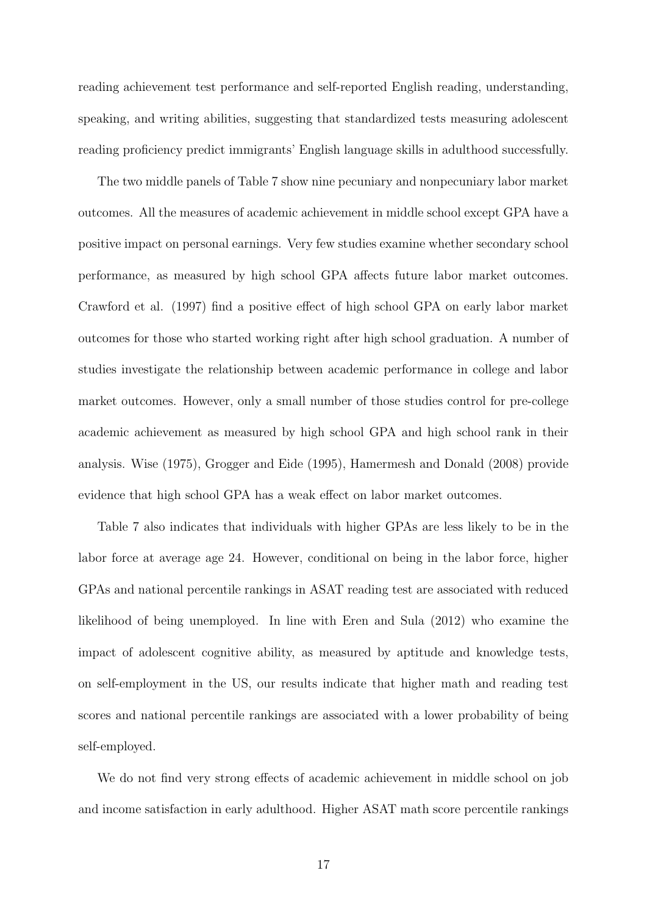reading achievement test performance and self-reported English reading, understanding, speaking, and writing abilities, suggesting that standardized tests measuring adolescent reading proficiency predict immigrants' English language skills in adulthood successfully.

The two middle panels of Table 7 show nine pecuniary and nonpecuniary labor market outcomes. All the measures of academic achievement in middle school except GPA have a positive impact on personal earnings. Very few studies examine whether secondary school performance, as measured by high school GPA affects future labor market outcomes. Crawford et al. (1997) find a positive effect of high school GPA on early labor market outcomes for those who started working right after high school graduation. A number of studies investigate the relationship between academic performance in college and labor market outcomes. However, only a small number of those studies control for pre-college academic achievement as measured by high school GPA and high school rank in their analysis. Wise (1975), Grogger and Eide (1995), Hamermesh and Donald (2008) provide evidence that high school GPA has a weak effect on labor market outcomes.

Table 7 also indicates that individuals with higher GPAs are less likely to be in the labor force at average age 24. However, conditional on being in the labor force, higher GPAs and national percentile rankings in ASAT reading test are associated with reduced likelihood of being unemployed. In line with Eren and Sula (2012) who examine the impact of adolescent cognitive ability, as measured by aptitude and knowledge tests, on self-employment in the US, our results indicate that higher math and reading test scores and national percentile rankings are associated with a lower probability of being self-employed.

We do not find very strong effects of academic achievement in middle school on job and income satisfaction in early adulthood. Higher ASAT math score percentile rankings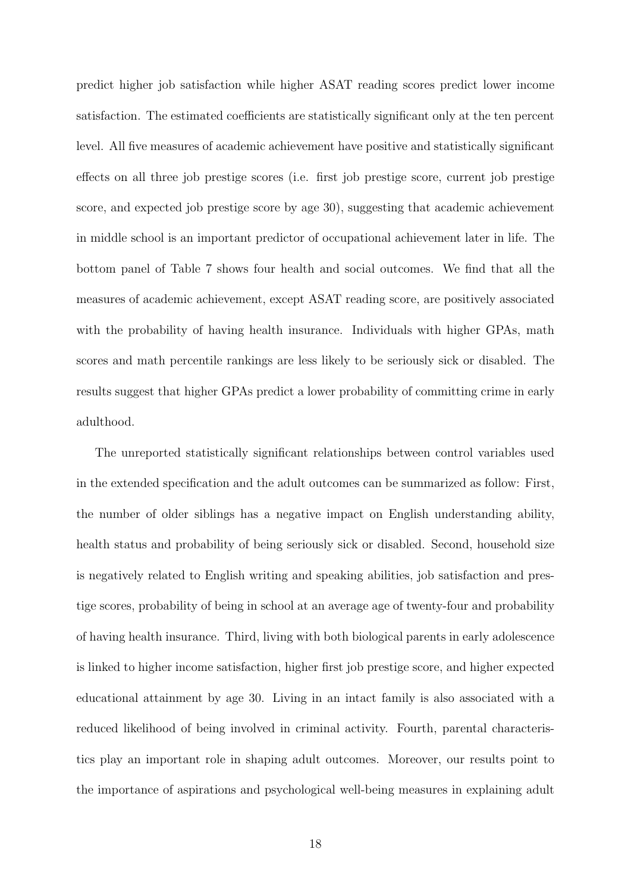predict higher job satisfaction while higher ASAT reading scores predict lower income satisfaction. The estimated coefficients are statistically significant only at the ten percent level. All five measures of academic achievement have positive and statistically significant effects on all three job prestige scores (i.e. first job prestige score, current job prestige score, and expected job prestige score by age 30), suggesting that academic achievement in middle school is an important predictor of occupational achievement later in life. The bottom panel of Table 7 shows four health and social outcomes. We find that all the measures of academic achievement, except ASAT reading score, are positively associated with the probability of having health insurance. Individuals with higher GPAs, math scores and math percentile rankings are less likely to be seriously sick or disabled. The results suggest that higher GPAs predict a lower probability of committing crime in early adulthood.

The unreported statistically significant relationships between control variables used in the extended specification and the adult outcomes can be summarized as follow: First, the number of older siblings has a negative impact on English understanding ability, health status and probability of being seriously sick or disabled. Second, household size is negatively related to English writing and speaking abilities, job satisfaction and prestige scores, probability of being in school at an average age of twenty-four and probability of having health insurance. Third, living with both biological parents in early adolescence is linked to higher income satisfaction, higher first job prestige score, and higher expected educational attainment by age 30. Living in an intact family is also associated with a reduced likelihood of being involved in criminal activity. Fourth, parental characteristics play an important role in shaping adult outcomes. Moreover, our results point to the importance of aspirations and psychological well-being measures in explaining adult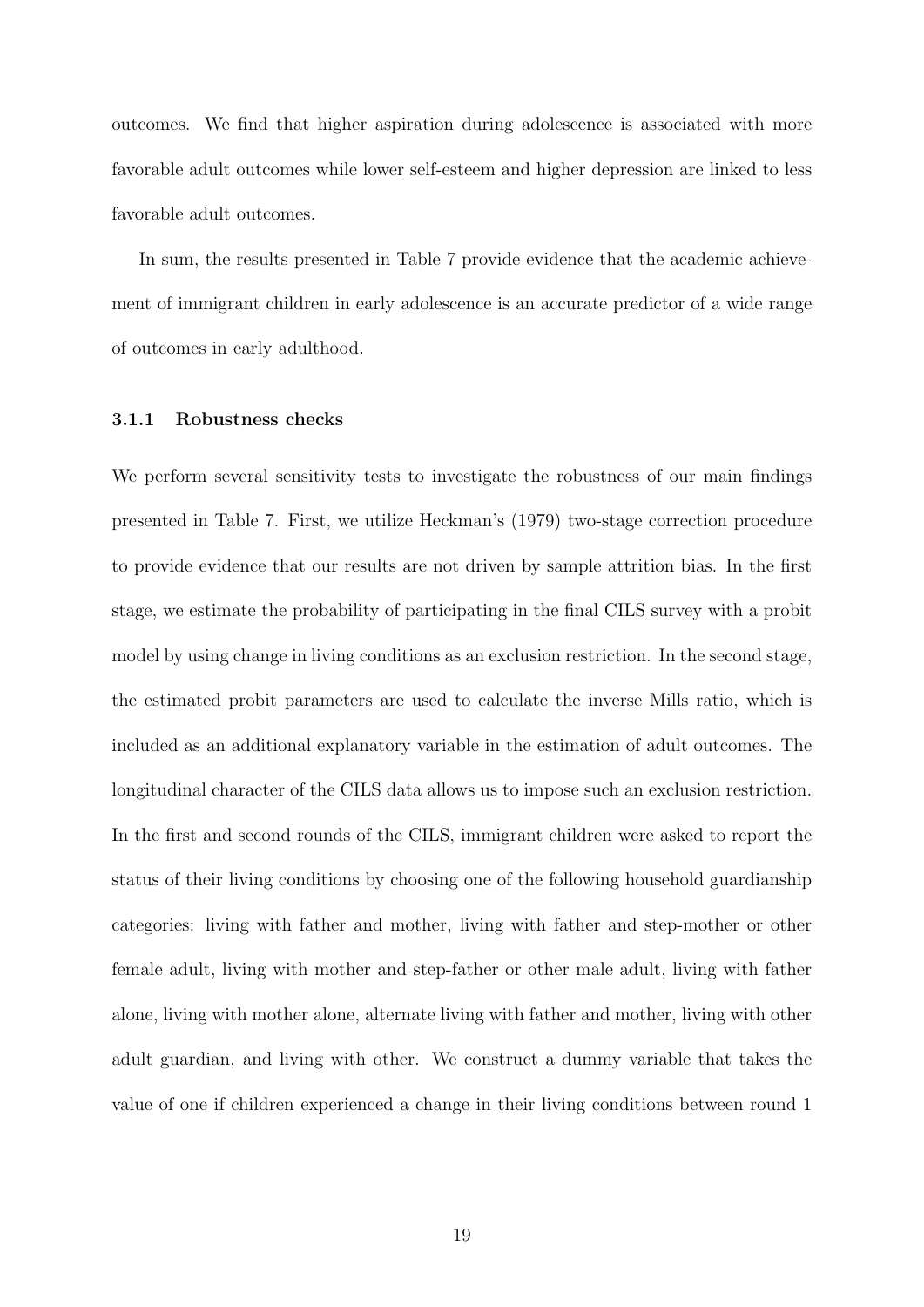outcomes. We find that higher aspiration during adolescence is associated with more favorable adult outcomes while lower self-esteem and higher depression are linked to less favorable adult outcomes.

In sum, the results presented in Table 7 provide evidence that the academic achievement of immigrant children in early adolescence is an accurate predictor of a wide range of outcomes in early adulthood.

#### 3.1.1 Robustness checks

We perform several sensitivity tests to investigate the robustness of our main findings presented in Table 7. First, we utilize Heckman's (1979) two-stage correction procedure to provide evidence that our results are not driven by sample attrition bias. In the first stage, we estimate the probability of participating in the final CILS survey with a probit model by using change in living conditions as an exclusion restriction. In the second stage, the estimated probit parameters are used to calculate the inverse Mills ratio, which is included as an additional explanatory variable in the estimation of adult outcomes. The longitudinal character of the CILS data allows us to impose such an exclusion restriction. In the first and second rounds of the CILS, immigrant children were asked to report the status of their living conditions by choosing one of the following household guardianship categories: living with father and mother, living with father and step-mother or other female adult, living with mother and step-father or other male adult, living with father alone, living with mother alone, alternate living with father and mother, living with other adult guardian, and living with other. We construct a dummy variable that takes the value of one if children experienced a change in their living conditions between round 1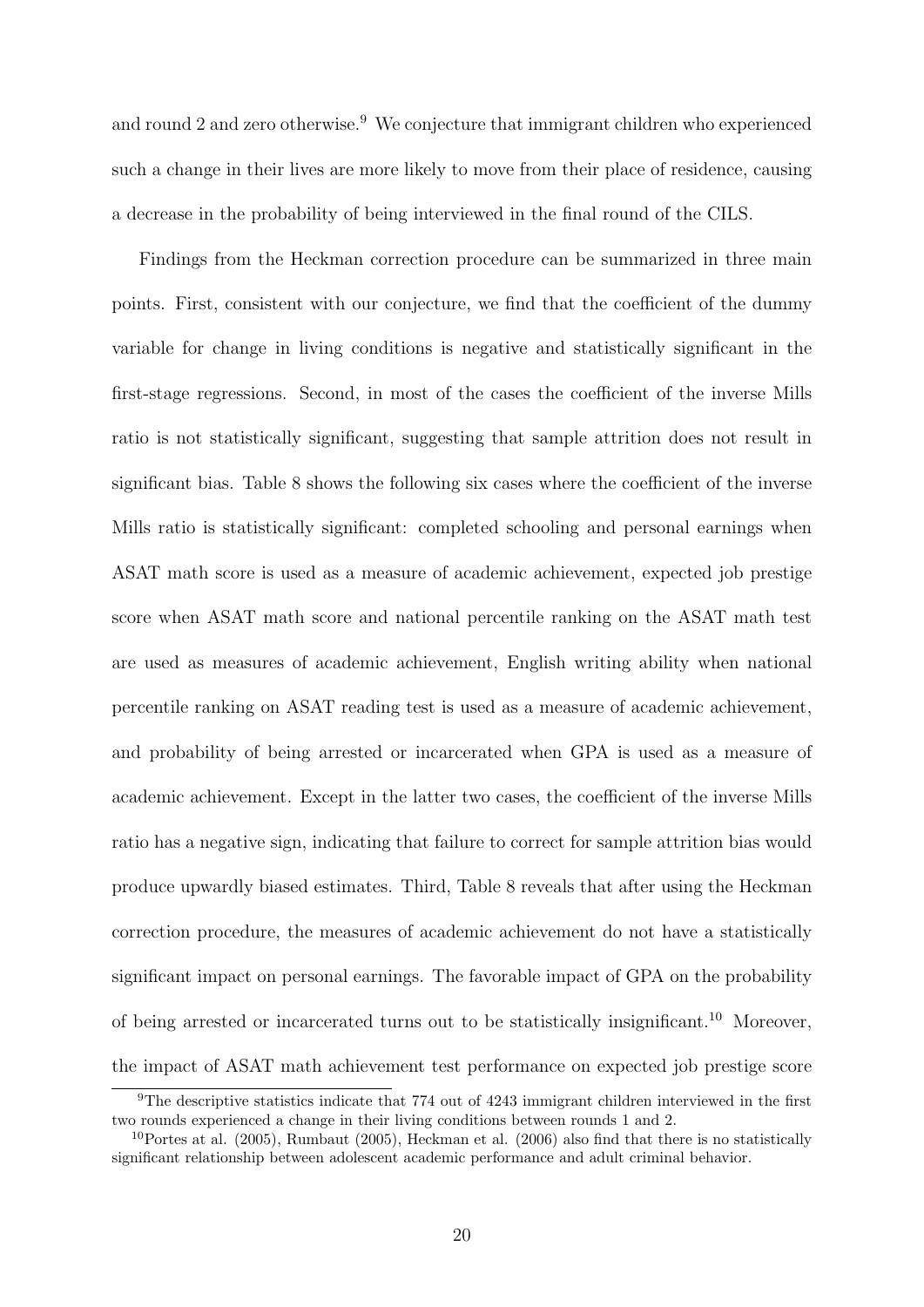and round 2 and zero otherwise.[9] We conjecture that immigrant children who experienced such a change in their lives are more likely to move from their place of residence, causing a decrease in the probability of being interviewed in the final round of the CILS.

Findings from the Heckman correction procedure can be summarized in three main points. First, consistent with our conjecture, we find that the coefficient of the dummy variable for change in living conditions is negative and statistically significant in the first-stage regressions. Second, in most of the cases the coefficient of the inverse Mills ratio is not statistically significant, suggesting that sample attrition does not result in significant bias. Table 8 shows the following six cases where the coefficient of the inverse Mills ratio is statistically significant: completed schooling and personal earnings when ASAT math score is used as a measure of academic achievement, expected job prestige score when ASAT math score and national percentile ranking on the ASAT math test are used as measures of academic achievement, English writing ability when national percentile ranking on ASAT reading test is used as a measure of academic achievement, and probability of being arrested or incarcerated when GPA is used as a measure of academic achievement. Except in the latter two cases, the coefficient of the inverse Mills ratio has a negative sign, indicating that failure to correct for sample attrition bias would produce upwardly biased estimates. Third, Table 8 reveals that after using the Heckman correction procedure, the measures of academic achievement do not have a statistically significant impact on personal earnings. The favorable impact of GPA on the probability of being arrested or incarcerated turns out to be statistically insignificant.[10] Moreover, the impact of ASAT math achievement test performance on expected job prestige score

[9] The descriptive statistics indicate that 774 out of 4243 immigrant children interviewed in the first two rounds experienced a change in their living conditions between rounds 1 and 2.

[10] Portes at al. (2005), Rumbaut (2005), Heckman et al. (2006) also find that there is no statistically significant relationship between adolescent academic performance and adult criminal behavior.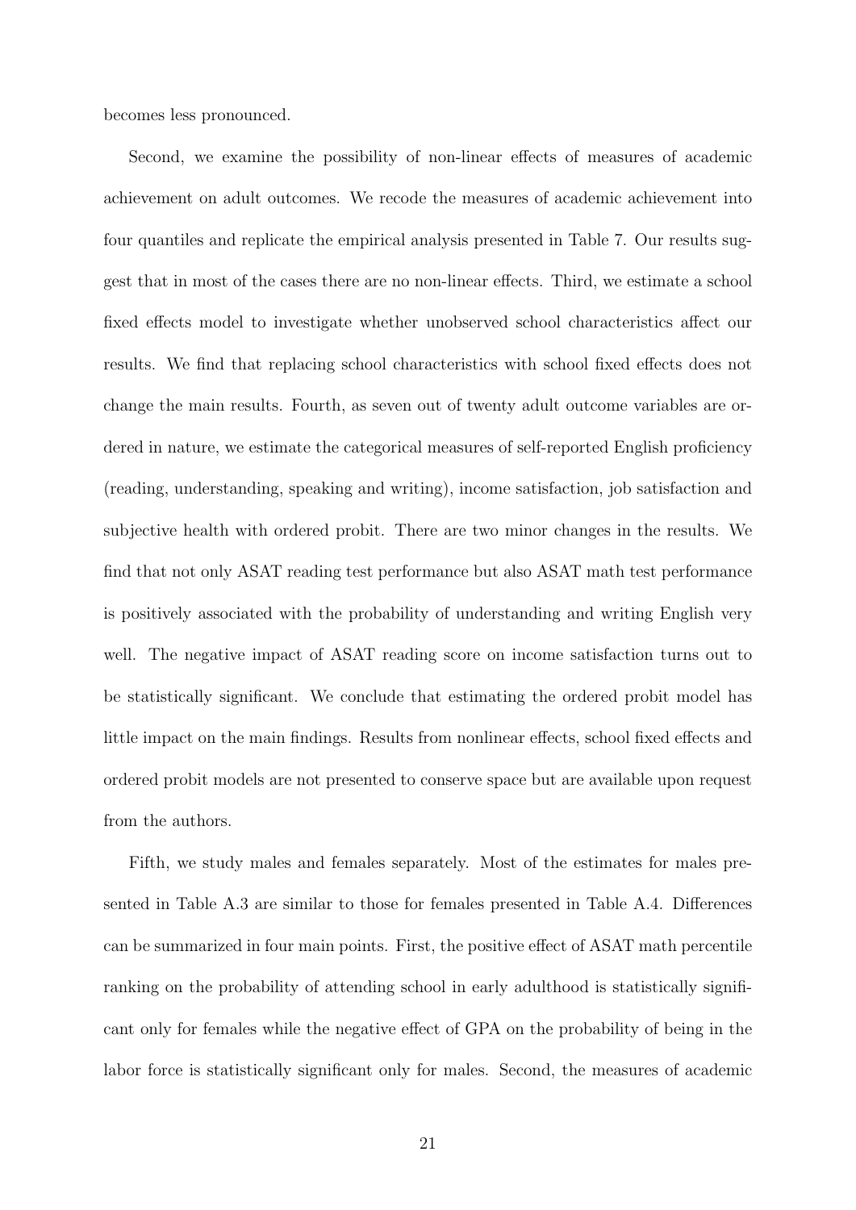becomes less pronounced.

Second, we examine the possibility of non-linear effects of measures of academic achievement on adult outcomes. We recode the measures of academic achievement into four quantiles and replicate the empirical analysis presented in Table 7. Our results suggest that in most of the cases there are no non-linear effects. Third, we estimate a school fixed effects model to investigate whether unobserved school characteristics affect our results. We find that replacing school characteristics with school fixed effects does not change the main results. Fourth, as seven out of twenty adult outcome variables are ordered in nature, we estimate the categorical measures of self-reported English proficiency (reading, understanding, speaking and writing), income satisfaction, job satisfaction and subjective health with ordered probit. There are two minor changes in the results. We find that not only ASAT reading test performance but also ASAT math test performance is positively associated with the probability of understanding and writing English very well. The negative impact of ASAT reading score on income satisfaction turns out to be statistically significant. We conclude that estimating the ordered probit model has little impact on the main findings. Results from nonlinear effects, school fixed effects and ordered probit models are not presented to conserve space but are available upon request from the authors.

Fifth, we study males and females separately. Most of the estimates for males presented in Table A.3 are similar to those for females presented in Table A.4. Differences can be summarized in four main points. First, the positive effect of ASAT math percentile ranking on the probability of attending school in early adulthood is statistically significant only for females while the negative effect of GPA on the probability of being in the labor force is statistically significant only for males. Second, the measures of academic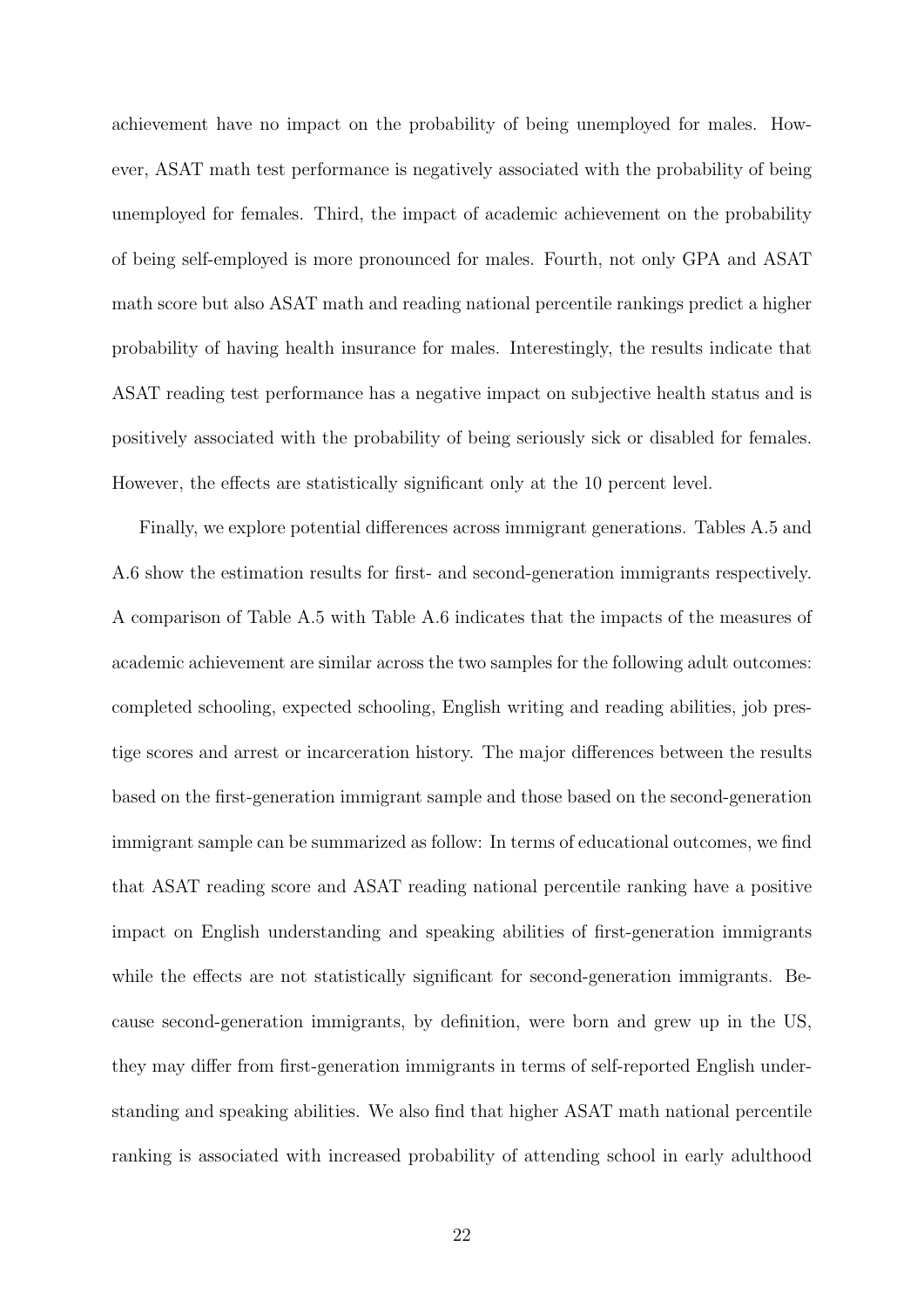achievement have no impact on the probability of being unemployed for males. However, ASAT math test performance is negatively associated with the probability of being unemployed for females. Third, the impact of academic achievement on the probability of being self-employed is more pronounced for males. Fourth, not only GPA and ASAT math score but also ASAT math and reading national percentile rankings predict a higher probability of having health insurance for males. Interestingly, the results indicate that ASAT reading test performance has a negative impact on subjective health status and is positively associated with the probability of being seriously sick or disabled for females. However, the effects are statistically significant only at the 10 percent level.

Finally, we explore potential differences across immigrant generations. Tables A.5 and A.6 show the estimation results for first- and second-generation immigrants respectively. A comparison of Table A.5 with Table A.6 indicates that the impacts of the measures of academic achievement are similar across the two samples for the following adult outcomes: completed schooling, expected schooling, English writing and reading abilities, job prestige scores and arrest or incarceration history. The major differences between the results based on the first-generation immigrant sample and those based on the second-generation immigrant sample can be summarized as follow: In terms of educational outcomes, we find that ASAT reading score and ASAT reading national percentile ranking have a positive impact on English understanding and speaking abilities of first-generation immigrants while the effects are not statistically significant for second-generation immigrants. Because second-generation immigrants, by definition, were born and grew up in the US, they may differ from first-generation immigrants in terms of self-reported English understanding and speaking abilities. We also find that higher ASAT math national percentile ranking is associated with increased probability of attending school in early adulthood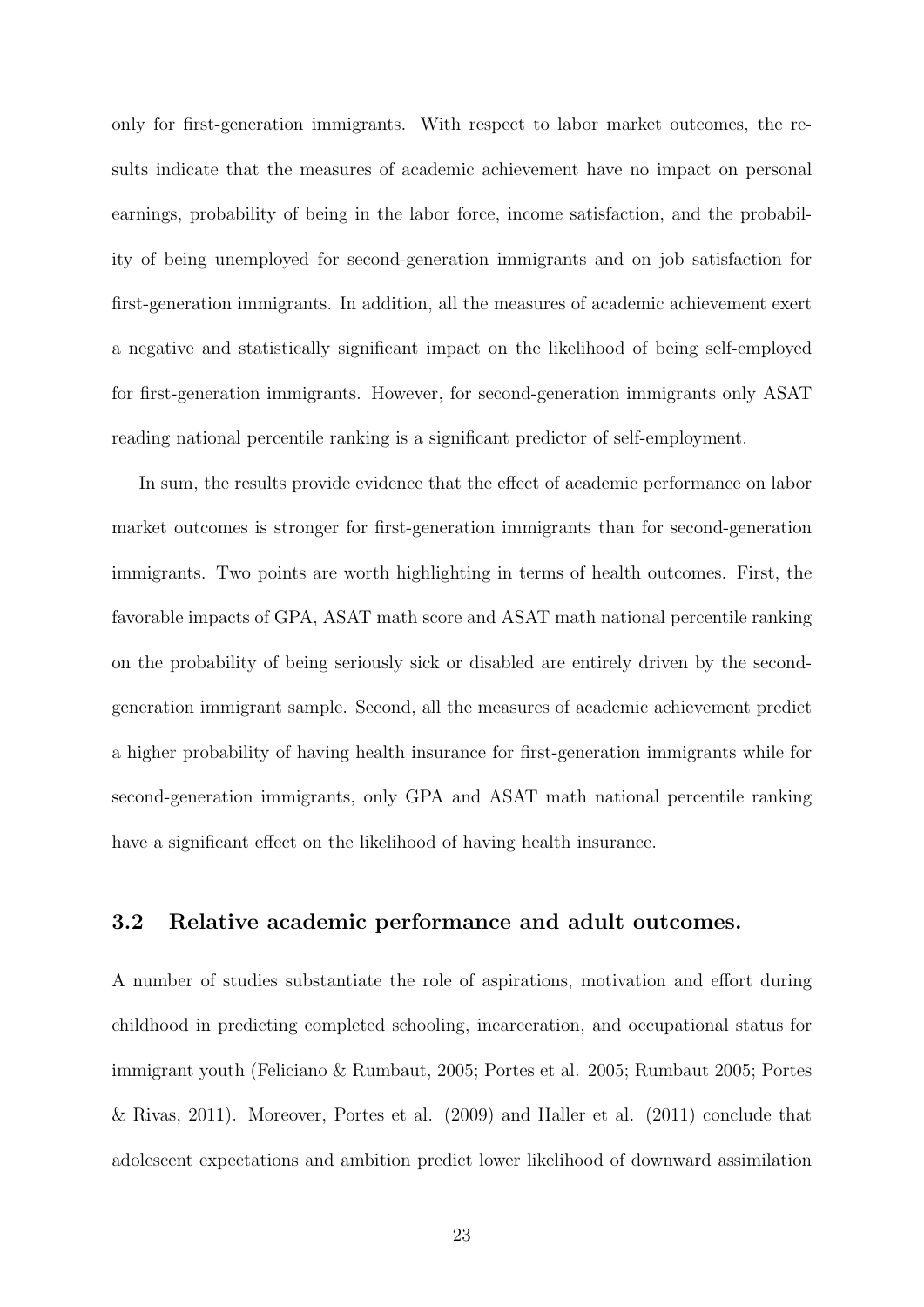only for first-generation immigrants. With respect to labor market outcomes, the results indicate that the measures of academic achievement have no impact on personal earnings, probability of being in the labor force, income satisfaction, and the probability of being unemployed for second-generation immigrants and on job satisfaction for first-generation immigrants. In addition, all the measures of academic achievement exert a negative and statistically significant impact on the likelihood of being self-employed for first-generation immigrants. However, for second-generation immigrants only ASAT reading national percentile ranking is a significant predictor of self-employment.

In sum, the results provide evidence that the effect of academic performance on labor market outcomes is stronger for first-generation immigrants than for second-generation immigrants. Two points are worth highlighting in terms of health outcomes. First, the favorable impacts of GPA, ASAT math score and ASAT math national percentile ranking on the probability of being seriously sick or disabled are entirely driven by the second-generation immigrant sample. Second, all the measures of academic achievement predict a higher probability of having health insurance for first-generation immigrants while for second-generation immigrants, only GPA and ASAT math national percentile ranking have a significant effect on the likelihood of having health insurance.

### 3.2 Relative academic performance and adult outcomes.

A number of studies substantiate the role of aspirations, motivation and effort during childhood in predicting completed schooling, incarceration, and occupational status for immigrant youth (Feliciano & Rumbaut, 2005; Portes et al. 2005; Rumbaut 2005; Portes & Rivas, 2011). Moreover, Portes et al. (2009) and Haller et al. (2011) conclude that adolescent expectations and ambition predict lower likelihood of downward assimilation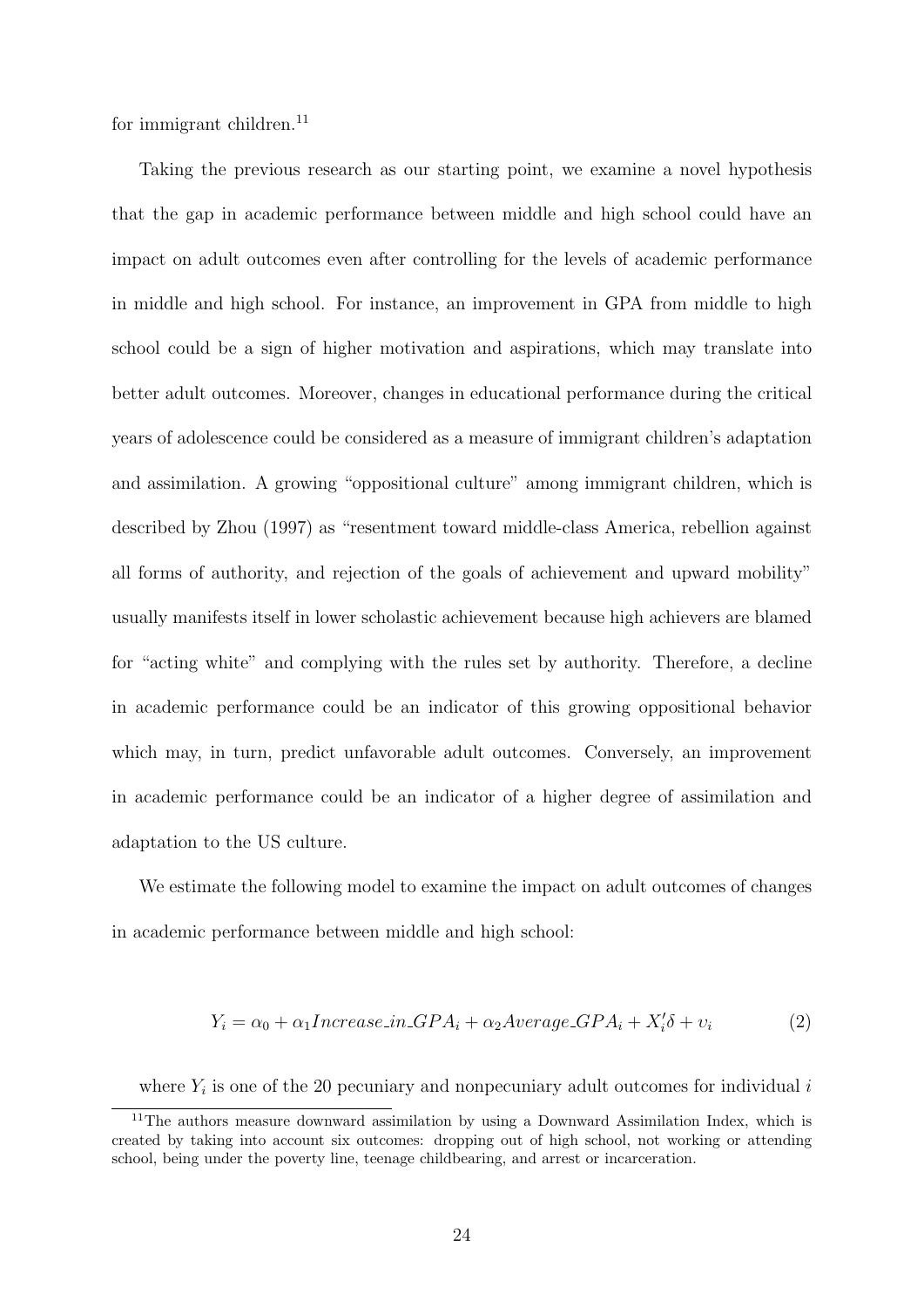for immigrant children.[11]

Taking the previous research as our starting point, we examine a novel hypothesis that the gap in academic performance between middle and high school could have an impact on adult outcomes even after controlling for the levels of academic performance in middle and high school. For instance, an improvement in GPA from middle to high school could be a sign of higher motivation and aspirations, which may translate into better adult outcomes. Moreover, changes in educational performance during the critical years of adolescence could be considered as a measure of immigrant children's adaptation and assimilation. A growing "oppositional culture" among immigrant children, which is described by Zhou (1997) as "resentment toward middle-class America, rebellion against all forms of authority, and rejection of the goals of achievement and upward mobility" usually manifests itself in lower scholastic achievement because high achievers are blamed for "acting white" and complying with the rules set by authority. Therefore, a decline in academic performance could be an indicator of this growing oppositional behavior which may, in turn, predict unfavorable adult outcomes. Conversely, an improvement in academic performance could be an indicator of a higher degree of assimilation and adaptation to the US culture.

We estimate the following model to examine the impact on adult outcomes of changes in academic performance between middle and high school:

$$Y_i = \alpha_0 + \alpha_1 Increase\_in\_GPA_i + \alpha_2 Average\_GPA_i + X_i'\delta + \upsilon_i \tag{2}$$

where $Y_i$ is one of the 20 pecuniary and nonpecuniary adult outcomes for individual $i$

[11] The authors measure downward assimilation by using a Downward Assimilation Index, which is created by taking into account six outcomes: dropping out of high school, not working or attending school, being under the poverty line, teenage childbearing, and arrest or incarceration.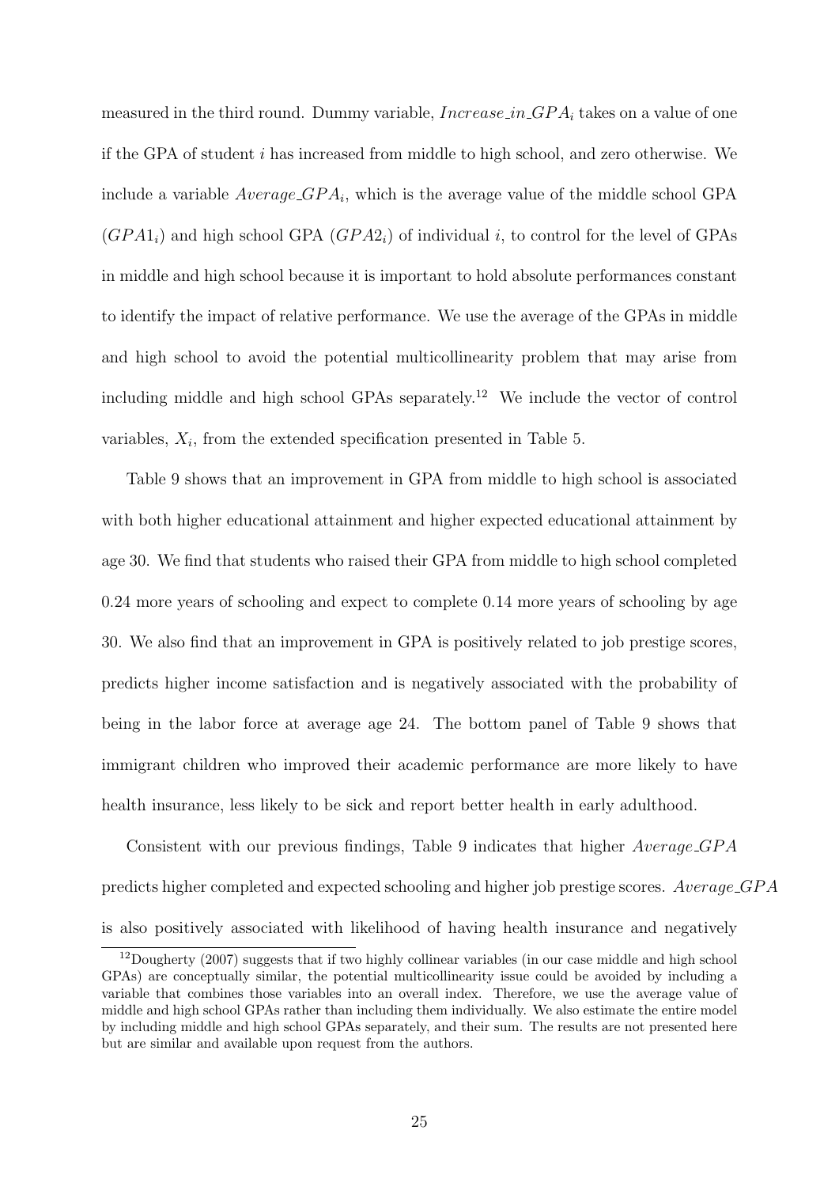measured in the third round. Dummy variable, $Increase\_in\_GPA_i$ takes on a value of one if the GPA of student $i$ has increased from middle to high school, and zero otherwise. We include a variable $Average\_GPA_i$, which is the average value of the middle school GPA ($GPA1_i$) and high school GPA ($GPA2_i$) of individual $i$, to control for the level of GPAs in middle and high school because it is important to hold absolute performances constant to identify the impact of relative performance. We use the average of the GPAs in middle and high school to avoid the potential multicollinearity problem that may arise from including middle and high school GPAs separately.[12] We include the vector of control variables, $X_i$, from the extended specification presented in Table 5.

Table 9 shows that an improvement in GPA from middle to high school is associated with both higher educational attainment and higher expected educational attainment by age 30. We find that students who raised their GPA from middle to high school completed 0.24 more years of schooling and expect to complete 0.14 more years of schooling by age 30. We also find that an improvement in GPA is positively related to job prestige scores, predicts higher income satisfaction and is negatively associated with the probability of being in the labor force at average age 24. The bottom panel of Table 9 shows that immigrant children who improved their academic performance are more likely to have health insurance, less likely to be sick and report better health in early adulthood.

Consistent with our previous findings, Table 9 indicates that higher $Average\_GPA$ predicts higher completed and expected schooling and higher job prestige scores. $Average\_GPA$ is also positively associated with likelihood of having health insurance and negatively

[12] Dougherty (2007) suggests that if two highly collinear variables (in our case middle and high school GPAs) are conceptually similar, the potential multicollinearity issue could be avoided by including a variable that combines those variables into an overall index. Therefore, we use the average value of middle and high school GPAs rather than including them individually. We also estimate the entire model by including middle and high school GPAs separately, and their sum. The results are not presented here but are similar and available upon request from the authors.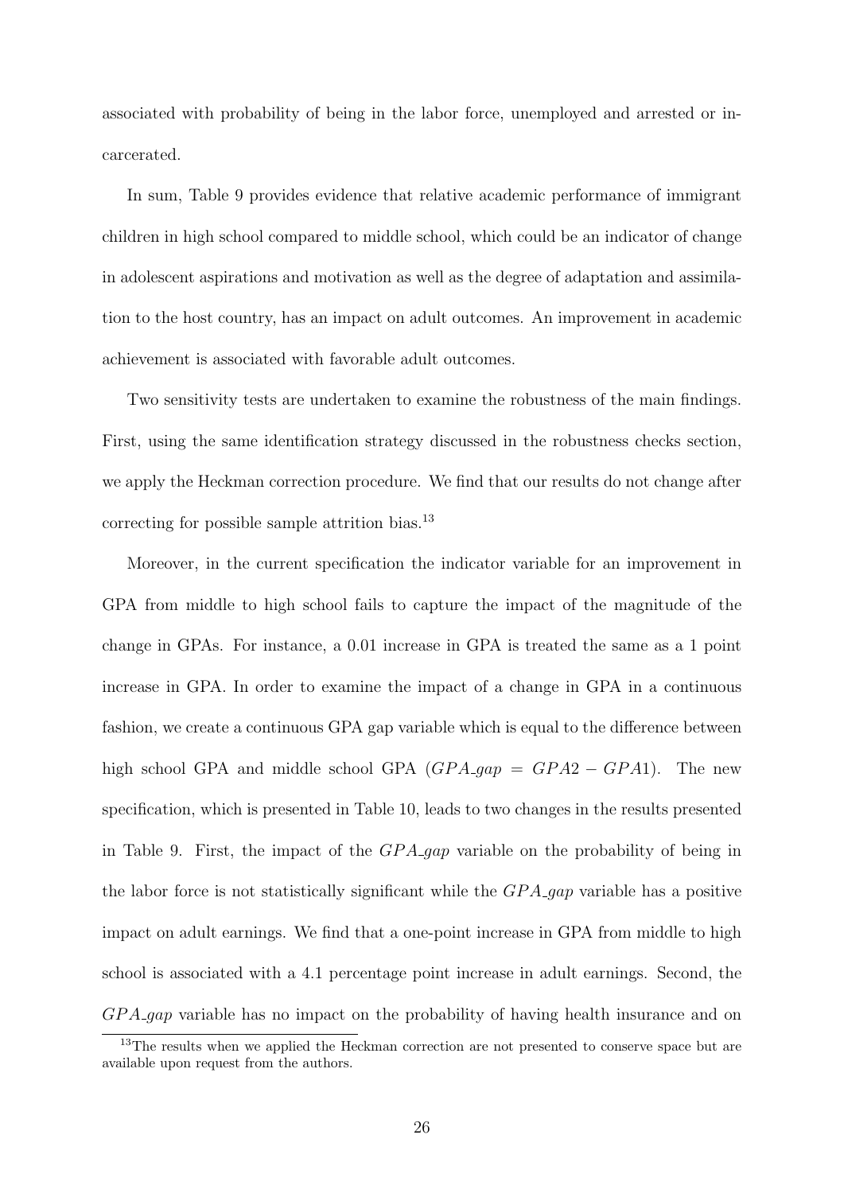associated with probability of being in the labor force, unemployed and arrested or incarcerated.

In sum, Table 9 provides evidence that relative academic performance of immigrant children in high school compared to middle school, which could be an indicator of change in adolescent aspirations and motivation as well as the degree of adaptation and assimilation to the host country, has an impact on adult outcomes. An improvement in academic achievement is associated with favorable adult outcomes.

Two sensitivity tests are undertaken to examine the robustness of the main findings. First, using the same identification strategy discussed in the robustness checks section, we apply the Heckman correction procedure. We find that our results do not change after correcting for possible sample attrition bias.[13]

Moreover, in the current specification the indicator variable for an improvement in GPA from middle to high school fails to capture the impact of the magnitude of the change in GPAs. For instance, a 0.01 increase in GPA is treated the same as a 1 point increase in GPA. In order to examine the impact of a change in GPA in a continuous fashion, we create a continuous GPA gap variable which is equal to the difference between high school GPA and middle school GPA ($GPA\_gap = GPA2 - GPA1$). The new specification, which is presented in Table 10, leads to two changes in the results presented in Table 9. First, the impact of the $GPA\_gap$ variable on the probability of being in the labor force is not statistically significant while the $GPA\_gap$ variable has a positive impact on adult earnings. We find that a one-point increase in GPA from middle to high school is associated with a 4.1 percentage point increase in adult earnings. Second, the $GPA\_gap$ variable has no impact on the probability of having health insurance and on

[13] The results when we applied the Heckman correction are not presented to conserve space but are available upon request from the authors.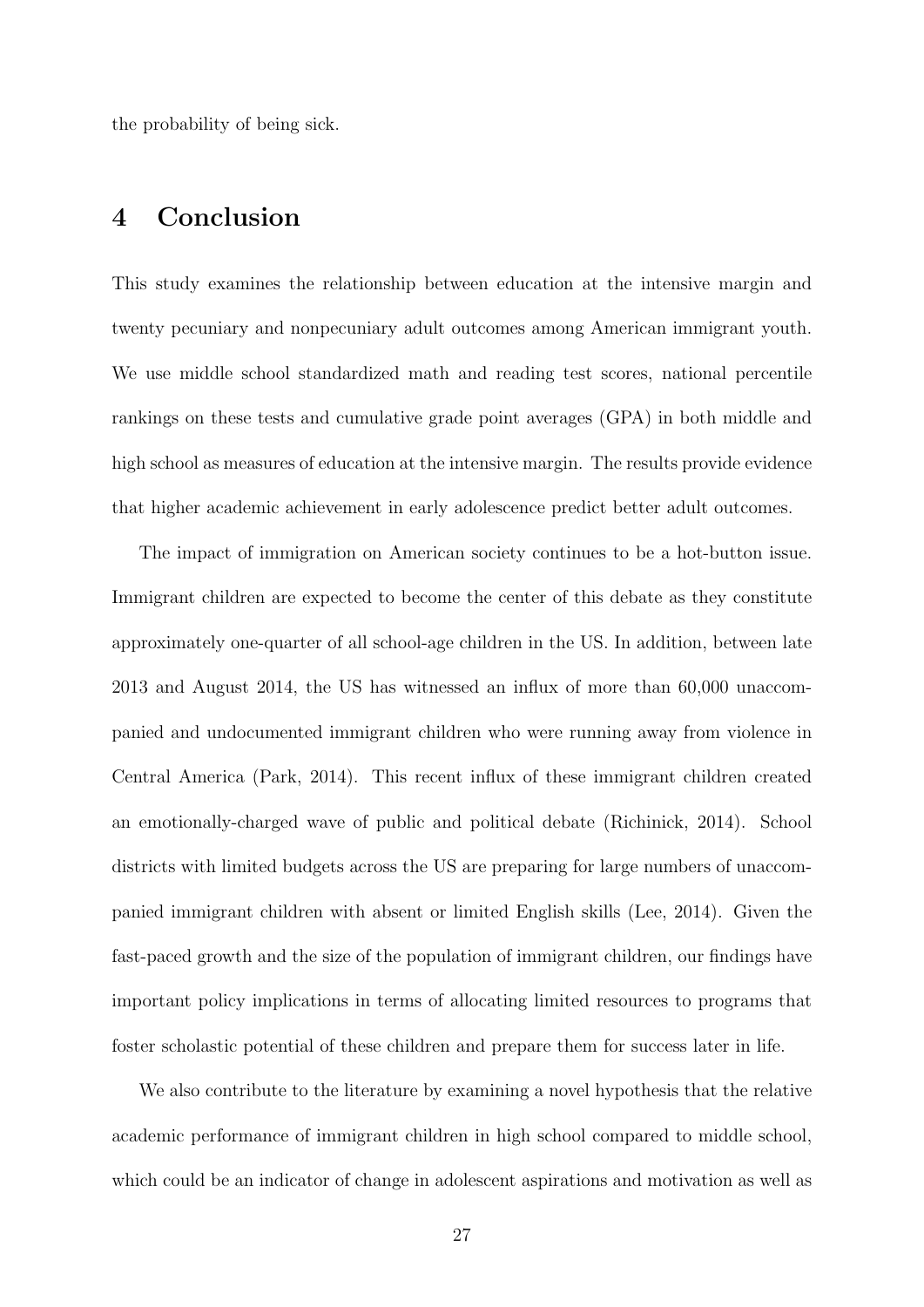the probability of being sick.

# 4 Conclusion

This study examines the relationship between education at the intensive margin and twenty pecuniary and nonpecuniary adult outcomes among American immigrant youth. We use middle school standardized math and reading test scores, national percentile rankings on these tests and cumulative grade point averages (GPA) in both middle and high school as measures of education at the intensive margin. The results provide evidence that higher academic achievement in early adolescence predict better adult outcomes.

The impact of immigration on American society continues to be a hot-button issue. Immigrant children are expected to become the center of this debate as they constitute approximately one-quarter of all school-age children in the US. In addition, between late 2013 and August 2014, the US has witnessed an influx of more than 60,000 unaccompanied and undocumented immigrant children who were running away from violence in Central America (Park, 2014). This recent influx of these immigrant children created an emotionally-charged wave of public and political debate (Richinick, 2014). School districts with limited budgets across the US are preparing for large numbers of unaccompanied immigrant children with absent or limited English skills (Lee, 2014). Given the fast-paced growth and the size of the population of immigrant children, our findings have important policy implications in terms of allocating limited resources to programs that foster scholastic potential of these children and prepare them for success later in life.

We also contribute to the literature by examining a novel hypothesis that the relative academic performance of immigrant children in high school compared to middle school, which could be an indicator of change in adolescent aspirations and motivation as well as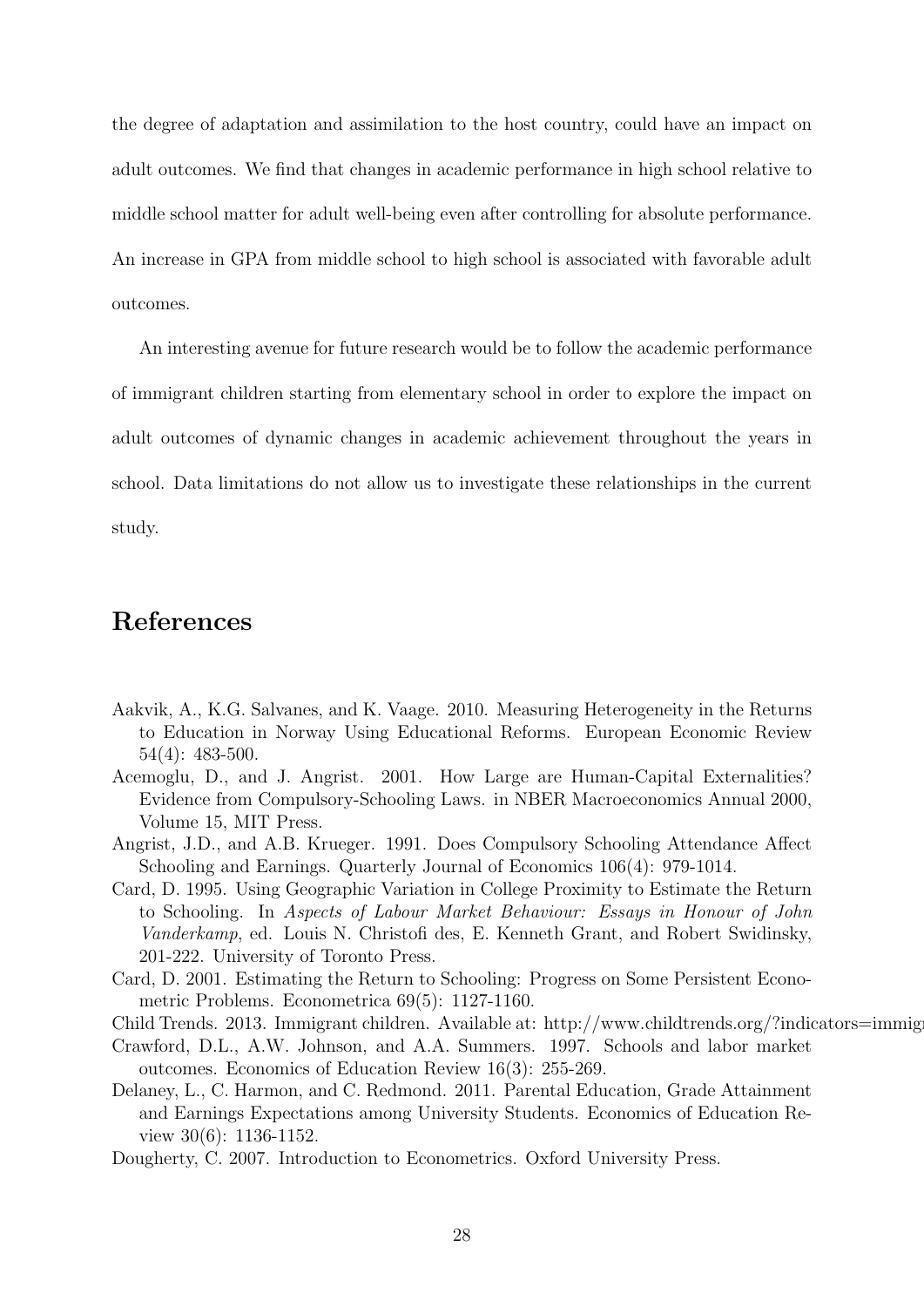the degree of adaptation and assimilation to the host country, could have an impact on adult outcomes. We find that changes in academic performance in high school relative to middle school matter for adult well-being even after controlling for absolute performance. An increase in GPA from middle school to high school is associated with favorable adult outcomes.

An interesting avenue for future research would be to follow the academic performance of immigrant children starting from elementary school in order to explore the impact on adult outcomes of dynamic changes in academic achievement throughout the years in school. Data limitations do not allow us to investigate these relationships in the current study.

# References

Aakvik, A., K.G. Salvanes, and K. Vaage. 2010. Measuring Heterogeneity in the Returns to Education in Norway Using Educational Reforms. European Economic Review 54(4): 483-500.

Acemoglu, D., and J. Angrist. 2001. How Large are Human-Capital Externalities? Evidence from Compulsory-Schooling Laws. in NBER Macroeconomics Annual 2000, Volume 15, MIT Press.

Angrist, J.D., and A.B. Krueger. 1991. Does Compulsory Schooling Attendance Affect Schooling and Earnings. Quarterly Journal of Economics 106(4): 979-1014.

Card, D. 1995. Using Geographic Variation in College Proximity to Estimate the Return to Schooling. In *Aspects of Labour Market Behaviour: Essays in Honour of John Vanderkamp*, ed. Louis N. Christofi des, E. Kenneth Grant, and Robert Swidinsky, 201-222. University of Toronto Press.

Card, D. 2001. Estimating the Return to Schooling: Progress on Some Persistent Econometric Problems. Econometrica 69(5): 1127-1160.

Child Trends. 2013. Immigrant children. Available at: http://www.childtrends.org/?indicators=immigr

Crawford, D.L., A.W. Johnson, and A.A. Summers. 1997. Schools and labor market outcomes. Economics of Education Review 16(3): 255-269.

Delaney, L., C. Harmon, and C. Redmond. 2011. Parental Education, Grade Attainment and Earnings Expectations among University Students. Economics of Education Review 30(6): 1136-1152.

Dougherty, C. 2007. Introduction to Econometrics. Oxford University Press.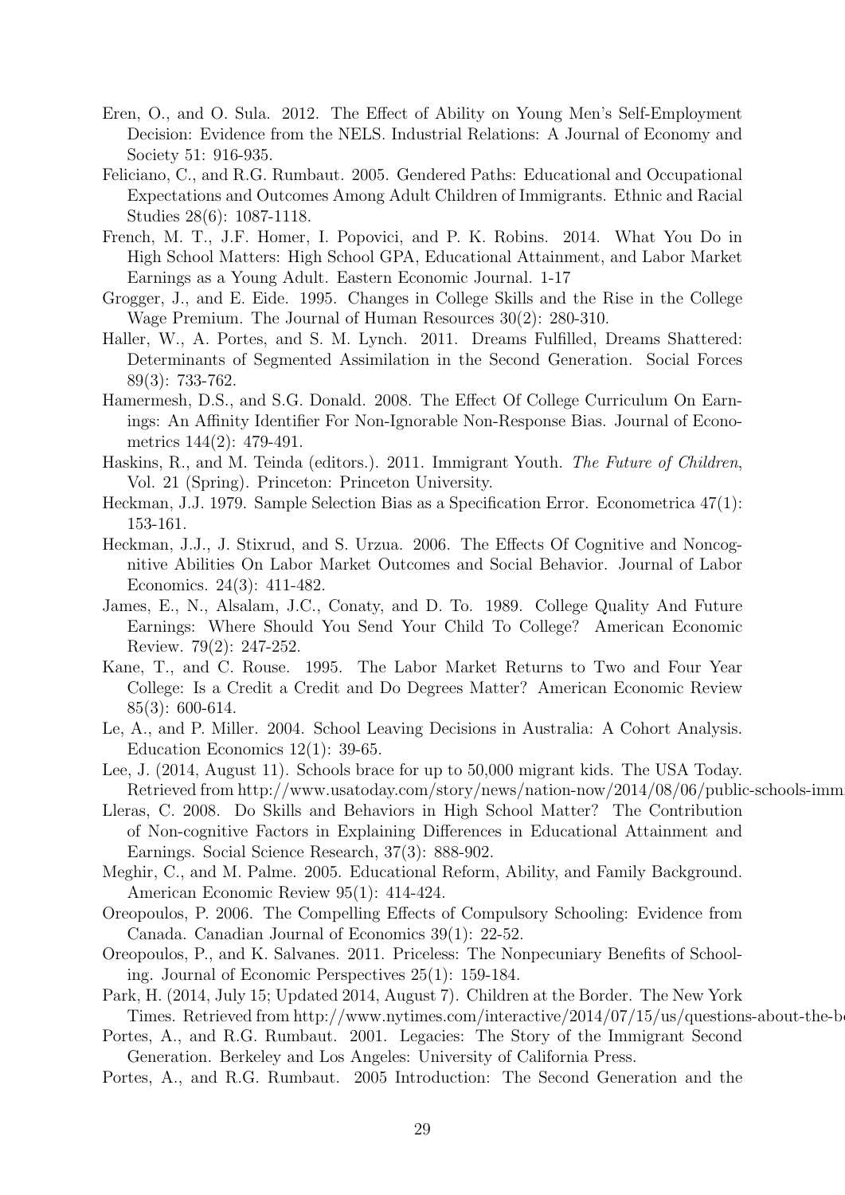Eren, O., and O. Sula. 2012. The Effect of Ability on Young Men's Self-Employment Decision: Evidence from the NELS. Industrial Relations: A Journal of Economy and Society 51: 916-935.

Feliciano, C., and R.G. Rumbaut. 2005. Gendered Paths: Educational and Occupational Expectations and Outcomes Among Adult Children of Immigrants. Ethnic and Racial Studies 28(6): 1087-1118.

French, M. T., J.F. Homer, I. Popovici, and P. K. Robins. 2014. What You Do in High School Matters: High School GPA, Educational Attainment, and Labor Market Earnings as a Young Adult. Eastern Economic Journal. 1-17

Grogger, J., and E. Eide. 1995. Changes in College Skills and the Rise in the College Wage Premium. The Journal of Human Resources 30(2): 280-310.

Haller, W., A. Portes, and S. M. Lynch. 2011. Dreams Fulfilled, Dreams Shattered: Determinants of Segmented Assimilation in the Second Generation. Social Forces 89(3): 733-762.

Hamermesh, D.S., and S.G. Donald. 2008. The Effect Of College Curriculum On Earnings: An Affinity Identifier For Non-Ignorable Non-Response Bias. Journal of Econometrics 144(2): 479-491.

Haskins, R., and M. Teinda (editors.). 2011. Immigrant Youth. *The Future of Children*, Vol. 21 (Spring). Princeton: Princeton University.

Heckman, J.J. 1979. Sample Selection Bias as a Specification Error. Econometrica 47(1): 153-161.

Heckman, J.J., J. Stixrud, and S. Urzua. 2006. The Effects Of Cognitive and Noncognitive Abilities On Labor Market Outcomes and Social Behavior. Journal of Labor Economics. 24(3): 411-482.

James, E., N., Alsalam, J.C., Conaty, and D. To. 1989. College Quality And Future Earnings: Where Should You Send Your Child To College? American Economic Review. 79(2): 247-252.

Kane, T., and C. Rouse. 1995. The Labor Market Returns to Two and Four Year College: Is a Credit a Credit and Do Degrees Matter? American Economic Review 85(3): 600-614.

Le, A., and P. Miller. 2004. School Leaving Decisions in Australia: A Cohort Analysis. Education Economics 12(1): 39-65.

Lee, J. (2014, August 11). Schools brace for up to 50,000 migrant kids. The USA Today. Retrieved from http://www.usatoday.com/story/news/nation-now/2014/08/06/public-schools-imm

Lleras, C. 2008. Do Skills and Behaviors in High School Matter? The Contribution of Non-cognitive Factors in Explaining Differences in Educational Attainment and Earnings. Social Science Research, 37(3): 888-902.

Meghir, C., and M. Palme. 2005. Educational Reform, Ability, and Family Background. American Economic Review 95(1): 414-424.

Oreopoulos, P. 2006. The Compelling Effects of Compulsory Schooling: Evidence from Canada. Canadian Journal of Economics 39(1): 22-52.

Oreopoulos, P., and K. Salvanes. 2011. Priceless: The Nonpecuniary Benefits of Schooling. Journal of Economic Perspectives 25(1): 159-184.

Park, H. (2014, July 15; Updated 2014, August 7). Children at the Border. The New York Times. Retrieved from http://www.nytimes.com/interactive/2014/07/15/us/questions-about-the-b

Portes, A., and R.G. Rumbaut. 2001. Legacies: The Story of the Immigrant Second Generation. Berkeley and Los Angeles: University of California Press.

Portes, A., and R.G. Rumbaut. 2005 Introduction: The Second Generation and the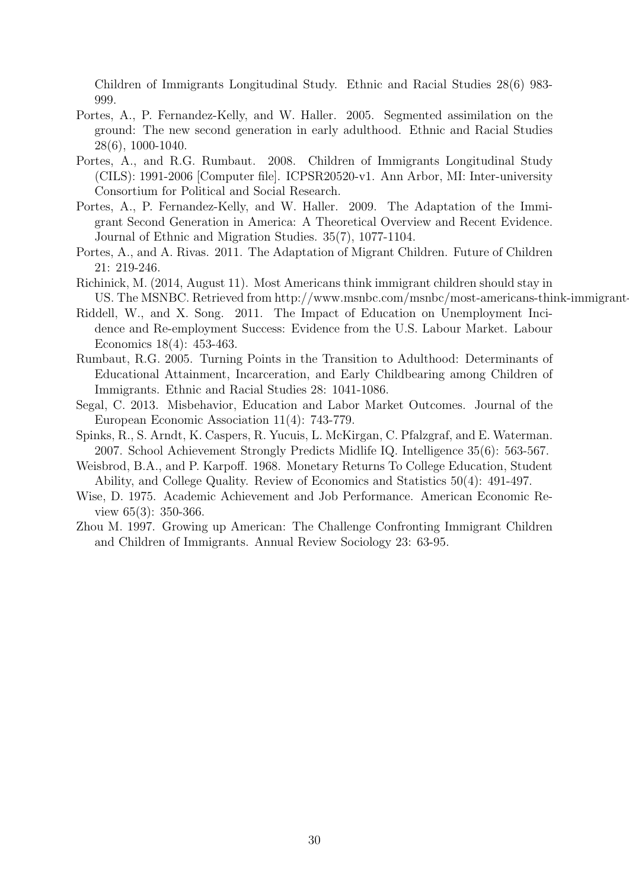Children of Immigrants Longitudinal Study. Ethnic and Racial Studies 28(6) 983-999.

Portes, A., P. Fernandez-Kelly, and W. Haller. 2005. Segmented assimilation on the ground: The new second generation in early adulthood. Ethnic and Racial Studies 28(6), 1000-1040.

Portes, A., and R.G. Rumbaut. 2008. Children of Immigrants Longitudinal Study (CILS): 1991-2006 [Computer file]. ICPSR20520-v1. Ann Arbor, MI: Inter-university Consortium for Political and Social Research.

Portes, A., P. Fernandez-Kelly, and W. Haller. 2009. The Adaptation of the Immigrant Second Generation in America: A Theoretical Overview and Recent Evidence. Journal of Ethnic and Migration Studies. 35(7), 1077-1104.

Portes, A., and A. Rivas. 2011. The Adaptation of Migrant Children. Future of Children 21: 219-246.

Richinick, M. (2014, August 11). Most Americans think immigrant children should stay in US. The MSNBC. Retrieved from http://www.msnbc.com/msnbc/most-americans-think-immigrant-

Riddell, W., and X. Song. 2011. The Impact of Education on Unemployment Incidence and Re-employment Success: Evidence from the U.S. Labour Market. Labour Economics 18(4): 453-463.

Rumbaut, R.G. 2005. Turning Points in the Transition to Adulthood: Determinants of Educational Attainment, Incarceration, and Early Childbearing among Children of Immigrants. Ethnic and Racial Studies 28: 1041-1086.

Segal, C. 2013. Misbehavior, Education and Labor Market Outcomes. Journal of the European Economic Association 11(4): 743-779.

Spinks, R., S. Arndt, K. Caspers, R. Yucuis, L. McKirgan, C. Pfalzgraf, and E. Waterman. 2007. School Achievement Strongly Predicts Midlife IQ. Intelligence 35(6): 563-567.

Weisbrod, B.A., and P. Karpoff. 1968. Monetary Returns To College Education, Student Ability, and College Quality. Review of Economics and Statistics 50(4): 491-497.

Wise, D. 1975. Academic Achievement and Job Performance. American Economic Review 65(3): 350-366.

Zhou M. 1997. Growing up American: The Challenge Confronting Immigrant Children and Children of Immigrants. Annual Review Sociology 23: 63-95.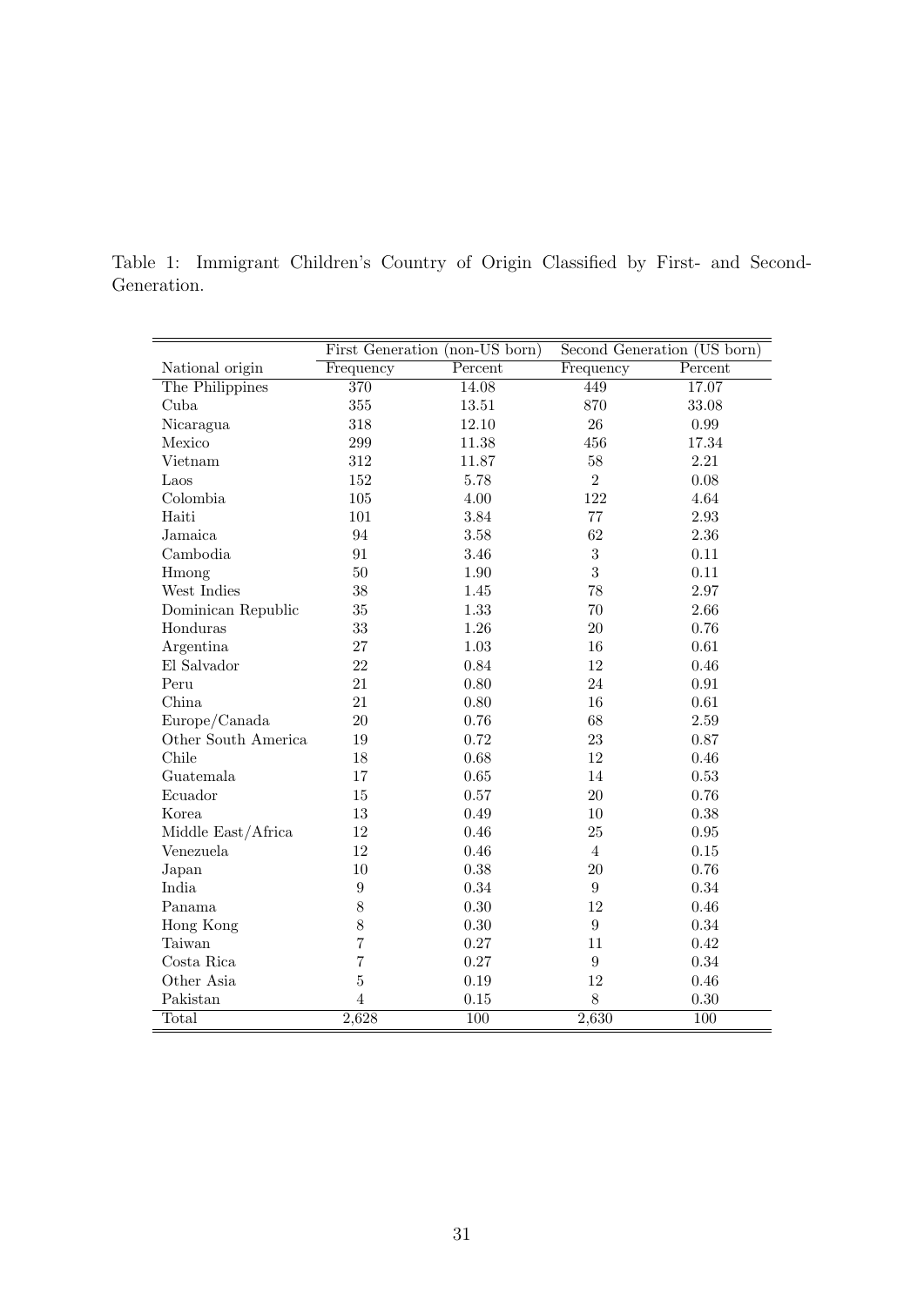Table 1: Immigrant Children's Country of Origin Classified by First- and Second-Generation.

| | First Generation (non-US born) | | Second Generation (US born) | |
|---|---|---|---|---|
| National origin | Frequency | Percent | Frequency | Percent |
| The Philippines | 370 | 14.08 | 449 | 17.07 |
| Cuba | 355 | 13.51 | 870 | 33.08 |
| Nicaragua | 318 | 12.10 | 26 | 0.99 |
| Mexico | 299 | 11.38 | 456 | 17.34 |
| Vietnam | 312 | 11.87 | 58 | 2.21 |
| Laos | 152 | 5.78 | 2 | 0.08 |
| Colombia | 105 | 4.00 | 122 | 4.64 |
| Haiti | 101 | 3.84 | 77 | 2.93 |
| Jamaica | 94 | 3.58 | 62 | 2.36 |
| Cambodia | 91 | 3.46 | 3 | 0.11 |
| Hmong | 50 | 1.90 | 3 | 0.11 |
| West Indies | 38 | 1.45 | 78 | 2.97 |
| Dominican Republic | 35 | 1.33 | 70 | 2.66 |
| Honduras | 33 | 1.26 | 20 | 0.76 |
| Argentina | 27 | 1.03 | 16 | 0.61 |
| El Salvador | 22 | 0.84 | 12 | 0.46 |
| Peru | 21 | 0.80 | 24 | 0.91 |
| China | 21 | 0.80 | 16 | 0.61 |
| Europe/Canada | 20 | 0.76 | 68 | 2.59 |
| Other South America | 19 | 0.72 | 23 | 0.87 |
| Chile | 18 | 0.68 | 12 | 0.46 |
| Guatemala | 17 | 0.65 | 14 | 0.53 |
| Ecuador | 15 | 0.57 | 20 | 0.76 |
| Korea | 13 | 0.49 | 10 | 0.38 |
| Middle East/Africa | 12 | 0.46 | 25 | 0.95 |
| Venezuela | 12 | 0.46 | 4 | 0.15 |
| Japan | 10 | 0.38 | 20 | 0.76 |
| India | 9 | 0.34 | 9 | 0.34 |
| Panama | 8 | 0.30 | 12 | 0.46 |
| Hong Kong | 8 | 0.30 | 9 | 0.34 |
| Taiwan | 7 | 0.27 | 11 | 0.42 |
| Costa Rica | 7 | 0.27 | 9 | 0.34 |
| Other Asia | 5 | 0.19 | 12 | 0.46 |
| Pakistan | 4 | 0.15 | 8 | 0.30 |
| Total | 2,628 | 100 | 2,630 | 100 |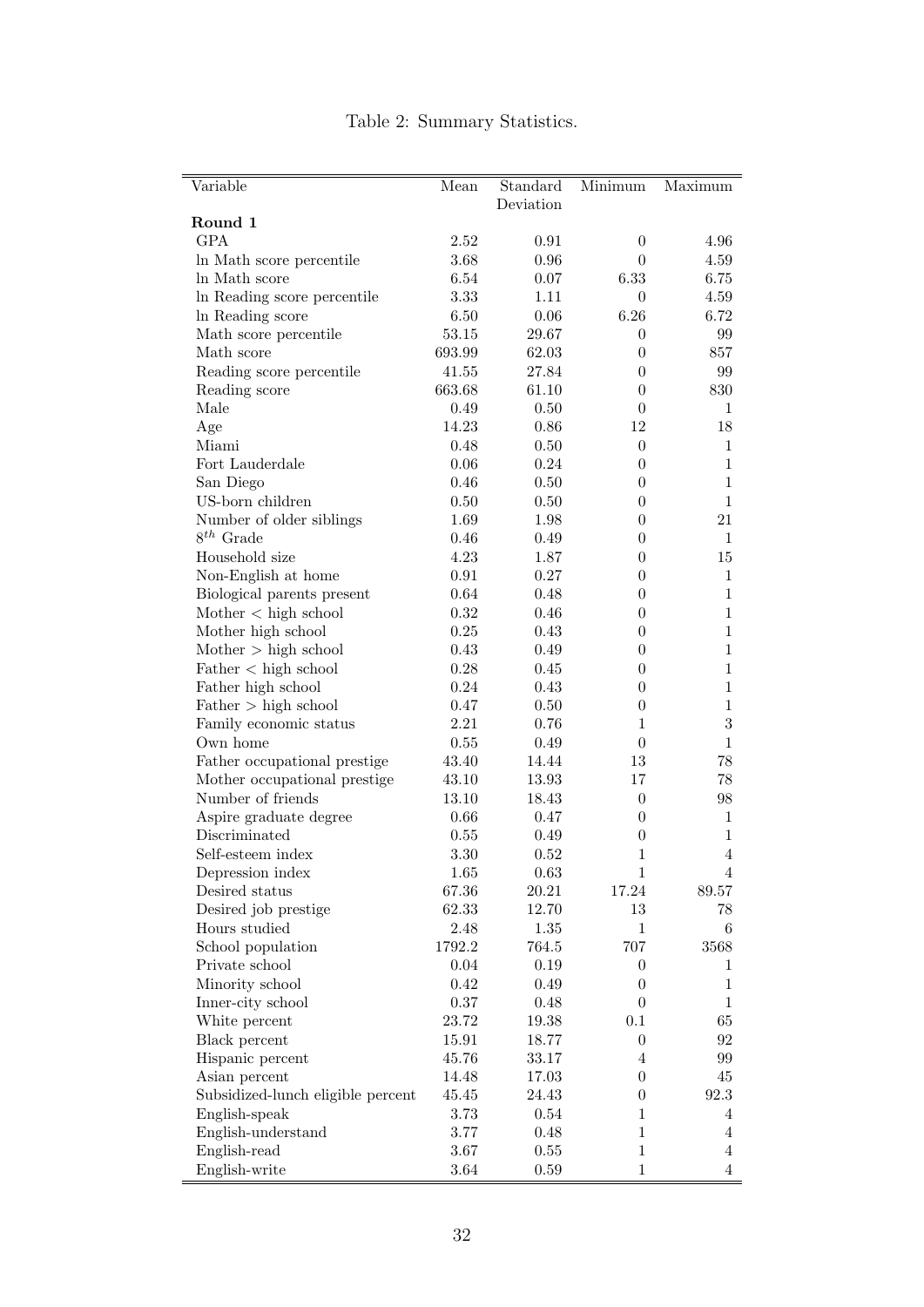Table 2: Summary Statistics.

| Variable | Mean | Standard Deviation | Minimum | Maximum |
|---|---|---|---|---|
| **Round 1** | | | | |
| GPA | 2.52 | 0.91 | 0 | 4.96 |
| ln Math score percentile | 3.68 | 0.96 | 0 | 4.59 |
| ln Math score | 6.54 | 0.07 | 6.33 | 6.75 |
| ln Reading score percentile | 3.33 | 1.11 | 0 | 4.59 |
| ln Reading score | 6.50 | 0.06 | 6.26 | 6.72 |
| Math score percentile | 53.15 | 29.67 | 0 | 99 |
| Math score | 693.99 | 62.03 | 0 | 857 |
| Reading score percentile | 41.55 | 27.84 | 0 | 99 |
| Reading score | 663.68 | 61.10 | 0 | 830 |
| Male | 0.49 | 0.50 | 0 | 1 |
| Age | 14.23 | 0.86 | 12 | 18 |
| Miami | 0.48 | 0.50 | 0 | 1 |
| Fort Lauderdale | 0.06 | 0.24 | 0 | 1 |
| San Diego | 0.46 | 0.50 | 0 | 1 |
| US-born children | 0.50 | 0.50 | 0 | 1 |
| Number of older siblings | 1.69 | 1.98 | 0 | 21 |
| $8^{th}$ Grade | 0.46 | 0.49 | 0 | 1 |
| Household size | 4.23 | 1.87 | 0 | 15 |
| Non-English at home | 0.91 | 0.27 | 0 | 1 |
| Biological parents present | 0.64 | 0.48 | 0 | 1 |
| Mother < high school | 0.32 | 0.46 | 0 | 1 |
| Mother high school | 0.25 | 0.43 | 0 | 1 |
| Mother > high school | 0.43 | 0.49 | 0 | 1 |
| Father < high school | 0.28 | 0.45 | 0 | 1 |
| Father high school | 0.24 | 0.43 | 0 | 1 |
| Father > high school | 0.47 | 0.50 | 0 | 1 |
| Family economic status | 2.21 | 0.76 | 1 | 3 |
| Own home | 0.55 | 0.49 | 0 | 1 |
| Father occupational prestige | 43.40 | 14.44 | 13 | 78 |
| Mother occupational prestige | 43.10 | 13.93 | 17 | 78 |
| Number of friends | 13.10 | 18.43 | 0 | 98 |
| Aspire graduate degree | 0.66 | 0.47 | 0 | 1 |
| Discriminated | 0.55 | 0.49 | 0 | 1 |
| Self-esteem index | 3.30 | 0.52 | 1 | 4 |
| Depression index | 1.65 | 0.63 | 1 | 4 |
| Desired status | 67.36 | 20.21 | 17.24 | 89.57 |
| Desired job prestige | 62.33 | 12.70 | 13 | 78 |
| Hours studied | 2.48 | 1.35 | 1 | 6 |
| School population | 1792.2 | 764.5 | 707 | 3568 |
| Private school | 0.04 | 0.19 | 0 | 1 |
| Minority school | 0.42 | 0.49 | 0 | 1 |
| Inner-city school | 0.37 | 0.48 | 0 | 1 |
| White percent | 23.72 | 19.38 | 0.1 | 65 |
| Black percent | 15.91 | 18.77 | 0 | 92 |
| Hispanic percent | 45.76 | 33.17 | 4 | 99 |
| Asian percent | 14.48 | 17.03 | 0 | 45 |
| Subsidized-lunch eligible percent | 45.45 | 24.43 | 0 | 92.3 |
| English-speak | 3.73 | 0.54 | 1 | 4 |
| English-understand | 3.77 | 0.48 | 1 | 4 |
| English-read | 3.67 | 0.55 | 1 | 4 |
| English-write | 3.64 | 0.59 | 1 | 4 |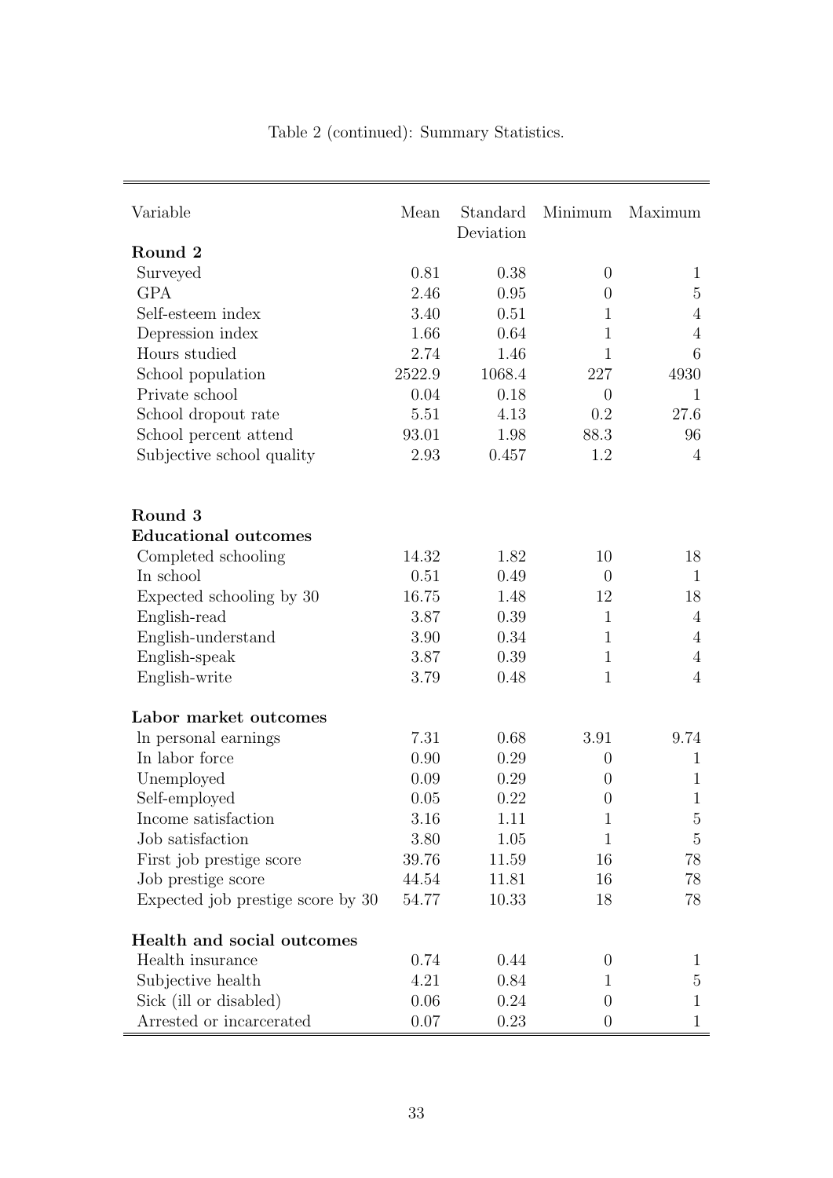Table 2 (continued): Summary Statistics.

| Variable | Mean | Standard Deviation | Minimum | Maximum |
|---|---|---|---|---|
| **Round 2** | | | | |
| Surveyed | 0.81 | 0.38 | 0 | 1 |
| GPA | 2.46 | 0.95 | 0 | 5 |
| Self-esteem index | 3.40 | 0.51 | 1 | 4 |
| Depression index | 1.66 | 0.64 | 1 | 4 |
| Hours studied | 2.74 | 1.46 | 1 | 6 |
| School population | 2522.9 | 1068.4 | 227 | 4930 |
| Private school | 0.04 | 0.18 | 0 | 1 |
| School dropout rate | 5.51 | 4.13 | 0.2 | 27.6 |
| School percent attend | 93.01 | 1.98 | 88.3 | 96 |
| Subjective school quality | 2.93 | 0.457 | 1.2 | 4 |
| **Round 3** | | | | |
| **Educational outcomes** | | | | |
| Completed schooling | 14.32 | 1.82 | 10 | 18 |
| In school | 0.51 | 0.49 | 0 | 1 |
| Expected schooling by 30 | 16.75 | 1.48 | 12 | 18 |
| English-read | 3.87 | 0.39 | 1 | 4 |
| English-understand | 3.90 | 0.34 | 1 | 4 |
| English-speak | 3.87 | 0.39 | 1 | 4 |
| English-write | 3.79 | 0.48 | 1 | 4 |
| **Labor market outcomes** | | | | |
| ln personal earnings | 7.31 | 0.68 | 3.91 | 9.74 |
| In labor force | 0.90 | 0.29 | 0 | 1 |
| Unemployed | 0.09 | 0.29 | 0 | 1 |
| Self-employed | 0.05 | 0.22 | 0 | 1 |
| Income satisfaction | 3.16 | 1.11 | 1 | 5 |
| Job satisfaction | 3.80 | 1.05 | 1 | 5 |
| First job prestige score | 39.76 | 11.59 | 16 | 78 |
| Job prestige score | 44.54 | 11.81 | 16 | 78 |
| Expected job prestige score by 30 | 54.77 | 10.33 | 18 | 78 |
| **Health and social outcomes** | | | | |
| Health insurance | 0.74 | 0.44 | 0 | 1 |
| Subjective health | 4.21 | 0.84 | 1 | 5 |
| Sick (ill or disabled) | 0.06 | 0.24 | 0 | 1 |
| Arrested or incarcerated | 0.07 | 0.23 | 0 | 1 |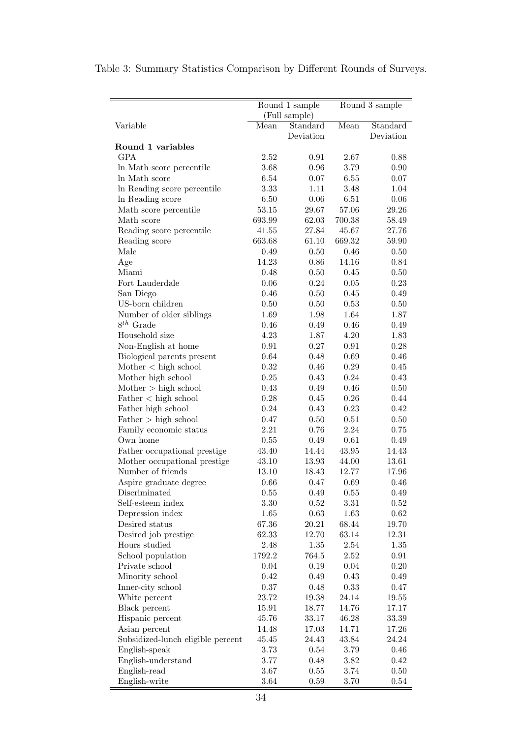Table 3: Summary Statistics Comparison by Different Rounds of Surveys.

| Variable | Round 1 sample (Full sample) | | Round 3 sample | |
|---|---|---|---|---|
| | Mean | Standard Deviation | Mean | Standard Deviation |
| **Round 1 variables** | | | | |
| GPA | 2.52 | 0.91 | 2.67 | 0.88 |
| ln Math score percentile | 3.68 | 0.96 | 3.79 | 0.90 |
| ln Math score | 6.54 | 0.07 | 6.55 | 0.07 |
| ln Reading score percentile | 3.33 | 1.11 | 3.48 | 1.04 |
| ln Reading score | 6.50 | 0.06 | 6.51 | 0.06 |
| Math score percentile | 53.15 | 29.67 | 57.06 | 29.26 |
| Math score | 693.99 | 62.03 | 700.38 | 58.49 |
| Reading score percentile | 41.55 | 27.84 | 45.67 | 27.76 |
| Reading score | 663.68 | 61.10 | 669.32 | 59.90 |
| Male | 0.49 | 0.50 | 0.46 | 0.50 |
| Age | 14.23 | 0.86 | 14.16 | 0.84 |
| Miami | 0.48 | 0.50 | 0.45 | 0.50 |
| Fort Lauderdale | 0.06 | 0.24 | 0.05 | 0.23 |
| San Diego | 0.46 | 0.50 | 0.45 | 0.49 |
| US-born children | 0.50 | 0.50 | 0.53 | 0.50 |
| Number of older siblings | 1.69 | 1.98 | 1.64 | 1.87 |
| $8^{th}$ Grade | 0.46 | 0.49 | 0.46 | 0.49 |
| Household size | 4.23 | 1.87 | 4.20 | 1.83 |
| Non-English at home | 0.91 | 0.27 | 0.91 | 0.28 |
| Biological parents present | 0.64 | 0.48 | 0.69 | 0.46 |
| Mother < high school | 0.32 | 0.46 | 0.29 | 0.45 |
| Mother high school | 0.25 | 0.43 | 0.24 | 0.43 |
| Mother > high school | 0.43 | 0.49 | 0.46 | 0.50 |
| Father < high school | 0.28 | 0.45 | 0.26 | 0.44 |
| Father high school | 0.24 | 0.43 | 0.23 | 0.42 |
| Father > high school | 0.47 | 0.50 | 0.51 | 0.50 |
| Family economic status | 2.21 | 0.76 | 2.24 | 0.75 |
| Own home | 0.55 | 0.49 | 0.61 | 0.49 |
| Father occupational prestige | 43.40 | 14.44 | 43.95 | 14.43 |
| Mother occupational prestige | 43.10 | 13.93 | 44.00 | 13.61 |
| Number of friends | 13.10 | 18.43 | 12.77 | 17.96 |
| Aspire graduate degree | 0.66 | 0.47 | 0.69 | 0.46 |
| Discriminated | 0.55 | 0.49 | 0.55 | 0.49 |
| Self-esteem index | 3.30 | 0.52 | 3.31 | 0.52 |
| Depression index | 1.65 | 0.63 | 1.63 | 0.62 |
| Desired status | 67.36 | 20.21 | 68.44 | 19.70 |
| Desired job prestige | 62.33 | 12.70 | 63.14 | 12.31 |
| Hours studied | 2.48 | 1.35 | 2.54 | 1.35 |
| School population | 1792.2 | 764.5 | 2.52 | 0.91 |
| Private school | 0.04 | 0.19 | 0.04 | 0.20 |
| Minority school | 0.42 | 0.49 | 0.43 | 0.49 |
| Inner-city school | 0.37 | 0.48 | 0.33 | 0.47 |
| White percent | 23.72 | 19.38 | 24.14 | 19.55 |
| Black percent | 15.91 | 18.77 | 14.76 | 17.17 |
| Hispanic percent | 45.76 | 33.17 | 46.28 | 33.39 |
| Asian percent | 14.48 | 17.03 | 14.71 | 17.26 |
| Subsidized-lunch eligible percent | 45.45 | 24.43 | 43.84 | 24.24 |
| English-speak | 3.73 | 0.54 | 3.79 | 0.46 |
| English-understand | 3.77 | 0.48 | 3.82 | 0.42 |
| English-read | 3.67 | 0.55 | 3.74 | 0.50 |
| English-write | 3.64 | 0.59 | 3.70 | 0.54 |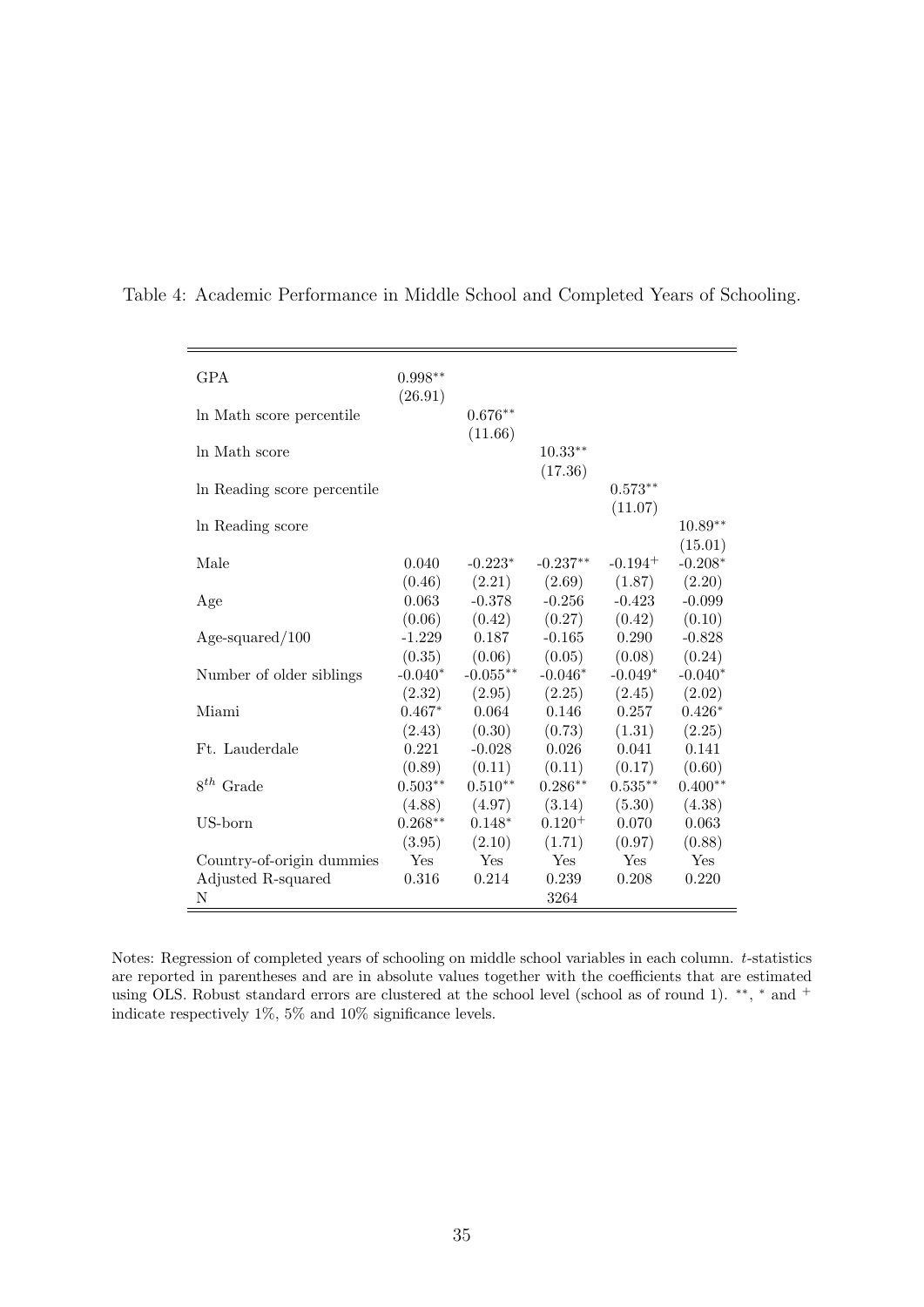Table 4: Academic Performance in Middle School and Completed Years of Schooling.

| | | | | | |
|---|---|---|---|---|---|
| GPA | 0.998** | | | | |
| | (26.91) | | | | |
| ln Math score percentile | | 0.676** | | | |
| | | (11.66) | | | |
| ln Math score | | | 10.33** | | |
| | | | (17.36) | | |
| ln Reading score percentile | | | | 0.573** | |
| | | | | (11.07) | |
| ln Reading score | | | | | 10.89** |
| | | | | | (15.01) |
| Male | 0.040 | -0.223* | -0.237** | -0.194+ | -0.208* |
| | (0.46) | (2.21) | (2.69) | (1.87) | (2.20) |
| Age | 0.063 | -0.378 | -0.256 | -0.423 | -0.099 |
| | (0.06) | (0.42) | (0.27) | (0.42) | (0.10) |
| Age-squared/100 | -1.229 | 0.187 | -0.165 | 0.290 | -0.828 |
| | (0.35) | (0.06) | (0.05) | (0.08) | (0.24) |
| Number of older siblings | -0.040* | -0.055** | -0.046* | -0.049* | -0.040* |
| | (2.32) | (2.95) | (2.25) | (2.45) | (2.02) |
| Miami | 0.467* | 0.064 | 0.146 | 0.257 | 0.426* |
| | (2.43) | (0.30) | (0.73) | (1.31) | (2.25) |
| Ft. Lauderdale | 0.221 | -0.028 | 0.026 | 0.041 | 0.141 |
| | (0.89) | (0.11) | (0.11) | (0.17) | (0.60) |
| $8^{th}$ Grade | 0.503** | 0.510** | 0.286** | 0.535** | 0.400** |
| | (4.88) | (4.97) | (3.14) | (5.30) | (4.38) |
| US-born | 0.268** | 0.148* | 0.120+ | 0.070 | 0.063 |
| | (3.95) | (2.10) | (1.71) | (0.97) | (0.88) |
| Country-of-origin dummies | Yes | Yes | Yes | Yes | Yes |
| Adjusted R-squared | 0.316 | 0.214 | 0.239 | 0.208 | 0.220 |
| N | | | 3264 | | |

Notes: Regression of completed years of schooling on middle school variables in each column. $t$-statistics are reported in parentheses and are in absolute values together with the coefficients that are estimated using OLS. Robust standard errors are clustered at the school level (school as of round 1). **, * and + indicate respectively 1%, 5% and 10% significance levels.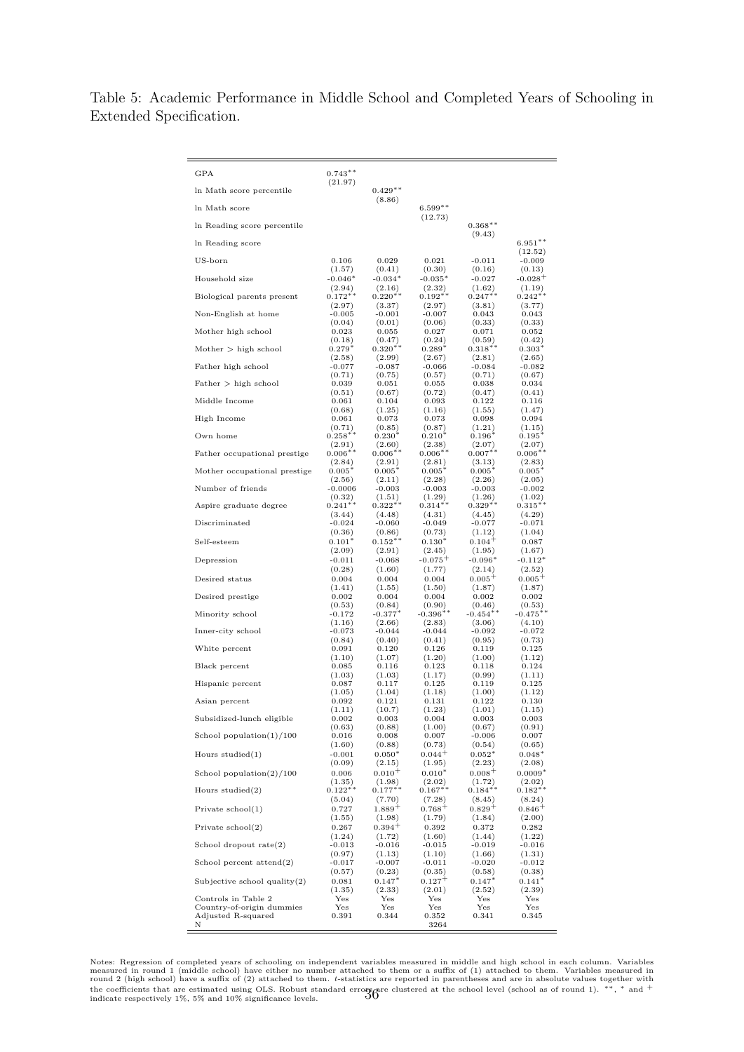Table 5: Academic Performance in Middle School and Completed Years of Schooling in Extended Specification.

| | | | | | |
|---|---|---|---|---|---|
| GPA | 0.743** | | | | |
| | (21.97) | | | | |
| ln Math score percentile | | 0.429** | | | |
| | | (8.86) | | | |
| ln Math score | | | 6.599** | | |
| | | | (12.73) | | |
| ln Reading score percentile | | | | 0.368** | |
| | | | | (9.43) | |
| ln Reading score | | | | | 6.951** |
| | | | | | (12.52) |
| US-born | 0.106 | 0.029 | 0.021 | -0.011 | -0.009 |
| | (1.57) | (0.41) | (0.30) | (0.16) | (0.13) |
| Household size | -0.046* | -0.034* | -0.035* | -0.027 | -0.028+ |
| | (2.94) | (2.16) | (2.32) | (1.62) | (1.19) |
| Biological parents present | 0.172** | 0.220** | 0.192** | 0.247** | 0.242** |
| | (2.97) | (3.37) | (2.97) | (3.81) | (3.77) |
| Non-English at home | -0.005 | -0.001 | -0.007 | 0.043 | 0.043 |
| | (0.04) | (0.01) | (0.06) | (0.33) | (0.33) |
| Mother high school | 0.023 | 0.055 | 0.027 | 0.071 | 0.052 |
| | (0.18) | (0.47) | (0.24) | (0.59) | (0.42) |
| Mother > high school | 0.279* | 0.320** | 0.289* | 0.318** | 0.303* |
| | (2.58) | (2.99) | (2.67) | (2.81) | (2.65) |
| Father high school | -0.077 | -0.087 | -0.066 | -0.084 | -0.082 |
| | (0.71) | (0.75) | (0.57) | (0.71) | (0.67) |
| Father > high school | 0.039 | 0.051 | 0.055 | 0.038 | 0.034 |
| | (0.51) | (0.67) | (0.72) | (0.47) | (0.41) |
| Middle Income | 0.061 | 0.104 | 0.093 | 0.122 | 0.116 |
| | (0.68) | (1.25) | (1.16) | (1.55) | (1.47) |
| High Income | 0.061 | 0.073 | 0.073 | 0.098 | 0.094 |
| | (0.71) | (0.85) | (0.87) | (1.21) | (1.15) |
| Own home | 0.258** | 0.230* | 0.210* | 0.196* | 0.195* |
| | (2.91) | (2.60) | (2.38) | (2.07) | (2.07) |
| Father occupational prestige | 0.006** | 0.006** | 0.006** | 0.007** | 0.006** |
| | (2.84) | (2.91) | (2.81) | (3.13) | (2.83) |
| Mother occupational prestige | 0.005* | 0.005* | 0.005* | 0.005* | 0.005* |
| | (2.56) | (2.11) | (2.28) | (2.26) | (2.05) |
| Number of friends | -0.0006 | -0.003 | -0.003 | -0.003 | -0.002 |
| | (0.32) | (1.51) | (1.29) | (1.26) | (1.02) |
| Aspire graduate degree | 0.241** | 0.322** | 0.314** | 0.329** | 0.315** |
| | (3.44) | (4.48) | (4.31) | (4.45) | (4.29) |
| Discriminated | -0.024 | -0.060 | -0.049 | -0.077 | -0.071 |
| | (0.36) | (0.86) | (0.73) | (1.12) | (1.04) |
| Self-esteem | 0.101* | 0.152** | 0.130* | 0.104+ | 0.087 |
| | (2.09) | (2.91) | (2.45) | (1.95) | (1.67) |
| Depression | -0.011 | -0.068 | -0.075+ | -0.096* | -0.112* |
| | (0.28) | (1.60) | (1.77) | (2.14) | (2.52) |
| Desired status | 0.004 | 0.004 | 0.004 | 0.005+ | 0.005+ |
| | (1.41) | (1.55) | (1.50) | (1.87) | (1.87) |
| Desired prestige | 0.002 | 0.004 | 0.004 | 0.002 | 0.002 |
| | (0.53) | (0.84) | (0.90) | (0.46) | (0.53) |
| Minority school | -0.172 | -0.377* | -0.396** | -0.454** | -0.475** |
| | (1.16) | (2.66) | (2.83) | (3.06) | (4.10) |
| Inner-city school | -0.073 | -0.044 | -0.044 | -0.092 | -0.072 |
| | (0.84) | (0.40) | (0.41) | (0.95) | (0.73) |
| White percent | 0.091 | 0.120 | 0.126 | 0.119 | 0.125 |
| | (1.10) | (1.07) | (1.20) | (1.00) | (1.12) |
| Black percent | 0.085 | 0.116 | 0.123 | 0.118 | 0.124 |
| | (1.03) | (1.03) | (1.17) | (0.99) | (1.11) |
| Hispanic percent | 0.087 | 0.117 | 0.125 | 0.119 | 0.125 |
| | (1.05) | (1.04) | (1.18) | (1.00) | (1.12) |
| Asian percent | 0.092 | 0.121 | 0.131 | 0.122 | 0.130 |
| | (1.11) | (10.7) | (1.23) | (1.01) | (1.15) |
| Subsidized-lunch eligible | 0.002 | 0.003 | 0.004 | 0.003 | 0.003 |
| | (0.63) | (0.88) | (1.00) | (0.67) | (0.91) |
| School population(1)/100 | 0.016 | 0.008 | 0.007 | -0.006 | 0.007 |
| | (1.60) | (0.88) | (0.73) | (0.54) | (0.65) |
| Hours studied(1) | -0.001 | 0.050* | 0.044+ | 0.052* | 0.048* |
| | (0.09) | (2.15) | (1.95) | (2.23) | (2.08) |
| School population(2)/100 | 0.006 | 0.010+ | 0.010* | 0.008+ | 0.0009* |
| | (1.35) | (1.98) | (2.02) | (1.72) | (2.02) |
| Hours studied(2) | 0.122** | 0.177** | 0.167** | 0.184** | 0.182** |
| | (5.04) | (7.70) | (7.28) | (8.45) | (8.24) |
| Private school(1) | 0.727 | 1.889+ | 0.768+ | 0.829+ | 0.846+ |
| | (1.55) | (1.98) | (1.79) | (1.84) | (2.00) |
| Private school(2) | 0.267 | 0.394+ | 0.392 | 0.372 | 0.282 |
| | (1.24) | (1.72) | (1.60) | (1.44) | (1.22) |
| School dropout rate(2) | -0.013 | -0.016 | -0.015 | -0.019 | -0.016 |
| | (0.97) | (1.13) | (1.10) | (1.66) | (1.31) |
| School percent attend(2) | -0.017 | -0.007 | -0.011 | -0.020 | -0.012 |
| | (0.57) | (0.23) | (0.35) | (0.58) | (0.38) |
| Subjective school quality(2) | 0.081 | 0.147* | 0.127+ | 0.147* | 0.141* |
| | (1.35) | (2.33) | (2.01) | (2.52) | (2.39) |
| Controls in Table 2 | Yes | Yes | Yes | Yes | Yes |
| Country-of-origin dummies | Yes | Yes | Yes | Yes | Yes |
| Adjusted R-squared | 0.391 | 0.344 | 0.352 | 0.341 | 0.345 |
| N | | | 3264 | | |

Notes: Regression of completed years of schooling on independent variables measured in middle and high school in each column. Variables measured in round 1 (middle school) have either no number attached to them or a suffix of (1) attached to them. Variables measured in round 2 (high school) have a suffix of (2) attached to them. *t*-statistics are reported in parentheses and are in absolute values together with the coefficients that are estimated using OLS. Robust standard errors are clustered at the school level (school as of round 1). **, * and + indicate respectively 1%, 5% and 10% significance levels.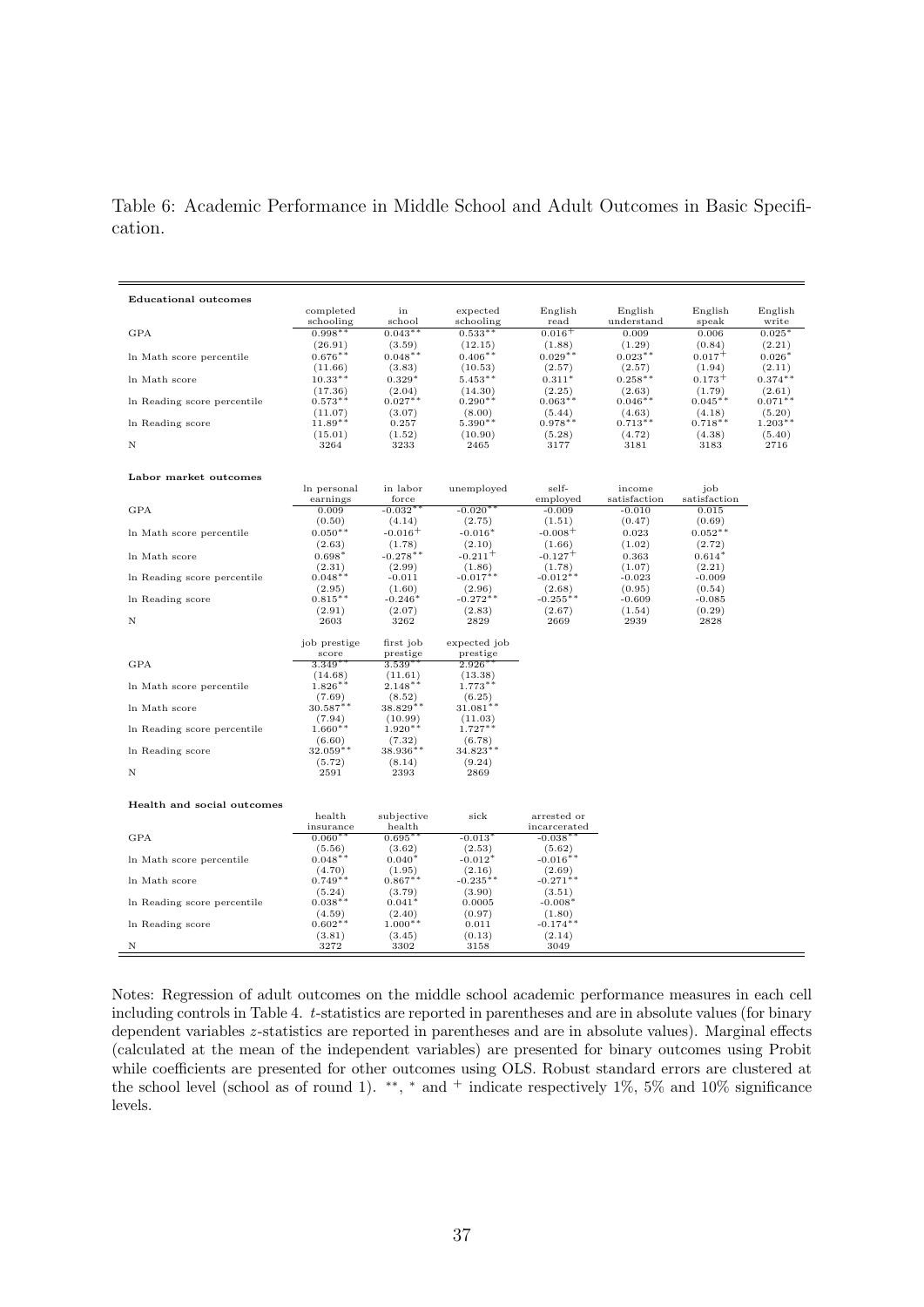Table 6: Academic Performance in Middle School and Adult Outcomes in Basic Specification.

| **Educational outcomes** | completed schooling | in school | expected schooling | English read | English understand | English speak | English write |
|---|---|---|---|---|---|---|---|
| GPA | 0.998** | 0.043** | 0.533** | 0.016+ | 0.009 | 0.006 | 0.025* |
| | (26.91) | (3.59) | (12.15) | (1.88) | (1.29) | (0.84) | (2.21) |
| ln Math score percentile | 0.676** | 0.048** | 0.406** | 0.029** | 0.023** | 0.017+ | 0.026* |
| | (11.66) | (3.83) | (10.53) | (2.57) | (2.57) | (1.94) | (2.11) |
| ln Math score | 10.33** | 0.329* | 5.453** | 0.311* | 0.258** | 0.173+ | 0.374** |
| | (17.36) | (2.04) | (14.30) | (2.25) | (2.63) | (1.79) | (2.61) |
| ln Reading score percentile | 0.573** | 0.027** | 0.290** | 0.063** | 0.046** | 0.045** | 0.071** |
| | (11.07) | (3.07) | (8.00) | (5.44) | (4.63) | (4.18) | (5.20) |
| ln Reading score | 11.89** | 0.257 | 5.390** | 0.978** | 0.713** | 0.718** | 1.203** |
| | (15.01) | (1.52) | (10.90) | (5.28) | (4.72) | (4.38) | (5.40) |
| N | 3264 | 3233 | 2465 | 3177 | 3181 | 3183 | 2716 |

| **Labor market outcomes** | ln personal earnings | in labor force | unemployed | self-employed | income satisfaction | job satisfaction |
|---|---|---|---|---|---|---|
| GPA | 0.009 | -0.032** | -0.020** | -0.009 | -0.010 | 0.015 |
| | (0.50) | (4.14) | (2.75) | (1.51) | (0.47) | (0.69) |
| ln Math score percentile | 0.050** | -0.016+ | -0.016* | -0.008+ | 0.023 | 0.052** |
| | (2.63) | (1.78) | (2.10) | (1.66) | (1.02) | (2.72) |
| ln Math score | 0.698* | -0.278** | -0.211+ | -0.127+ | 0.363 | 0.614* |
| | (2.31) | (2.99) | (1.86) | (1.78) | (1.07) | (2.21) |
| ln Reading score percentile | 0.048** | -0.011 | -0.017** | -0.012** | -0.023 | -0.009 |
| | (2.95) | (1.60) | (2.96) | (2.68) | (0.95) | (0.54) |
| ln Reading score | 0.815** | -0.246* | -0.272** | -0.255** | -0.609 | -0.085 |
| | (2.91) | (2.07) | (2.83) | (2.67) | (1.54) | (0.29) |
| N | 2603 | 3262 | 2829 | 2669 | 2939 | 2828 |

| | job prestige score | first job prestige | expected job prestige |
|---|---|---|---|
| GPA | 3.349** | 3.539** | 2.926** |
| | (14.68) | (11.61) | (13.38) |
| ln Math score percentile | 1.826** | 2.148** | 1.773** |
| | (7.69) | (8.52) | (6.25) |
| ln Math score | 30.587** | 38.829** | 31.081** |
| | (7.94) | (10.99) | (11.03) |
| ln Reading score percentile | 1.660** | 1.920** | 1.727** |
| | (6.60) | (7.32) | (6.78) |
| ln Reading score | 32.059** | 38.936** | 34.823** |
| | (5.72) | (8.14) | (9.24) |
| N | 2591 | 2393 | 2869 |

| **Health and social outcomes** | health insurance | subjective health | sick | arrested or incarcerated |
|---|---|---|---|---|
| GPA | 0.060** | 0.695** | -0.013* | -0.038** |
| | (5.56) | (3.62) | (2.53) | (5.62) |
| ln Math score percentile | 0.048** | 0.040* | -0.012* | -0.016** |
| | (4.70) | (1.95) | (2.16) | (2.69) |
| ln Math score | 0.749** | 0.867** | -0.235** | -0.271** |
| | (5.24) | (3.79) | (3.90) | (3.51) |
| ln Reading score percentile | 0.038** | 0.041* | 0.0005 | -0.008* |
| | (4.59) | (2.40) | (0.97) | (1.80) |
| ln Reading score | 0.602** | 1.000** | 0.011 | -0.174** |
| | (3.81) | (3.45) | (0.13) | (2.14) |
| N | 3272 | 3302 | 3158 | 3049 |

Notes: Regression of adult outcomes on the middle school academic performance measures in each cell including controls in Table 4. $t$-statistics are reported in parentheses and are in absolute values (for binary dependent variables $z$-statistics are reported in parentheses and are in absolute values). Marginal effects (calculated at the mean of the independent variables) are presented for binary outcomes using Probit while coefficients are presented for other outcomes using OLS. Robust standard errors are clustered at the school level (school as of round 1). $^{**}$, $^{*}$ and $^{+}$ indicate respectively 1%, 5% and 10% significance levels.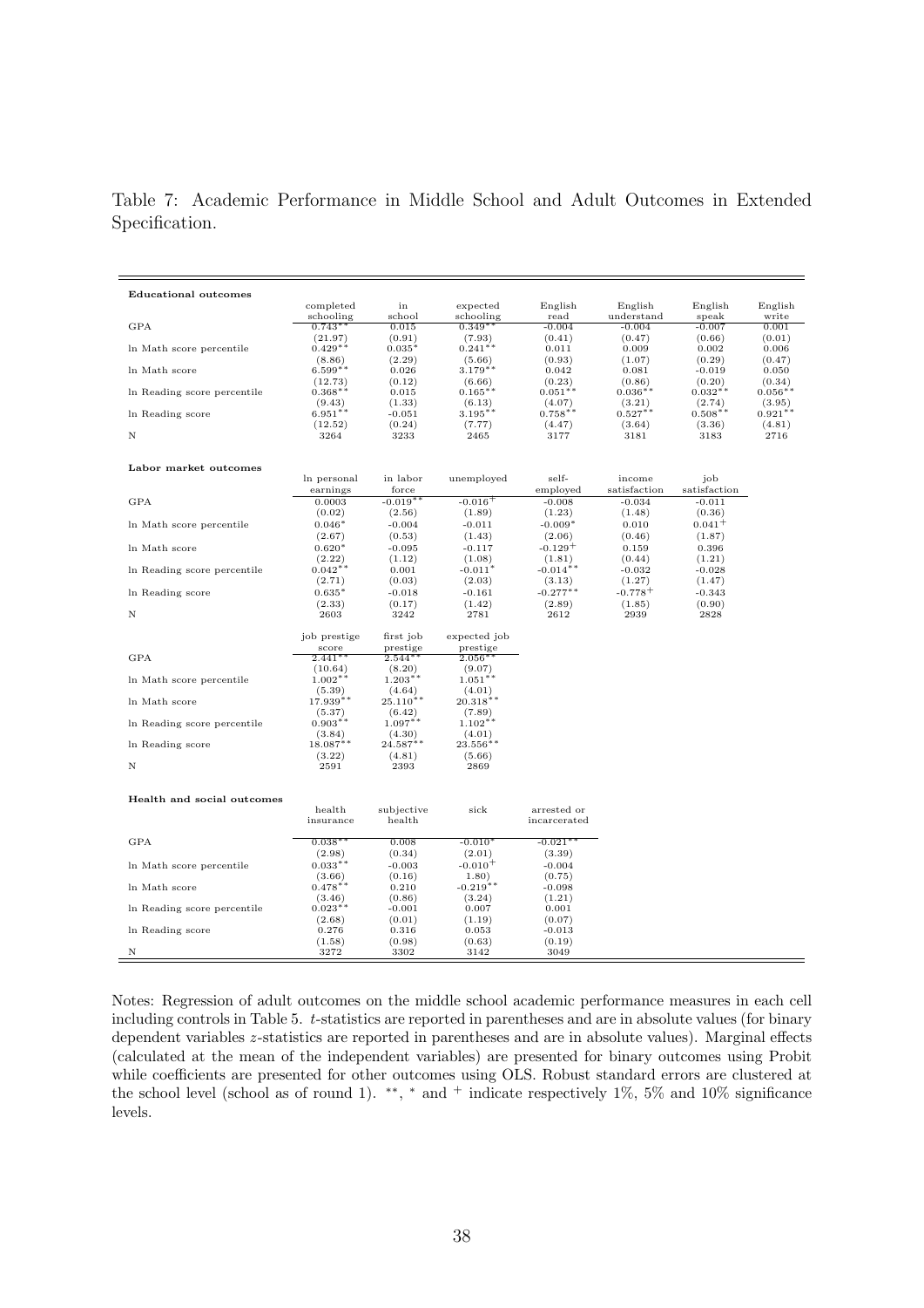Table 7: Academic Performance in Middle School and Adult Outcomes in Extended Specification.

| **Educational outcomes** | completed schooling | in school | expected schooling | English read | English understand | English speak | English write |
|---|---|---|---|---|---|---|---|
| GPA | 0.743** | 0.015 | 0.349** | -0.004 | -0.004 | -0.007 | 0.001 |
| | (21.97) | (0.91) | (7.93) | (0.41) | (0.47) | (0.66) | (0.01) |
| ln Math score percentile | 0.429** | 0.035* | 0.241** | 0.011 | 0.009 | 0.002 | 0.006 |
| | (8.86) | (2.29) | (5.66) | (0.93) | (1.07) | (0.29) | (0.47) |
| ln Math score | 6.599** | 0.026 | 3.179** | 0.042 | 0.081 | -0.019 | 0.050 |
| | (12.73) | (0.12) | (6.66) | (0.23) | (0.86) | (0.20) | (0.34) |
| ln Reading score percentile | 0.368** | 0.015 | 0.165** | 0.051** | 0.036** | 0.032** | 0.056** |
| | (9.43) | (1.33) | (6.13) | (4.07) | (3.21) | (2.74) | (3.95) |
| ln Reading score | 6.951** | -0.051 | 3.195** | 0.758** | 0.527** | 0.508** | 0.921** |
| | (12.52) | (0.24) | (7.77) | (4.47) | (3.64) | (3.36) | (4.81) |
| N | 3264 | 3233 | 2465 | 3177 | 3181 | 3183 | 2716 |

| **Labor market outcomes** | ln personal earnings | in labor force | unemployed | self-employed | income satisfaction | job satisfaction |
|---|---|---|---|---|---|---|
| GPA | 0.0003 | -0.019** | -0.016+ | -0.008 | -0.034 | -0.011 |
| | (0.02) | (2.56) | (1.89) | (1.23) | (1.48) | (0.36) |
| ln Math score percentile | 0.046* | -0.004 | -0.011 | -0.009* | 0.010 | 0.041+ |
| | (2.67) | (0.53) | (1.43) | (2.06) | (0.46) | (1.87) |
| ln Math score | 0.620* | -0.095 | -0.117 | -0.129+ | 0.159 | 0.396 |
| | (2.22) | (1.12) | (1.08) | (1.81) | (0.44) | (1.21) |
| ln Reading score percentile | 0.042** | 0.001 | -0.011* | -0.014** | -0.032 | -0.028 |
| | (2.71) | (0.03) | (2.03) | (3.13) | (1.27) | (1.47) |
| ln Reading score | 0.635* | -0.018 | -0.161 | -0.277** | -0.778+ | -0.343 |
| | (2.33) | (0.17) | (1.42) | (2.89) | (1.85) | (0.90) |
| N | 2603 | 3242 | 2781 | 2612 | 2939 | 2828 |

| | job prestige score | first job prestige | expected job prestige |
|---|---|---|---|
| GPA | 2.441** | 2.544** | 2.056** |
| | (10.64) | (8.20) | (9.07) |
| ln Math score percentile | 1.002** | 1.203** | 1.051** |
| | (5.39) | (4.64) | (4.01) |
| ln Math score | 17.939** | 25.110** | 20.318** |
| | (5.37) | (6.42) | (7.89) |
| ln Reading score percentile | 0.903** | 1.097** | 1.102** |
| | (3.84) | (4.30) | (4.01) |
| ln Reading score | 18.087** | 24.587** | 23.556** |
| | (3.22) | (4.81) | (5.66) |
| N | 2591 | 2393 | 2869 |

| **Health and social outcomes** | health insurance | subjective health | sick | arrested or incarcerated |
|---|---|---|---|---|
| GPA | 0.038** | 0.008 | -0.010* | -0.021** |
| | (2.98) | (0.34) | (2.01) | (3.39) |
| ln Math score percentile | 0.033** | -0.003 | -0.010+ | -0.004 |
| | (3.66) | (0.16) | 1.80) | (0.75) |
| ln Math score | 0.478** | 0.210 | -0.219** | -0.098 |
| | (3.46) | (0.86) | (3.24) | (1.21) |
| ln Reading score percentile | 0.023** | -0.001 | 0.007 | 0.001 |
| | (2.68) | (0.01) | (1.19) | (0.07) |
| ln Reading score | 0.276 | 0.316 | 0.053 | -0.013 |
| | (1.58) | (0.98) | (0.63) | (0.19) |
| N | 3272 | 3302 | 3142 | 3049 |

Notes: Regression of adult outcomes on the middle school academic performance measures in each cell including controls in Table 5. $t$-statistics are reported in parentheses and are in absolute values (for binary dependent variables $z$-statistics are reported in parentheses and are in absolute values). Marginal effects (calculated at the mean of the independent variables) are presented for binary outcomes using Probit while coefficients are presented for other outcomes using OLS. Robust standard errors are clustered at the school level (school as of round 1). $^{**}$, $^{*}$ and $^{+}$ indicate respectively 1%, 5% and 10% significance levels.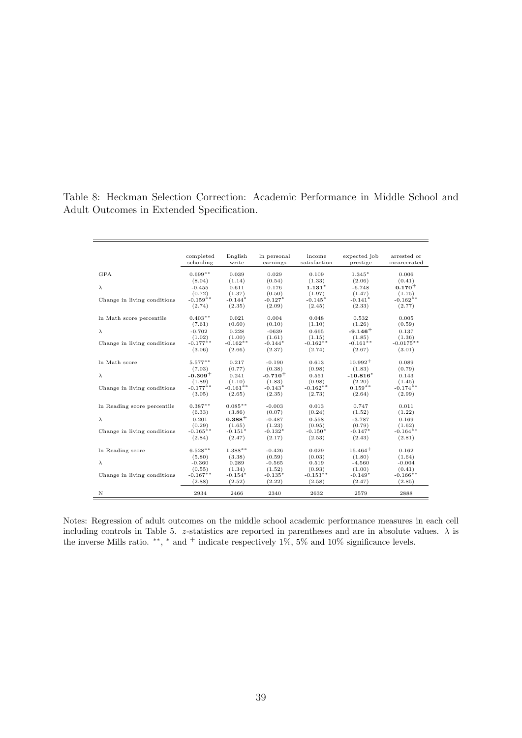Table 8: Heckman Selection Correction: Academic Performance in Middle School and Adult Outcomes in Extended Specification.

| | completed schooling | English write | ln personal earnings | income satisfaction | expected job prestige | arrested or incarcerated |
|---|---|---|---|---|---|---|
| GPA | 0.699** | 0.039 | 0.029 | 0.109 | 1.345* | 0.006 |
| | (8.04) | (1.14) | (0.54) | (1.33) | (2.06) | (0.41) |
| $\lambda$ | -0.455 | 0.611 | 0.176 | **1.131*** | -6.748 | **0.170+** |
| | (0.72) | (1.37) | (0.50) | (1.97) | (1.47) | (1.75) |
| Change in living conditions | -0.159** | -0.144* | -0.127* | -0.145* | -0.141* | -0.162** |
| | (2.74) | (2.35) | (2.09) | (2.45) | (2.33) | (2.77) |
| ln Math score percentile | 0.403** | 0.021 | 0.004 | 0.048 | 0.532 | 0.005 |
| | (7.61) | (0.60) | (0.10) | (1.10) | (1.26) | (0.59) |
| $\lambda$ | -0.702 | 0.228 | -0639 | 0.665 | **-9.146+** | 0.137 |
| | (1.02) | (1.00) | (1.61) | (1.15) | (1.85) | (1.36) |
| Change in living conditions | -0.177** | -0.161** | -0.144* | -0.162** | -0.161** | -0.0175** |
| | (3.06) | (2.66) | (2.37) | (2.74) | (2.67) | (3.01) |
| ln Math score | 5.577** | 0.217 | -0.190 | 0.613 | 10.992+ | 0.089 |
| | (7.03) | (0.77) | (0.38) | (0.98) | (1.83) | (0.79) |
| $\lambda$ | **-0.309+** | 0.241 | **-0.710+** | 0.551 | **-10.816*** | 0.143 |
| | (1.89) | (1.10) | (1.83) | (0.98) | (2.20) | (1.45) |
| Change in living conditions | -0.177** | -0.161** | -0.143* | -0.162** | 0.159** | -0.174** |
| | (3.05) | (2.65) | (2.35) | (2.73) | (2.64) | (2.99) |
| ln Reading score percentile | 0.387** | 0.085** | -0.003 | 0.013 | 0.747 | 0.011 |
| | (6.33) | (3.86) | (0.07) | (0.24) | (1.52) | (1.22) |
| $\lambda$ | 0.201 | **0.388+** | -0.487 | 0.558 | -3.787 | 0.169 |
| | (0.29) | (1.65) | (1.23) | (0.95) | (0.79) | (1.62) |
| Change in living conditions | -0.165** | -0.151* | -0.132* | -0.150* | -0.147* | -0.164** |
| | (2.84) | (2.47) | (2.17) | (2.53) | (2.43) | (2.81) |
| ln Reading score | 6.528** | 1.388** | -0.426 | 0.029 | 15.464+ | 0.162 |
| | (5.80) | (3.38) | (0.59) | (0.03) | (1.80) | (1.64) |
| $\lambda$ | -0.360 | 0.289 | -0.565 | 0.519 | -4.560 | -0.004 |
| | (0.55) | (1.34) | (1.52) | (0.93) | (1.00) | (0.41) |
| Change in living conditions | -0.167** | -0.154* | -0.135* | -0.153** | -0.149* | -0.166** |
| | (2.88) | (2.52) | (2.22) | (2.58) | (2.47) | (2.85) |
| N | 2934 | 2466 | 2340 | 2632 | 2579 | 2888 |

Notes: Regression of adult outcomes on the middle school academic performance measures in each cell including controls in Table 5. $z$-statistics are reported in parentheses and are in absolute values. $\lambda$ is the inverse Mills ratio. $^{**}$, $^{*}$ and $^{+}$ indicate respectively 1%, 5% and 10% significance levels.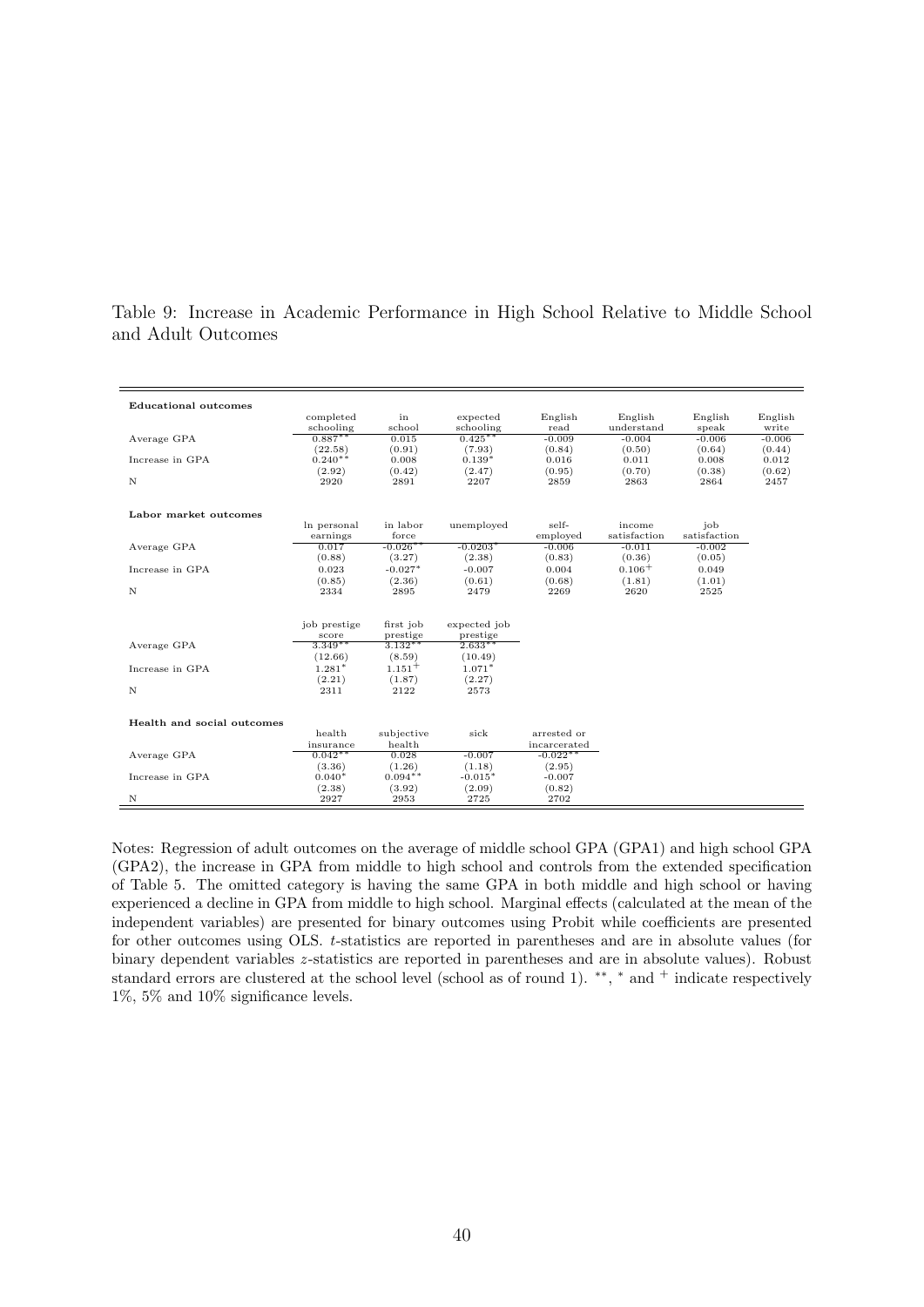Table 9: Increase in Academic Performance in High School Relative to Middle School and Adult Outcomes

| **Educational outcomes** | | | | | | | |
|---|---|---|---|---|---|---|---|
| | completed schooling | in school | expected schooling | English read | English understand | English speak | English write |
| Average GPA | 0.887** | 0.015 | 0.425** | -0.009 | -0.004 | -0.006 | -0.006 |
| | (22.58) | (0.91) | (7.93) | (0.84) | (0.50) | (0.64) | (0.44) |
| Increase in GPA | 0.240** | 0.008 | 0.139* | 0.016 | 0.011 | 0.008 | 0.012 |
| | (2.92) | (0.42) | (2.47) | (0.95) | (0.70) | (0.38) | (0.62) |
| N | 2920 | 2891 | 2207 | 2859 | 2863 | 2864 | 2457 |
| | | | | | | | |
| **Labor market outcomes** | | | | | | | |
| | ln personal earnings | in labor force | unemployed | self-employed | income satisfaction | job satisfaction | |
| Average GPA | 0.017 | -0.026** | -0.0203* | -0.006 | -0.011 | -0.002 | |
| | (0.88) | (3.27) | (2.38) | (0.83) | (0.36) | (0.05) | |
| Increase in GPA | 0.023 | -0.027* | -0.007 | 0.004 | 0.106+ | 0.049 | |
| | (0.85) | (2.36) | (0.61) | (0.68) | (1.81) | (1.01) | |
| N | 2334 | 2895 | 2479 | 2269 | 2620 | 2525 | |
| | | | | | | | |
| | job prestige score | first job prestige | expected job prestige | | | | |
| Average GPA | 3.349** | 3.132** | 2.633** | | | | |
| | (12.66) | (8.59) | (10.49) | | | | |
| Increase in GPA | 1.281* | 1.151+ | 1.071* | | | | |
| | (2.21) | (1.87) | (2.27) | | | | |
| N | 2311 | 2122 | 2573 | | | | |
| | | | | | | | |
| **Health and social outcomes** | | | | | | | |
| | health insurance | subjective health | sick | arrested or incarcerated | | | |
| Average GPA | 0.042** | 0.028 | -0.007 | -0.022** | | | |
| | (3.36) | (1.26) | (1.18) | (2.95) | | | |
| Increase in GPA | 0.040* | 0.094** | -0.015* | -0.007 | | | |
| | (2.38) | (3.92) | (2.09) | (0.82) | | | |
| N | 2927 | 2953 | 2725 | 2702 | | | |

Notes: Regression of adult outcomes on the average of middle school GPA (GPA1) and high school GPA (GPA2), the increase in GPA from middle to high school and controls from the extended specification of Table 5. The omitted category is having the same GPA in both middle and high school or having experienced a decline in GPA from middle to high school. Marginal effects (calculated at the mean of the independent variables) are presented for binary outcomes using Probit while coefficients are presented for other outcomes using OLS. $t$-statistics are reported in parentheses and are in absolute values (for binary dependent variables $z$-statistics are reported in parentheses and are in absolute values). Robust standard errors are clustered at the school level (school as of round 1). **, * and + indicate respectively 1%, 5% and 10% significance levels.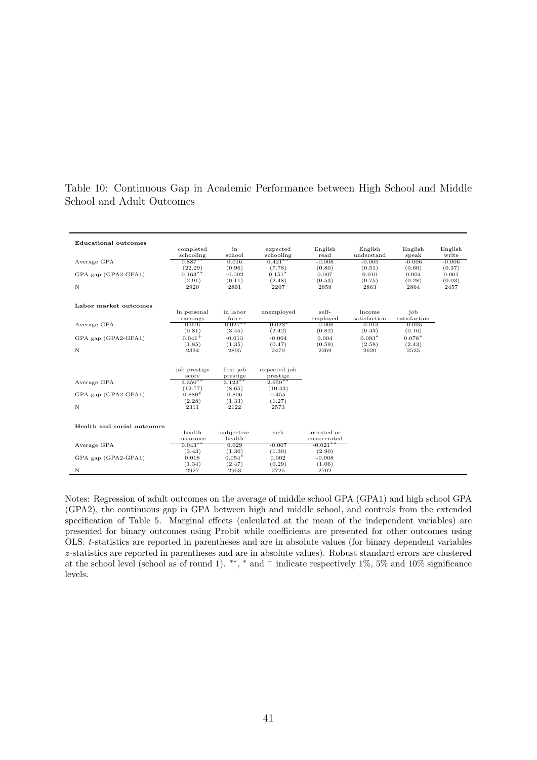Table 10: Continuous Gap in Academic Performance between High School and Middle School and Adult Outcomes

| **Educational outcomes** | completed schooling | in school | expected schooling | English read | English understand | English speak | English write |
|---|---|---|---|---|---|---|---|
| Average GPA | 0.887** | 0.016 | 0.421** | -0.008 | -0.005 | -0.006 | -0.006 |
| | (22.29) | (0.96) | (7.78) | (0.80) | (0.51) | (0.60) | (0.37) |
| GPA gap (GPA2-GPA1) | 0.163** | -0.002 | 0.151* | 0.007 | 0.010 | 0.004 | 0.001 |
| | (2.91) | (0.11) | (2.48) | (0.53) | (0.75) | (0.28) | (0.03) |
| N | 2920 | 2891 | 2207 | 2859 | 2863 | 2864 | 2457 |
| **Labor market outcomes** | ln personal earnings | in labor force | unemployed | self-employed | income satisfaction | job satisfaction | |
| Average GPA | 0.016 | -0.027** | -0.023* | -0.006 | -0.013 | -0.005 | |
| | (0.81) | (3.45) | (2.42) | (0.82) | (0.43) | (0.16) | |
| GPA gap (GPA2-GPA1) | 0.041+ | -0.013 | -0.004 | 0.004 | 0.093* | 0.078* | |
| | (1.85) | (1.35) | (0.47) | (0.59) | (2.58) | (2.43) | |
| N | 2334 | 2895 | 2479 | 2269 | 2620 | 2525 | |
| | job prestige score | first job prestige | expected job prestige | | | | |
| Average GPA | 3.350** | 3.123** | 2.659** | | | | |
| | (12.77) | (8.65) | (10.43) | | | | |
| GPA gap (GPA2-GPA1) | 0.880* | 0.806 | 0.455 | | | | |
| | (2.28) | (1.33) | (1.27) | | | | |
| N | 2311 | 2122 | 2573 | | | | |
| **Health and social outcomes** | health insurance | subjective health | sick | arrested or incarcerated | | | |
| Average GPA | 0.043** | 0.029 | -0.007 | -0.021** | | | |
| | (3.43) | (1.30) | (1.30) | (2.90) | | | |
| GPA gap (GPA2-GPA1) | 0.018 | 0.054* | 0.002 | -0.008 | | | |
| | (1.34) | (2.47) | (0.29) | (1.06) | | | |
| N | 2927 | 2953 | 2725 | 2702 | | | |

Notes: Regression of adult outcomes on the average of middle school GPA (GPA1) and high school GPA (GPA2), the continuous gap in GPA between high and middle school, and controls from the extended specification of Table 5. Marginal effects (calculated at the mean of the independent variables) are presented for binary outcomes using Probit while coefficients are presented for other outcomes using OLS. *t*-statistics are reported in parentheses and are in absolute values (for binary dependent variables *z*-statistics are reported in parentheses and are in absolute values). Robust standard errors are clustered at the school level (school as of round 1). **, * and + indicate respectively 1%, 5% and 10% significance levels.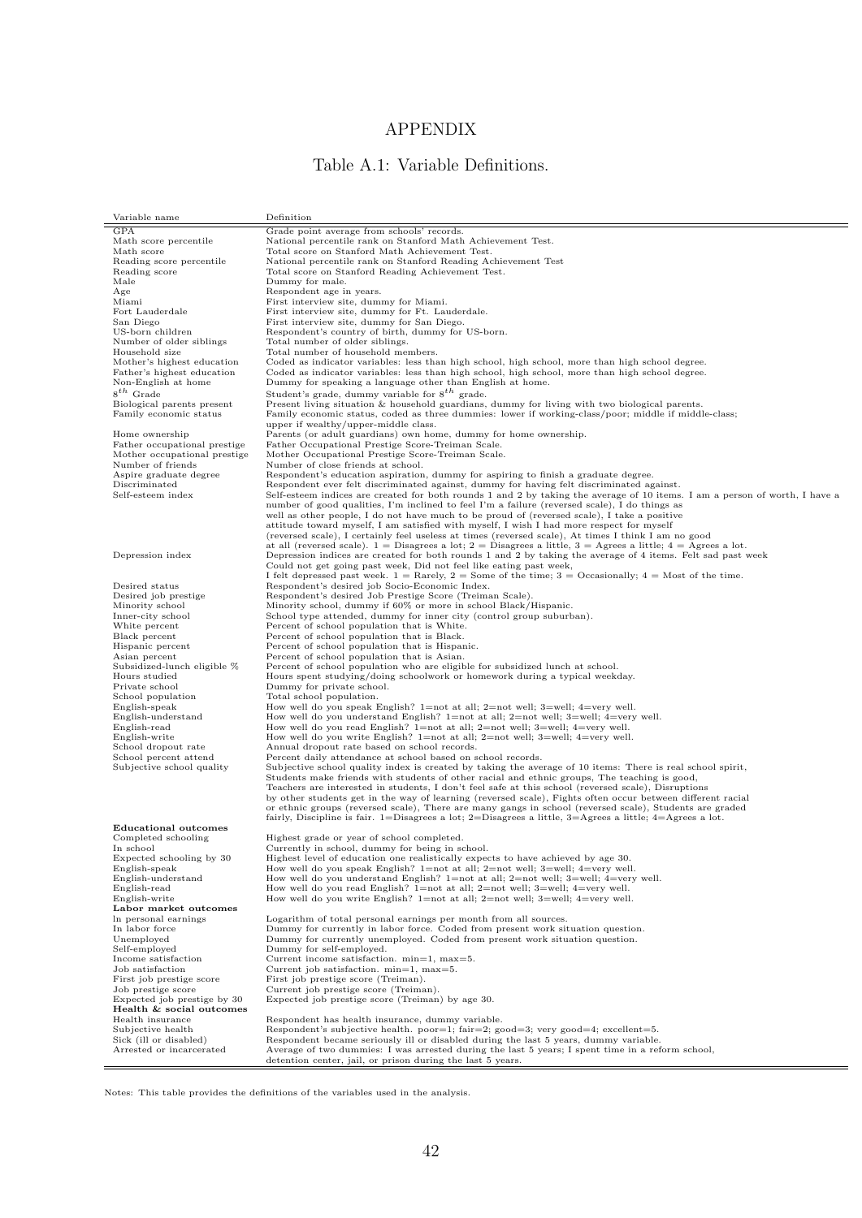# APPENDIX

## Table A.1: Variable Definitions.

| Variable name | Definition |
|---|---|
| GPA | Grade point average from schools' records. |
| Math score percentile | National percentile rank on Stanford Math Achievement Test. |
| Math score | Total score on Stanford Math Achievement Test. |
| Reading score percentile | National percentile rank on Stanford Reading Achievement Test |
| Reading score | Total score on Stanford Reading Achievement Test. |
| Male | Dummy for male. |
| Age | Respondent age in years. |
| Miami | First interview site, dummy for Miami. |
| Fort Lauderdale | First interview site, dummy for Ft. Lauderdale. |
| San Diego | First interview site, dummy for San Diego. |
| US-born children | Respondent's country of birth, dummy for US-born. |
| Number of older siblings | Total number of older siblings. |
| Household size | Total number of household members. |
| Mother's highest education | Coded as indicator variables: less than high school, high school, more than high school degree. |
| Father's highest education | Coded as indicator variables: less than high school, high school, more than high school degree. |
| Non-English at home | Dummy for speaking a language other than English at home. |
| $8^{th}$ Grade | Student's grade, dummy variable for $8^{th}$ grade. |
| Biological parents present | Present living situation & household guardians, dummy for living with two biological parents. |
| Family economic status | Family economic status, coded as three dummies: lower if working-class/poor; middle if middle-class; upper if wealthy/upper-middle class. |
| Home ownership | Parents (or adult guardians) own home, dummy for home ownership. |
| Father occupational prestige | Father Occupational Prestige Score-Treiman Scale. |
| Mother occupational prestige | Mother Occupational Prestige Score-Treiman Scale. |
| Number of friends | Number of close friends at school. |
| Aspire graduate degree | Respondent's education aspiration, dummy for aspiring to finish a graduate degree. |
| Discriminated | Respondent ever felt discriminated against, dummy for having felt discriminated against. |
| Self-esteem index | Self-esteem indices are created for both rounds 1 and 2 by taking the average of 10 items. I am a person of worth, I have a number of good qualities, I'm inclined to feel I'm a failure (reversed scale), I do things as well as other people, I do not have much to be proud of (reversed scale), I take a positive attitude toward myself, I am satisfied with myself, I wish I had more respect for myself (reversed scale), I certainly feel useless at times (reversed scale), At times I think I am no good at all (reversed scale). 1 = Disagrees a lot; 2 = Disagrees a little, 3 = Agrees a little; 4 = Agrees a lot. |
| Depression index | Depression indices are created for both rounds 1 and 2 by taking the average of 4 items. Felt sad past week Could not get going past week, Did not feel like eating past week, I felt depressed past week. 1 = Rarely, 2 = Some of the time; 3 = Occasionally; 4 = Most of the time. |
| Desired status | Respondent's desired job Socio-Economic Index. |
| Desired job prestige | Respondent's desired Job Prestige Score (Treiman Scale). |
| Minority school | Minority school, dummy if 60% or more in school Black/Hispanic. |
| Inner-city school | School type attended, dummy for inner city (control group suburban). |
| White percent | Percent of school population that is White. |
| Black percent | Percent of school population that is Black. |
| Hispanic percent | Percent of school population that is Hispanic. |
| Asian percent | Percent of school population that is Asian. |
| Subsidized-lunch eligible % | Percent of school population who are eligible for subsidized lunch at school. |
| Hours studied | Hours spent studying/doing schoolwork or homework during a typical weekday. |
| Private school | Dummy for private school. |
| School population | Total school population. |
| English-speak | How well do you speak English? 1=not at all; 2=not well; 3=well; 4=very well. |
| English-understand | How well do you understand English? 1=not at all; 2=not well; 3=well; 4=very well. |
| English-read | How well do you read English? 1=not at all; 2=not well; 3=well; 4=very well. |
| English-write | How well do you write English? 1=not at all; 2=not well; 3=well; 4=very well. |
| School dropout rate | Annual dropout rate based on school records. |
| School percent attend | Percent daily attendance at school based on school records. |
| Subjective school quality | Subjective school quality index is created by taking the average of 10 items: There is real school spirit, Students make friends with students of other racial and ethnic groups, The teaching is good, Teachers are interested in students, I don't feel safe at this school (reversed scale), Disruptions by other students get in the way of learning (reversed scale), Fights often occur between different racial or ethnic groups (reversed scale), There are many gangs in school (reversed scale), Students are graded fairly, Discipline is fair. 1=Disagrees a lot; 2=Disagrees a little, 3=Agrees a little; 4=Agrees a lot. |
| **Educational outcomes** | |
| Completed schooling | Highest grade or year of school completed. |
| In school | Currently in school, dummy for being in school. |
| Expected schooling by 30 | Highest level of education one realistically expects to have achieved by age 30. |
| English-speak | How well do you speak English? 1=not at all; 2=not well; 3=well; 4=very well. |
| English-understand | How well do you understand English? 1=not at all; 2=not well; 3=well; 4=very well. |
| English-read | How well do you read English? 1=not at all; 2=not well; 3=well; 4=very well. |
| English-write | How well do you write English? 1=not at all; 2=not well; 3=well; 4=very well. |
| **Labor market outcomes** | |
| ln personal earnings | Logarithm of total personal earnings per month from all sources. |
| In labor force | Dummy for currently in labor force. Coded from present work situation question. |
| Unemployed | Dummy for currently unemployed. Coded from present work situation question. |
| Self-employed | Dummy for self-employed. |
| Income satisfaction | Current income satisfaction. min=1, max=5. |
| Job satisfaction | Current job satisfaction. min=1, max=5. |
| First job prestige score | First job prestige score (Treiman). |
| Job prestige score | Current job prestige score (Treiman). |
| Expected job prestige by 30 | Expected job prestige score (Treiman) by age 30. |
| **Health & social outcomes** | |
| Health insurance | Respondent has health insurance, dummy variable. |
| Subjective health | Respondent's subjective health. poor=1; fair=2; good=3; very good=4; excellent=5. |
| Sick (ill or disabled) | Respondent became seriously ill or disabled during the last 5 years, dummy variable. |
| Arrested or incarcerated | Average of two dummies: I was arrested during the last 5 years; I spent time in a reform school, detention center, jail, or prison during the last 5 years. |

Notes: This table provides the definitions of the variables used in the analysis.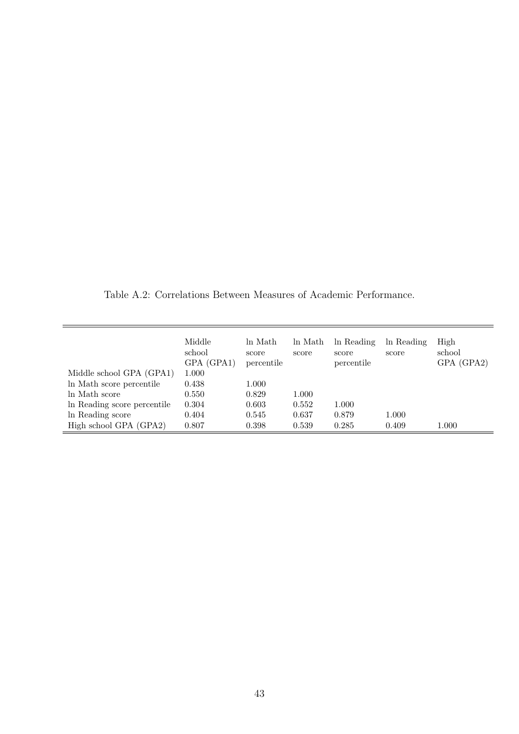Table A.2: Correlations Between Measures of Academic Performance.

| | Middle school GPA (GPA1) | ln Math score percentile | ln Math score | ln Reading score percentile | ln Reading score | High school GPA (GPA2) |
|---|---|---|---|---|---|---|
| Middle school GPA (GPA1) | 1.000 | | | | | |
| ln Math score percentile | 0.438 | 1.000 | | | | |
| ln Math score | 0.550 | 0.829 | 1.000 | | | |
| ln Reading score percentile | 0.304 | 0.603 | 0.552 | 1.000 | | |
| ln Reading score | 0.404 | 0.545 | 0.637 | 0.879 | 1.000 | |
| High school GPA (GPA2) | 0.807 | 0.398 | 0.539 | 0.285 | 0.409 | 1.000 |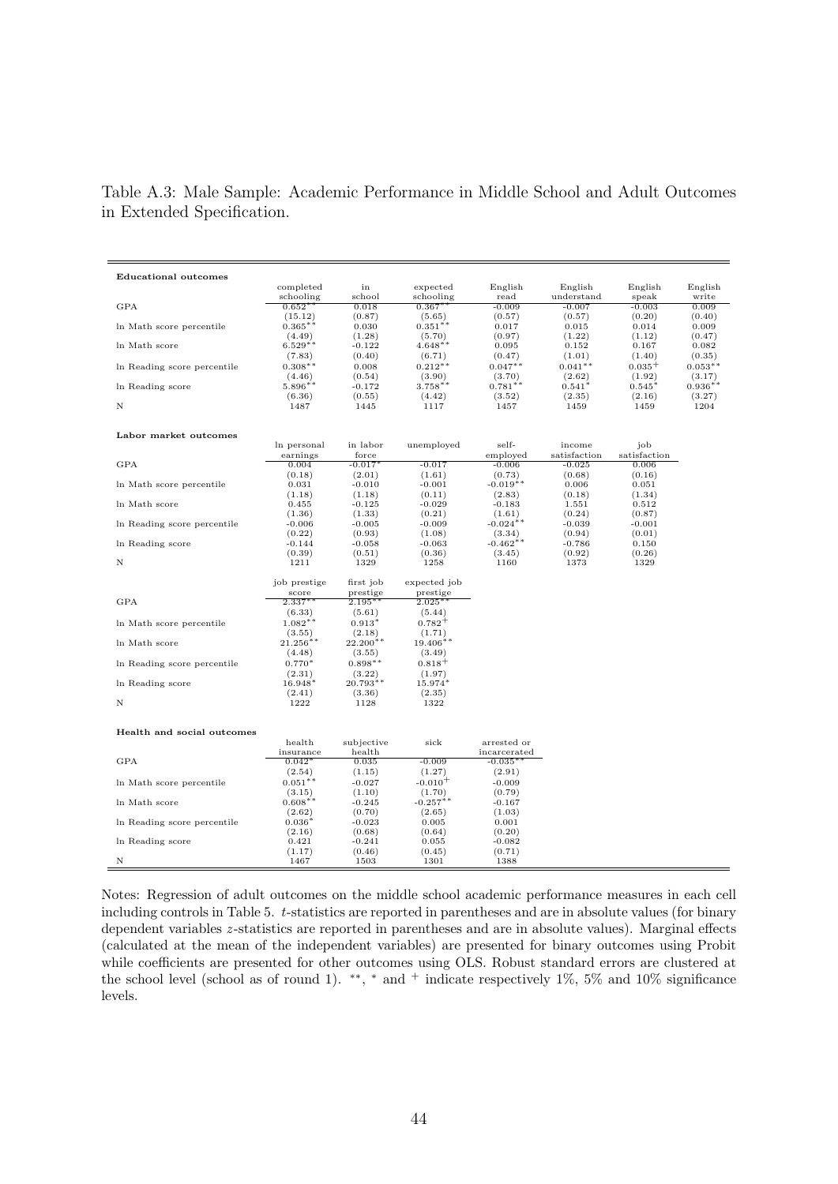Table A.3: Male Sample: Academic Performance in Middle School and Adult Outcomes in Extended Specification.

| **Educational outcomes** | completed schooling | in school | expected schooling | English read | English understand | English speak | English write |
|---|---|---|---|---|---|---|---|
| GPA | 0.652** | 0.018 | 0.367** | -0.009 | -0.007 | -0.003 | 0.009 |
| | (15.12) | (0.87) | (5.65) | (0.57) | (0.57) | (0.20) | (0.40) |
| ln Math score percentile | 0.365** | 0.030 | 0.351** | 0.017 | 0.015 | 0.014 | 0.009 |
| | (4.49) | (1.28) | (5.70) | (0.97) | (1.22) | (1.12) | (0.47) |
| ln Math score | 6.529** | -0.122 | 4.648** | 0.095 | 0.152 | 0.167 | 0.082 |
| | (7.83) | (0.40) | (6.71) | (0.47) | (1.01) | (1.40) | (0.35) |
| ln Reading score percentile | 0.308** | 0.008 | 0.212** | 0.047** | 0.041** | 0.035+ | 0.053** |
| | (4.46) | (0.54) | (3.90) | (3.70) | (2.62) | (1.92) | (3.17) |
| ln Reading score | 5.896** | -0.172 | 3.758** | 0.781** | 0.541* | 0.545* | 0.936** |
| | (6.36) | (0.55) | (4.42) | (3.52) | (2.35) | (2.16) | (3.27) |
| N | 1487 | 1445 | 1117 | 1457 | 1459 | 1459 | 1204 |

| **Labor market outcomes** | ln personal earnings | in labor force | unemployed | self-employed | income satisfaction | job satisfaction |
|---|---|---|---|---|---|---|
| GPA | 0.004 | -0.017* | -0.017 | -0.006 | -0.025 | 0.006 |
| | (0.18) | (2.01) | (1.61) | (0.73) | (0.68) | (0.16) |
| ln Math score percentile | 0.031 | -0.010 | -0.001 | -0.019** | 0.006 | 0.051 |
| | (1.18) | (1.18) | (0.11) | (2.83) | (0.18) | (1.34) |
| ln Math score | 0.455 | -0.125 | -0.029 | -0.183 | 1.551 | 0.512 |
| | (1.36) | (1.33) | (0.21) | (1.61) | (0.24) | (0.87) |
| ln Reading score percentile | -0.006 | -0.005 | -0.009 | -0.024** | -0.039 | -0.001 |
| | (0.22) | (0.93) | (1.08) | (3.34) | (0.94) | (0.01) |
| ln Reading score | -0.144 | -0.058 | -0.063 | -0.462** | -0.786 | 0.150 |
| | (0.39) | (0.51) | (0.36) | (3.45) | (0.92) | (0.26) |
| N | 1211 | 1329 | 1258 | 1160 | 1373 | 1329 |

| | job prestige score | first job prestige | expected job prestige |
|---|---|---|---|
| GPA | 2.337** | 2.195** | 2.025** |
| | (6.33) | (5.61) | (5.44) |
| ln Math score percentile | 1.082** | 0.913* | 0.782+ |
| | (3.55) | (2.18) | (1.71) |
| ln Math score | 21.256** | 22.200** | 19.406** |
| | (4.48) | (3.55) | (3.49) |
| ln Reading score percentile | 0.770* | 0.898** | 0.818+ |
| | (2.31) | (3.22) | (1.97) |
| ln Reading score | 16.948* | 20.793** | 15.974* |
| | (2.41) | (3.36) | (2.35) |
| N | 1222 | 1128 | 1322 |

| **Health and social outcomes** | health insurance | subjective health | sick | arrested or incarcerated |
|---|---|---|---|---|
| GPA | 0.042* | 0.035 | -0.009 | -0.035** |
| | (2.54) | (1.15) | (1.27) | (2.91) |
| ln Math score percentile | 0.051** | -0.027 | -0.010+ | -0.009 |
| | (3.15) | (1.10) | (1.70) | (0.79) |
| ln Math score | 0.608** | -0.245 | -0.257** | -0.167 |
| | (2.62) | (0.70) | (2.65) | (1.03) |
| ln Reading score percentile | 0.036* | -0.023 | 0.005 | 0.001 |
| | (2.16) | (0.68) | (0.64) | (0.20) |
| ln Reading score | 0.421 | -0.241 | 0.055 | -0.082 |
| | (1.17) | (0.46) | (0.45) | (0.71) |
| N | 1467 | 1503 | 1301 | 1388 |

Notes: Regression of adult outcomes on the middle school academic performance measures in each cell including controls in Table 5. $t$-statistics are reported in parentheses and are in absolute values (for binary dependent variables $z$-statistics are reported in parentheses and are in absolute values). Marginal effects (calculated at the mean of the independent variables) are presented for binary outcomes using Probit while coefficients are presented for other outcomes using OLS. Robust standard errors are clustered at the school level (school as of round 1). **, * and + indicate respectively 1%, 5% and 10% significance levels.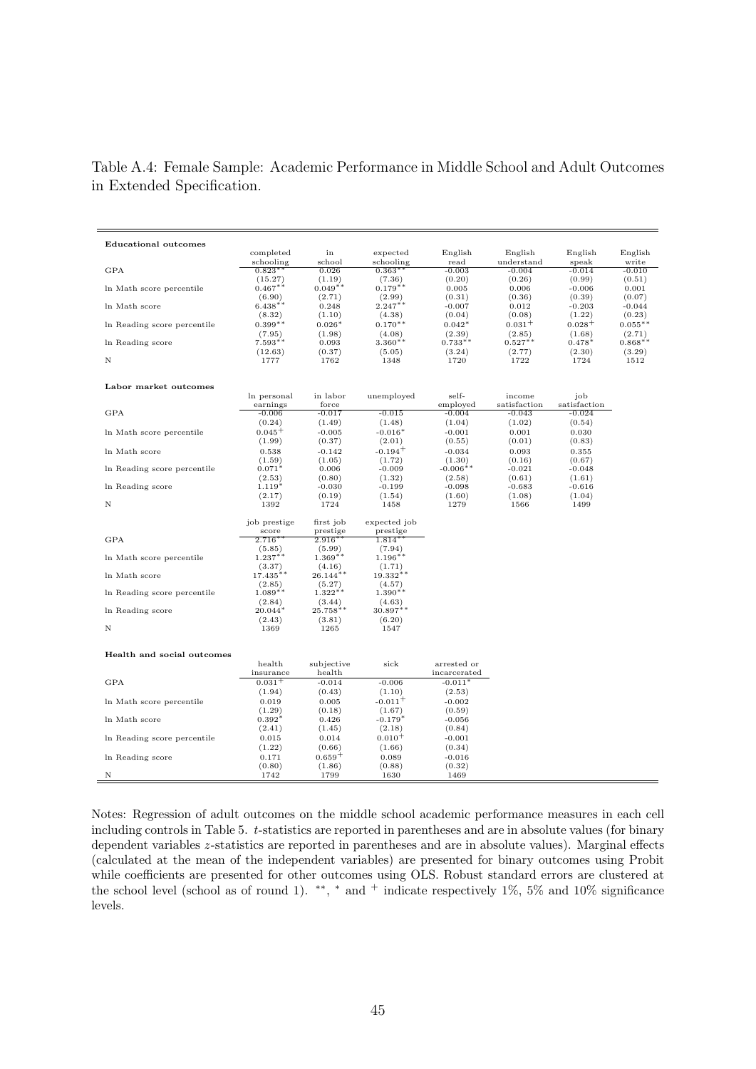Table A.4: Female Sample: Academic Performance in Middle School and Adult Outcomes in Extended Specification.

| **Educational outcomes** | completed schooling | in school | expected schooling | English read | English understand | English speak | English write |
|---|---|---|---|---|---|---|---|
| GPA | $0.823^{**}$ | 0.026 | $0.363^{**}$ | -0.003 | -0.004 | -0.014 | -0.010 |
| | (15.27) | (1.19) | (7.36) | (0.20) | (0.26) | (0.99) | (0.51) |
| ln Math score percentile | $0.467^{**}$ | $0.049^{**}$ | $0.179^{**}$ | 0.005 | 0.006 | -0.006 | 0.001 |
| | (6.90) | (2.71) | (2.99) | (0.31) | (0.36) | (0.39) | (0.07) |
| ln Math score | $6.438^{**}$ | 0.248 | $2.247^{**}$ | -0.007 | 0.012 | -0.203 | -0.044 |
| | (8.32) | (1.10) | (4.38) | (0.04) | (0.08) | (1.22) | (0.23) |
| ln Reading score percentile | $0.399^{**}$ | $0.026^{*}$ | $0.170^{**}$ | $0.042^{*}$ | $0.031^{+}$ | $0.028^{+}$ | $0.055^{**}$ |
| | (7.95) | (1.98) | (4.08) | (2.39) | (2.85) | (1.68) | (2.71) |
| ln Reading score | $7.593^{**}$ | 0.093 | $3.360^{**}$ | $0.733^{**}$ | $0.527^{**}$ | $0.478^{*}$ | $0.868^{**}$ |
| | (12.63) | (0.37) | (5.05) | (3.24) | (2.77) | (2.30) | (3.29) |
| N | 1777 | 1762 | 1348 | 1720 | 1722 | 1724 | 1512 |

| **Labor market outcomes** | ln personal earnings | in labor force | unemployed | self-employed | income satisfaction | job satisfaction |
|---|---|---|---|---|---|---|
| GPA | -0.006 | -0.017 | -0.015 | -0.004 | -0.043 | -0.024 |
| | (0.24) | (1.49) | (1.48) | (1.04) | (1.02) | (0.54) |
| ln Math score percentile | $0.045^{+}$ | -0.005 | $-0.016^{*}$ | -0.001 | 0.001 | 0.030 |
| | (1.99) | (0.37) | (2.01) | (0.55) | (0.01) | (0.83) |
| ln Math score | 0.538 | -0.142 | $-0.194^{+}$ | -0.034 | 0.093 | 0.355 |
| | (1.59) | (1.05) | (1.72) | (1.30) | (0.16) | (0.67) |
| ln Reading score percentile | $0.071^{*}$ | 0.006 | -0.009 | $-0.006^{**}$ | -0.021 | -0.048 |
| | (2.53) | (0.80) | (1.32) | (2.58) | (0.61) | (1.61) |
| ln Reading score | $1.119^{*}$ | -0.030 | -0.199 | -0.098 | -0.683 | -0.616 |
| | (2.17) | (0.19) | (1.54) | (1.60) | (1.08) | (1.04) |
| N | 1392 | 1724 | 1458 | 1279 | 1566 | 1499 |

| | job prestige score | first job prestige | expected job prestige |
|---|---|---|---|
| GPA | $2.716^{**}$ | $2.916^{**}$ | $1.814^{**}$ |
| | (5.85) | (5.99) | (7.94) |
| ln Math score percentile | $1.237^{**}$ | $1.369^{**}$ | $1.196^{**}$ |
| | (3.37) | (4.16) | (1.71) |
| ln Math score | $17.435^{**}$ | $26.144^{**}$ | $19.332^{**}$ |
| | (2.85) | (5.27) | (4.57) |
| ln Reading score percentile | $1.089^{**}$ | $1.322^{**}$ | $1.390^{**}$ |
| | (2.84) | (3.44) | (4.63) |
| ln Reading score | $20.044^{*}$ | $25.758^{**}$ | $30.897^{**}$ |
| | (2.43) | (3.81) | (6.20) |
| N | 1369 | 1265 | 1547 |

| **Health and social outcomes** | health insurance | subjective health | sick | arrested or incarcerated |
|---|---|---|---|---|
| GPA | $0.031^{+}$ | -0.014 | -0.006 | $-0.011^{*}$ |
| | (1.94) | (0.43) | (1.10) | (2.53) |
| ln Math score percentile | 0.019 | 0.005 | $-0.011^{+}$ | -0.002 |
| | (1.29) | (0.18) | (1.67) | (0.59) |
| ln Math score | $0.392^{*}$ | 0.426 | $-0.179^{*}$ | -0.056 |
| | (2.41) | (1.45) | (2.18) | (0.84) |
| ln Reading score percentile | 0.015 | 0.014 | $0.010^{+}$ | -0.001 |
| | (1.22) | (0.66) | (1.66) | (0.34) |
| ln Reading score | 0.171 | $0.659^{+}$ | 0.089 | -0.016 |
| | (0.80) | (1.86) | (0.88) | (0.32) |
| N | 1742 | 1799 | 1630 | 1469 |

Notes: Regression of adult outcomes on the middle school academic performance measures in each cell including controls in Table 5. $t$-statistics are reported in parentheses and are in absolute values (for binary dependent variables $z$-statistics are reported in parentheses and are in absolute values). Marginal effects (calculated at the mean of the independent variables) are presented for binary outcomes using Probit while coefficients are presented for other outcomes using OLS. Robust standard errors are clustered at the school level (school as of round 1). $^{**}$, $^{*}$ and $^{+}$ indicate respectively 1%, 5% and 10% significance levels.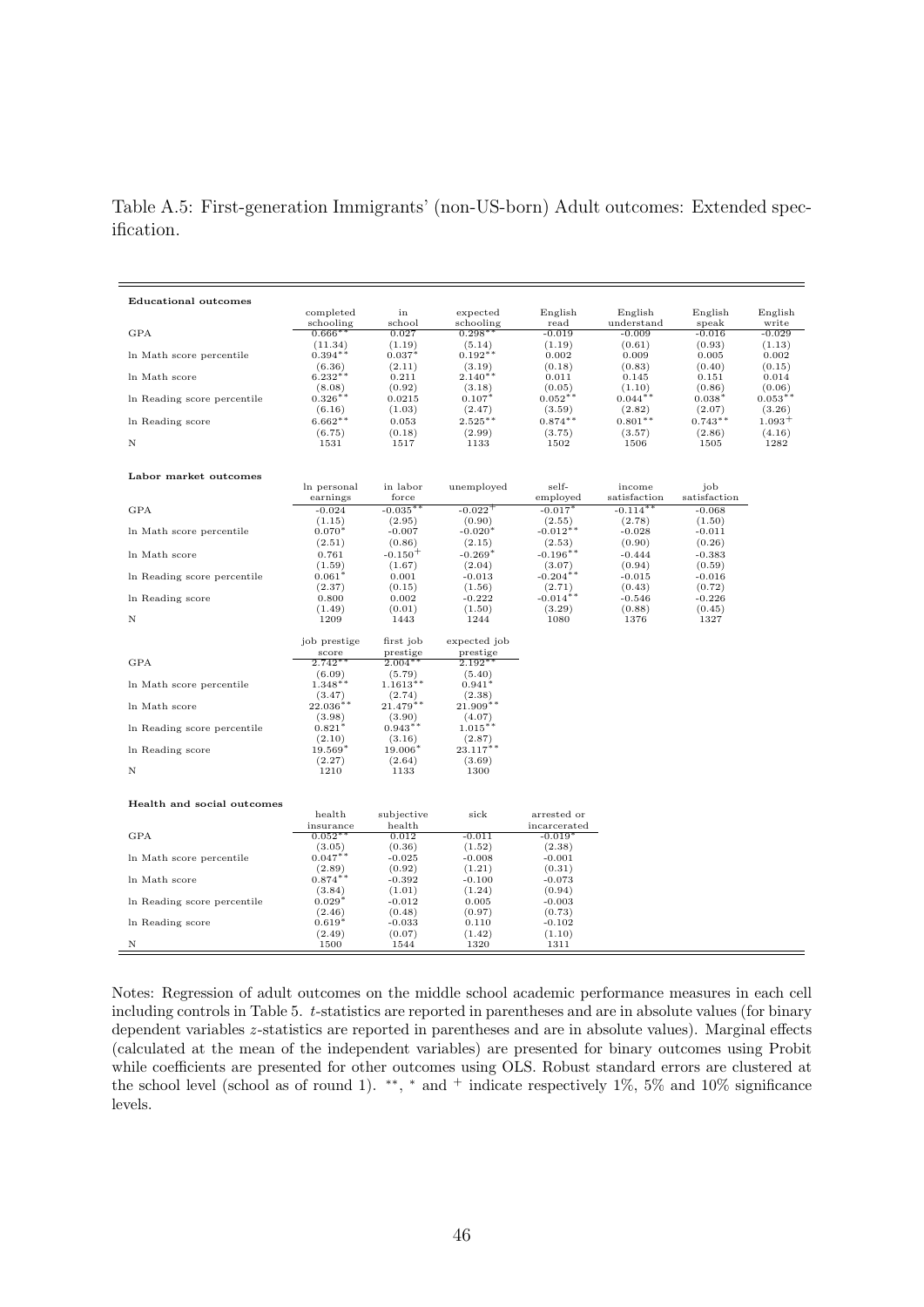Table A.5: First-generation Immigrants' (non-US-born) Adult outcomes: Extended specification.

| **Educational outcomes** | completed schooling | in school | expected schooling | English read | English understand | English speak | English write |
|---|---|---|---|---|---|---|---|
| GPA | 0.666** | 0.027 | 0.298** | -0.019 | -0.009 | -0.016 | -0.029 |
| | (11.34) | (1.19) | (5.14) | (1.19) | (0.61) | (0.93) | (1.13) |
| ln Math score percentile | 0.394** | 0.037* | 0.192** | 0.002 | 0.009 | 0.005 | 0.002 |
| | (6.36) | (2.11) | (3.19) | (0.18) | (0.83) | (0.40) | (0.15) |
| ln Math score | 6.232** | 0.211 | 2.140** | 0.011 | 0.145 | 0.151 | 0.014 |
| | (8.08) | (0.92) | (3.18) | (0.05) | (1.10) | (0.86) | (0.06) |
| ln Reading score percentile | 0.326** | 0.0215 | 0.107* | 0.052** | 0.044** | 0.038* | 0.053** |
| | (6.16) | (1.03) | (2.47) | (3.59) | (2.82) | (2.07) | (3.26) |
| ln Reading score | 6.662** | 0.053 | 2.525** | 0.874** | 0.801** | 0.743** | 1.093+ |
| | (6.75) | (0.18) | (2.99) | (3.75) | (3.57) | (2.86) | (4.16) |
| N | 1531 | 1517 | 1133 | 1502 | 1506 | 1505 | 1282 |

| **Labor market outcomes** | ln personal earnings | in labor force | unemployed | self-employed | income satisfaction | job satisfaction |
|---|---|---|---|---|---|---|
| GPA | -0.024 | -0.035** | -0.022+ | -0.017* | -0.114** | -0.068 |
| | (1.15) | (2.95) | (0.90) | (2.55) | (2.78) | (1.50) |
| ln Math score percentile | 0.070* | -0.007 | -0.020* | -0.012** | -0.028 | -0.011 |
| | (2.51) | (0.86) | (2.15) | (2.53) | (0.90) | (0.26) |
| ln Math score | 0.761 | -0.150+ | -0.269* | -0.196** | -0.444 | -0.383 |
| | (1.59) | (1.67) | (2.04) | (3.07) | (0.94) | (0.59) |
| ln Reading score percentile | 0.061* | 0.001 | -0.013 | -0.204** | -0.015 | -0.016 |
| | (2.37) | (0.15) | (1.56) | (2.71) | (0.43) | (0.72) |
| ln Reading score | 0.800 | 0.002 | -0.222 | -0.014** | -0.546 | -0.226 |
| | (1.49) | (0.01) | (1.50) | (3.29) | (0.88) | (0.45) |
| N | 1209 | 1443 | 1244 | 1080 | 1376 | 1327 |

| | job prestige score | first job prestige | expected job prestige |
|---|---|---|---|
| GPA | 2.742** | 2.004** | 2.192** |
| | (6.09) | (5.79) | (5.40) |
| ln Math score percentile | 1.348** | 1.1613** | 0.941* |
| | (3.47) | (2.74) | (2.38) |
| ln Math score | 22.036** | 21.479** | 21.909** |
| | (3.98) | (3.90) | (4.07) |
| ln Reading score percentile | 0.821* | 0.943** | 1.015** |
| | (2.10) | (3.16) | (2.87) |
| ln Reading score | 19.569* | 19.006* | 23.117** |
| | (2.27) | (2.64) | (3.69) |
| N | 1210 | 1133 | 1300 |

| **Health and social outcomes** | health insurance | subjective health | sick | arrested or incarcerated |
|---|---|---|---|---|
| GPA | 0.052** | 0.012 | -0.011 | -0.019* |
| | (3.05) | (0.36) | (1.52) | (2.38) |
| ln Math score percentile | 0.047** | -0.025 | -0.008 | -0.001 |
| | (2.89) | (0.92) | (1.21) | (0.31) |
| ln Math score | 0.874** | -0.392 | -0.100 | -0.073 |
| | (3.84) | (1.01) | (1.24) | (0.94) |
| ln Reading score percentile | 0.029* | -0.012 | 0.005 | -0.003 |
| | (2.46) | (0.48) | (0.97) | (0.73) |
| ln Reading score | 0.619* | -0.033 | 0.110 | -0.102 |
| | (2.49) | (0.07) | (1.42) | (1.10) |
| N | 1500 | 1544 | 1320 | 1311 |

Notes: Regression of adult outcomes on the middle school academic performance measures in each cell including controls in Table 5. *t*-statistics are reported in parentheses and are in absolute values (for binary dependent variables *z*-statistics are reported in parentheses and are in absolute values). Marginal effects (calculated at the mean of the independent variables) are presented for binary outcomes using Probit while coefficients are presented for other outcomes using OLS. Robust standard errors are clustered at the school level (school as of round 1). **, * and + indicate respectively 1%, 5% and 10% significance levels.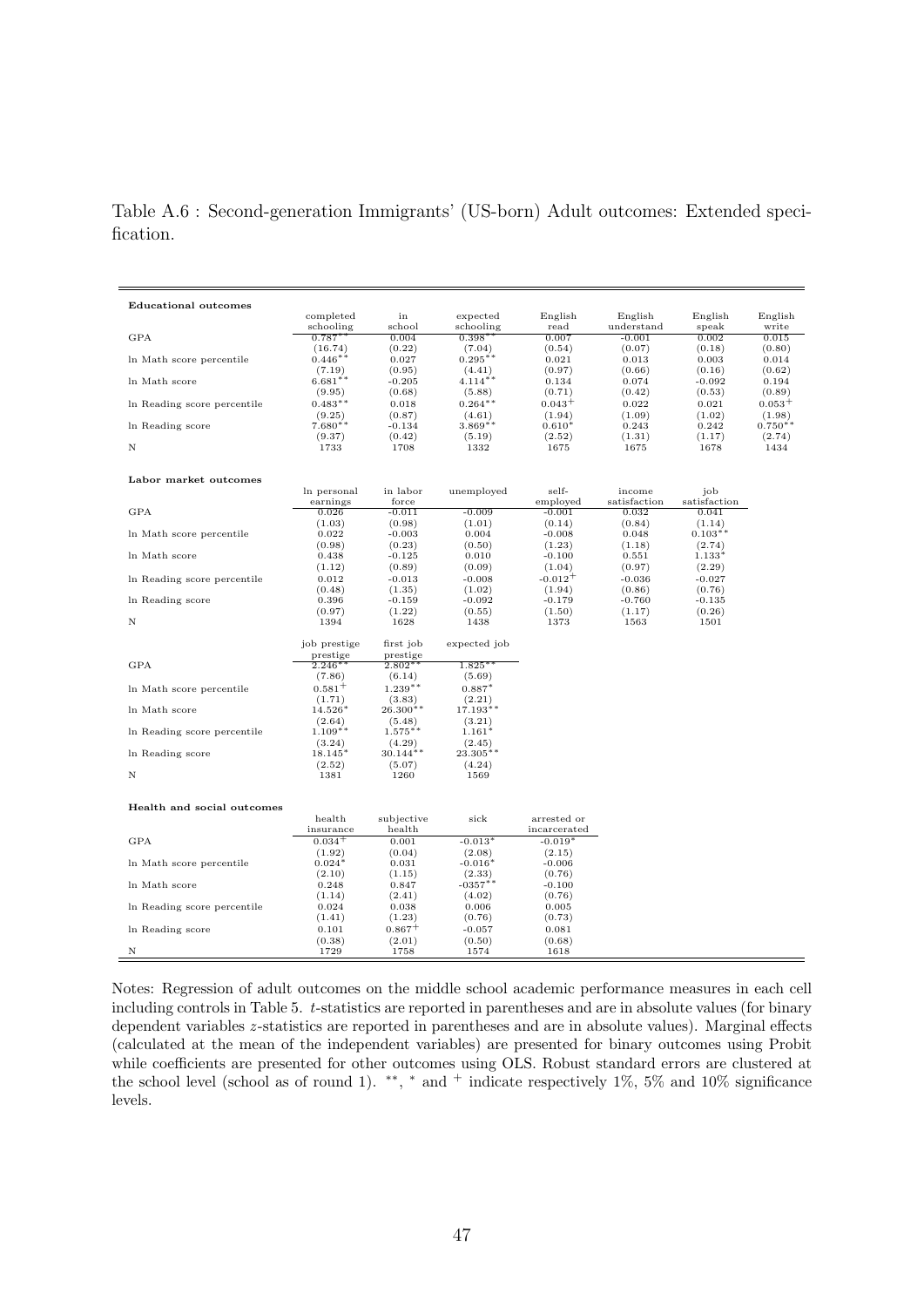Table A.6 : Second-generation Immigrants' (US-born) Adult outcomes: Extended specification.

| **Educational outcomes** | completed schooling | in school | expected schooling | English read | English understand | English speak | English write |
|---|---|---|---|---|---|---|---|
| GPA | 0.787** | 0.004 | 0.398** | 0.007 | -0.001 | 0.002 | 0.015 |
| | (16.74) | (0.22) | (7.04) | (0.54) | (0.07) | (0.18) | (0.80) |
| ln Math score percentile | 0.446** | 0.027 | 0.295** | 0.021 | 0.013 | 0.003 | 0.014 |
| | (7.19) | (0.95) | (4.41) | (0.97) | (0.66) | (0.16) | (0.62) |
| ln Math score | 6.681** | -0.205 | 4.114** | 0.134 | 0.074 | -0.092 | 0.194 |
| | (9.95) | (0.68) | (5.88) | (0.71) | (0.42) | (0.53) | (0.89) |
| ln Reading score percentile | 0.483** | 0.018 | 0.264** | 0.043+ | 0.022 | 0.021 | 0.053+ |
| | (9.25) | (0.87) | (4.61) | (1.94) | (1.09) | (1.02) | (1.98) |
| ln Reading score | 7.680** | -0.134 | 3.869** | 0.610* | 0.243 | 0.242 | 0.750** |
| | (9.37) | (0.42) | (5.19) | (2.52) | (1.31) | (1.17) | (2.74) |
| N | 1733 | 1708 | 1332 | 1675 | 1675 | 1678 | 1434 |

| **Labor market outcomes** | ln personal earnings | in labor force | unemployed | self-employed | income satisfaction | job satisfaction |
|---|---|---|---|---|---|---|
| GPA | 0.026 | -0.011 | -0.009 | -0.001 | 0.032 | 0.041 |
| | (1.03) | (0.98) | (1.01) | (0.14) | (0.84) | (1.14) |
| ln Math score percentile | 0.022 | -0.003 | 0.004 | -0.008 | 0.048 | 0.103** |
| | (0.98) | (0.23) | (0.50) | (1.23) | (1.18) | (2.74) |
| ln Math score | 0.438 | -0.125 | 0.010 | -0.100 | 0.551 | 1.133* |
| | (1.12) | (0.89) | (0.09) | (1.04) | (0.97) | (2.29) |
| ln Reading score percentile | 0.012 | -0.013 | -0.008 | -0.012+ | -0.036 | -0.027 |
| | (0.48) | (1.35) | (1.02) | (1.94) | (0.86) | (0.76) |
| ln Reading score | 0.396 | -0.159 | -0.092 | -0.179 | -0.760 | -0.135 |
| | (0.97) | (1.22) | (0.55) | (1.50) | (1.17) | (0.26) |
| N | 1394 | 1628 | 1438 | 1373 | 1563 | 1501 |

| | job prestige | first job prestige | expected job |
|---|---|---|---|
| GPA | 2.246** | 2.802** | 1.825** |
| | (7.86) | (6.14) | (5.69) |
| ln Math score percentile | 0.581+ | 1.239** | 0.887* |
| | (1.71) | (3.83) | (2.21) |
| ln Math score | 14.526* | 26.300** | 17.193** |
| | (2.64) | (5.48) | (3.21) |
| ln Reading score percentile | 1.109** | 1.575** | 1.161* |
| | (3.24) | (4.29) | (2.45) |
| ln Reading score | 18.145* | 30.144** | 23.305** |
| | (2.52) | (5.07) | (4.24) |
| N | 1381 | 1260 | 1569 |

| **Health and social outcomes** | health insurance | subjective health | sick | arrested or incarcerated |
|---|---|---|---|---|
| GPA | 0.034+ | 0.001 | -0.013* | -0.019* |
| | (1.92) | (0.04) | (2.08) | (2.15) |
| ln Math score percentile | 0.024* | 0.031 | -0.016* | -0.006 |
| | (2.10) | (1.15) | (2.33) | (0.76) |
| ln Math score | 0.248 | 0.847 | -0357** | -0.100 |
| | (1.14) | (2.41) | (4.02) | (0.76) |
| ln Reading score percentile | 0.024 | 0.038 | 0.006 | 0.005 |
| | (1.41) | (1.23) | (0.76) | (0.73) |
| ln Reading score | 0.101 | 0.867+ | -0.057 | 0.081 |
| | (0.38) | (2.01) | (0.50) | (0.68) |
| N | 1729 | 1758 | 1574 | 1618 |

Notes: Regression of adult outcomes on the middle school academic performance measures in each cell including controls in Table 5. $t$-statistics are reported in parentheses and are in absolute values (for binary dependent variables $z$-statistics are reported in parentheses and are in absolute values). Marginal effects (calculated at the mean of the independent variables) are presented for binary outcomes using Probit while coefficients are presented for other outcomes using OLS. Robust standard errors are clustered at the school level (school as of round 1). $^{**}$, $^{*}$ and $^{+}$ indicate respectively 1%, 5% and 10% significance levels.